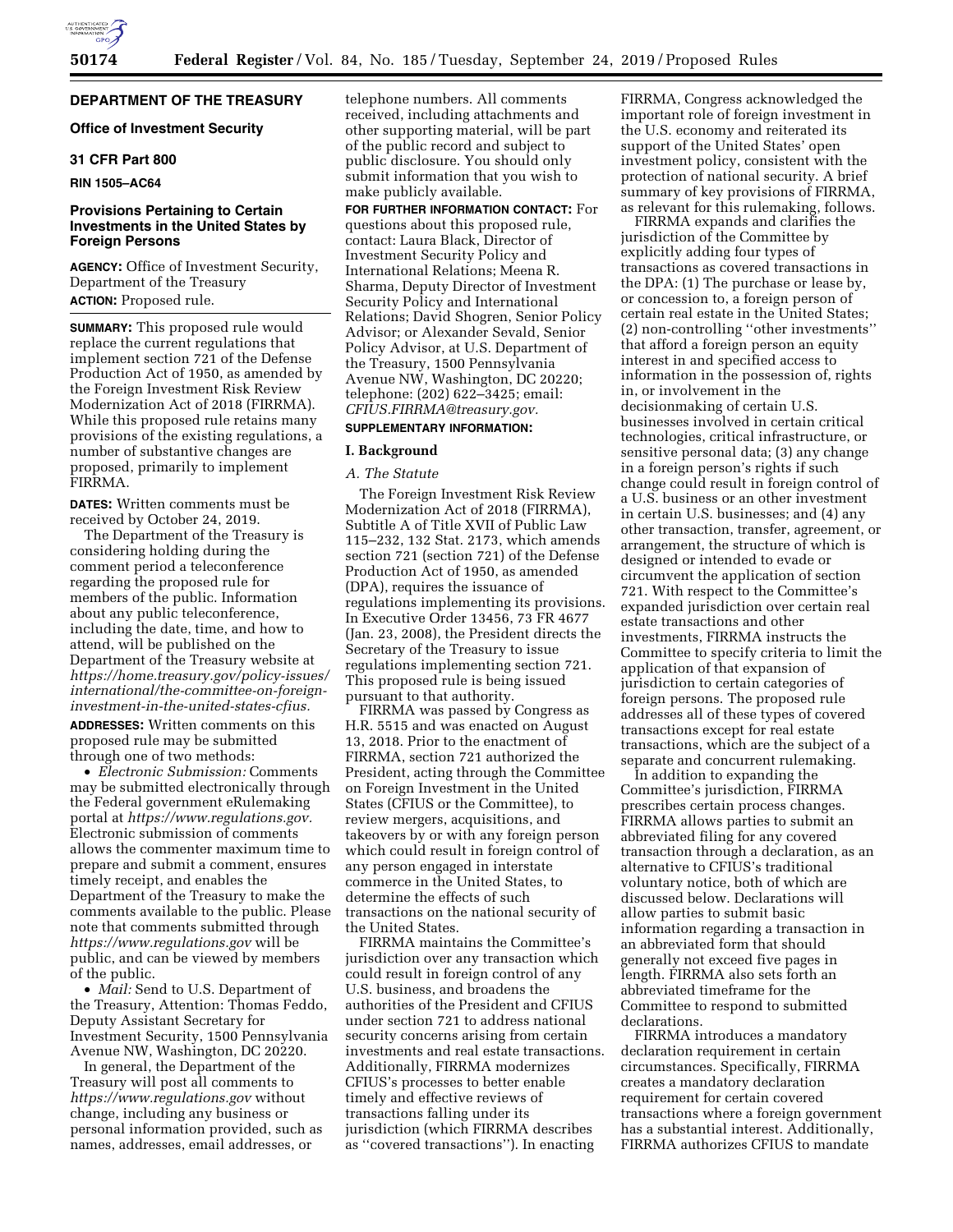**DEPARTMENT OF THE TREASURY**

**Office of Investment Security**

**31 CFR Part 800**

**RIN 1505–AC64**

**Provisions Pertaining to Certain Investments in the United States by Foreign Persons**

**AGENCY:** Office of Investment Security, Department of the Treasury

**ACTION:** Proposed rule.

**SUMMARY:** This proposed rule would replace the current regulations that implement section 721 of the Defense Production Act of 1950, as amended by the Foreign Investment Risk Review Modernization Act of 2018 (FIRRMA). While this proposed rule retains many provisions of the existing regulations, a number of substantive changes are proposed, primarily to implement FIRRMA.

**DATES:** Written comments must be received by October 24, 2019.

The Department of the Treasury is considering holding during the comment period a teleconference regarding the proposed rule for members of the public. Information about any public teleconference, including the date, time, and how to attend, will be published on the Department of the Treasury website at *https://home.treasury.gov/policy-issues/international/the-committee-on-foreign-investment-in-the-united-states-cfius.*

**ADDRESSES:** Written comments on this proposed rule may be submitted through one of two methods:

- *Electronic Submission:* Comments may be submitted electronically through the Federal government eRulemaking portal at *https://www.regulations.gov.* Electronic submission of comments allows the commenter maximum time to prepare and submit a comment, ensures timely receipt, and enables the Department of the Treasury to make the comments available to the public. Please note that comments submitted through *https://www.regulations.gov* will be public, and can be viewed by members of the public.
- *Mail:* Send to U.S. Department of the Treasury, Attention: Thomas Feddo, Deputy Assistant Secretary for Investment Security, 1500 Pennsylvania Avenue NW, Washington, DC 20220.

In general, the Department of the Treasury will post all comments to *https://www.regulations.gov* without change, including any business or personal information provided, such as names, addresses, email addresses, or telephone numbers. All comments received, including attachments and other supporting material, will be part of the public record and subject to public disclosure. You should only submit information that you wish to make publicly available.

**FOR FURTHER INFORMATION CONTACT:** For questions about this proposed rule, contact: Laura Black, Director of Investment Security Policy and International Relations; Meena R. Sharma, Deputy Director of Investment Security Policy and International Relations; David Shogren, Senior Policy Advisor; or Alexander Sevald, Senior Policy Advisor, at U.S. Department of the Treasury, 1500 Pennsylvania Avenue NW, Washington, DC 20220; telephone: (202) 622–3425; email: *CFIUS.FIRRMA@treasury.gov.*

**SUPPLEMENTARY INFORMATION:**

## I. Background

### *A. The Statute*

The Foreign Investment Risk Review Modernization Act of 2018 (FIRRMA), Subtitle A of Title XVII of Public Law 115–232, 132 Stat. 2173, which amends section 721 (section 721) of the Defense Production Act of 1950, as amended (DPA), requires the issuance of regulations implementing its provisions. In Executive Order 13456, 73 FR 4677 (Jan. 23, 2008), the President directs the Secretary of the Treasury to issue regulations implementing section 721. This proposed rule is being issued pursuant to that authority.

FIRRMA was passed by Congress as H.R. 5515 and was enacted on August 13, 2018. Prior to the enactment of FIRRMA, section 721 authorized the President, acting through the Committee on Foreign Investment in the United States (CFIUS or the Committee), to review mergers, acquisitions, and takeovers by or with any foreign person which could result in foreign control of any person engaged in interstate commerce in the United States, to determine the effects of such transactions on the national security of the United States.

FIRRMA maintains the Committee's jurisdiction over any transaction which could result in foreign control of any U.S. business, and broadens the authorities of the President and CFIUS under section 721 to address national security concerns arising from certain investments and real estate transactions. Additionally, FIRRMA modernizes CFIUS's processes to better enable timely and effective reviews of transactions falling under its jurisdiction (which FIRRMA describes as ''covered transactions''). In enacting FIRRMA, Congress acknowledged the important role of foreign investment in the U.S. economy and reiterated its support of the United States' open investment policy, consistent with the protection of national security. A brief summary of key provisions of FIRRMA, as relevant for this rulemaking, follows.

FIRRMA expands and clarifies the jurisdiction of the Committee by explicitly adding four types of transactions as covered transactions in the DPA: (1) The purchase or lease by, or concession to, a foreign person of certain real estate in the United States; (2) non-controlling ''other investments'' that afford a foreign person an equity interest in and specified access to information in the possession of, rights in, or involvement in the decisionmaking of certain U.S. businesses involved in certain critical technologies, critical infrastructure, or sensitive personal data; (3) any change in a foreign person's rights if such change could result in foreign control of a U.S. business or an other investment in certain U.S. businesses; and (4) any other transaction, transfer, agreement, or arrangement, the structure of which is designed or intended to evade or circumvent the application of section 721. With respect to the Committee's expanded jurisdiction over certain real estate transactions and other investments, FIRRMA instructs the Committee to specify criteria to limit the application of that expansion of jurisdiction to certain categories of foreign persons. The proposed rule addresses all of these types of covered transactions except for real estate transactions, which are the subject of a separate and concurrent rulemaking.

In addition to expanding the Committee's jurisdiction, FIRRMA prescribes certain process changes. FIRRMA allows parties to submit an abbreviated filing for any covered transaction through a declaration, as an alternative to CFIUS's traditional voluntary notice, both of which are discussed below. Declarations will allow parties to submit basic information regarding a transaction in an abbreviated form that should generally not exceed five pages in length. FIRRMA also sets forth an abbreviated timeframe for the Committee to respond to submitted declarations.

FIRRMA introduces a mandatory declaration requirement in certain circumstances. Specifically, FIRRMA creates a mandatory declaration requirement for certain covered transactions where a foreign government has a substantial interest. Additionally, FIRRMA authorizes CFIUS to mandate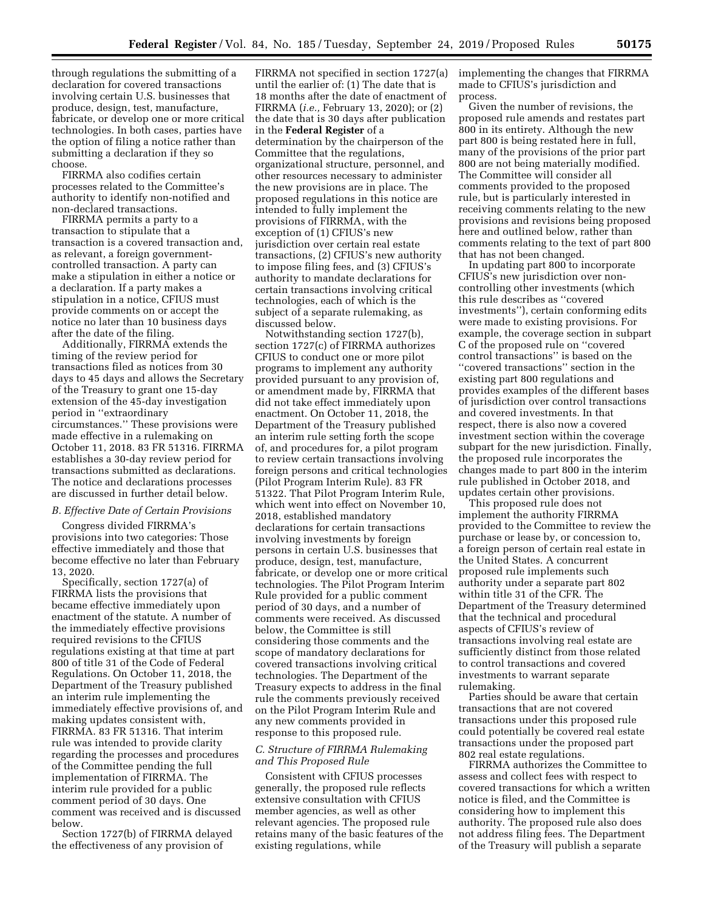through regulations the submitting of a declaration for covered transactions involving certain U.S. businesses that produce, design, test, manufacture, fabricate, or develop one or more critical technologies. In both cases, parties have the option of filing a notice rather than submitting a declaration if they so choose.

FIRRMA also codifies certain processes related to the Committee's authority to identify non-notified and non-declared transactions.

FIRRMA permits a party to a transaction to stipulate that a transaction is a covered transaction and, as relevant, a foreign government-controlled transaction. A party can make a stipulation in either a notice or a declaration. If a party makes a stipulation in a notice, CFIUS must provide comments on or accept the notice no later than 10 business days after the date of the filing.

Additionally, FIRRMA extends the timing of the review period for transactions filed as notices from 30 days to 45 days and allows the Secretary of the Treasury to grant one 15-day extension of the 45-day investigation period in ''extraordinary circumstances.'' These provisions were made effective in a rulemaking on October 11, 2018. 83 FR 51316. FIRRMA establishes a 30-day review period for transactions submitted as declarations. The notice and declarations processes are discussed in further detail below.

### *B. Effective Date of Certain Provisions*

Congress divided FIRRMA's provisions into two categories: Those effective immediately and those that become effective no later than February 13, 2020.

Specifically, section 1727(a) of FIRRMA lists the provisions that became effective immediately upon enactment of the statute. A number of the immediately effective provisions required revisions to the CFIUS regulations existing at that time at part 800 of title 31 of the Code of Federal Regulations. On October 11, 2018, the Department of the Treasury published an interim rule implementing the immediately effective provisions of, and making updates consistent with, FIRRMA. 83 FR 51316. That interim rule was intended to provide clarity regarding the processes and procedures of the Committee pending the full implementation of FIRRMA. The interim rule provided for a public comment period of 30 days. One comment was received and is discussed below.

Section 1727(b) of FIRRMA delayed the effectiveness of any provision of FIRRMA not specified in section 1727(a) until the earlier of: (1) The date that is 18 months after the date of enactment of FIRRMA (*i.e.,* February 13, 2020); or (2) the date that is 30 days after publication in the **Federal Register** of a determination by the chairperson of the Committee that the regulations, organizational structure, personnel, and other resources necessary to administer the new provisions are in place. The proposed regulations in this notice are intended to fully implement the provisions of FIRRMA, with the exception of (1) CFIUS's new jurisdiction over certain real estate transactions, (2) CFIUS's new authority to impose filing fees, and (3) CFIUS's authority to mandate declarations for certain transactions involving critical technologies, each of which is the subject of a separate rulemaking, as discussed below.

Notwithstanding section 1727(b), section 1727(c) of FIRRMA authorizes CFIUS to conduct one or more pilot programs to implement any authority provided pursuant to any provision of, or amendment made by, FIRRMA that did not take effect immediately upon enactment. On October 11, 2018, the Department of the Treasury published an interim rule setting forth the scope of, and procedures for, a pilot program to review certain transactions involving foreign persons and critical technologies (Pilot Program Interim Rule). 83 FR 51322. That Pilot Program Interim Rule, which went into effect on November 10, 2018, established mandatory declarations for certain transactions involving investments by foreign persons in certain U.S. businesses that produce, design, test, manufacture, fabricate, or develop one or more critical technologies. The Pilot Program Interim Rule provided for a public comment period of 30 days, and a number of comments were received. As discussed below, the Committee is still considering those comments and the scope of mandatory declarations for covered transactions involving critical technologies. The Department of the Treasury expects to address in the final rule the comments previously received on the Pilot Program Interim Rule and any new comments provided in response to this proposed rule.

### *C. Structure of FIRRMA Rulemaking and This Proposed Rule*

Consistent with CFIUS processes generally, the proposed rule reflects extensive consultation with CFIUS member agencies, as well as other relevant agencies. The proposed rule retains many of the basic features of the existing regulations, while implementing the changes that FIRRMA made to CFIUS's jurisdiction and process.

Given the number of revisions, the proposed rule amends and restates part 800 in its entirety. Although the new part 800 is being restated here in full, many of the provisions of the prior part 800 are not being materially modified. The Committee will consider all comments provided to the proposed rule, but is particularly interested in receiving comments relating to the new provisions and revisions being proposed here and outlined below, rather than comments relating to the text of part 800 that has not been changed.

In updating part 800 to incorporate CFIUS's new jurisdiction over non-controlling other investments (which this rule describes as ''covered investments''), certain conforming edits were made to existing provisions. For example, the coverage section in subpart C of the proposed rule on ''covered control transactions'' is based on the ''covered transactions'' section in the existing part 800 regulations and provides examples of the different bases of jurisdiction over control transactions and covered investments. In that respect, there is also now a covered investment section within the coverage subpart for the new jurisdiction. Finally, the proposed rule incorporates the changes made to part 800 in the interim rule published in October 2018, and updates certain other provisions.

This proposed rule does not implement the authority FIRRMA provided to the Committee to review the purchase or lease by, or concession to, a foreign person of certain real estate in the United States. A concurrent proposed rule implements such authority under a separate part 802 within title 31 of the CFR. The Department of the Treasury determined that the technical and procedural aspects of CFIUS's review of transactions involving real estate are sufficiently distinct from those related to control transactions and covered investments to warrant separate rulemaking.

Parties should be aware that certain transactions that are not covered transactions under this proposed rule could potentially be covered real estate transactions under the proposed part 802 real estate regulations.

FIRRMA authorizes the Committee to assess and collect fees with respect to covered transactions for which a written notice is filed, and the Committee is considering how to implement this authority. The proposed rule also does not address filing fees. The Department of the Treasury will publish a separate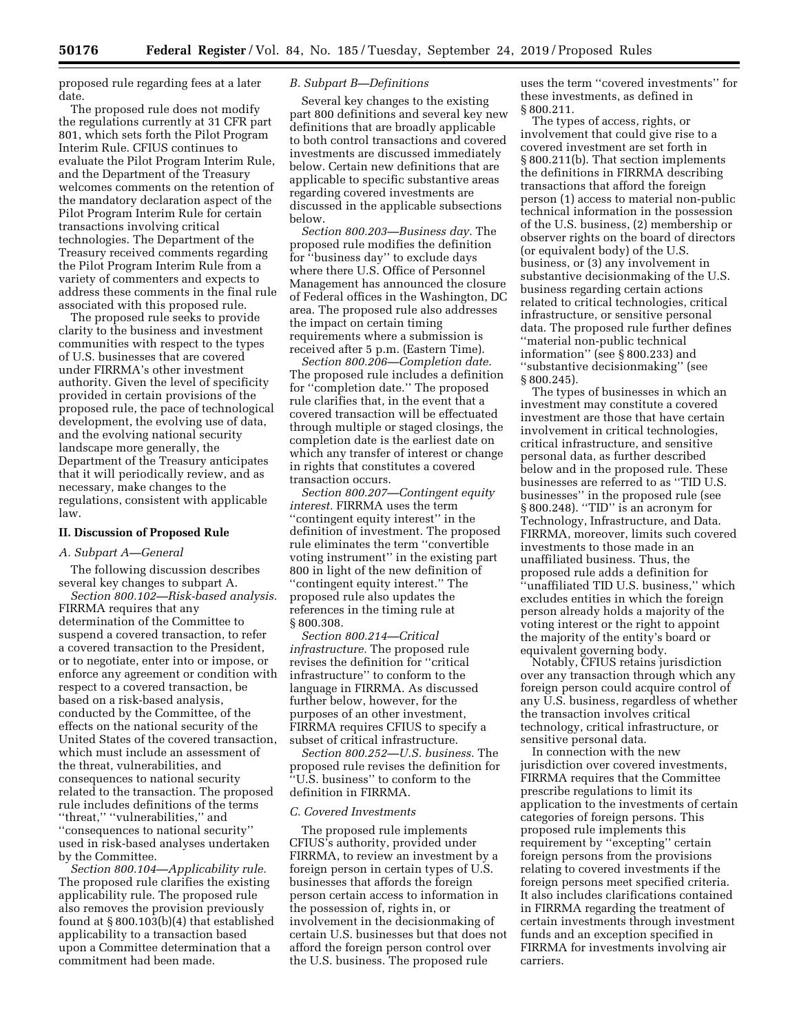proposed rule regarding fees at a later date.

The proposed rule does not modify the regulations currently at 31 CFR part 801, which sets forth the Pilot Program Interim Rule. CFIUS continues to evaluate the Pilot Program Interim Rule, and the Department of the Treasury welcomes comments on the retention of the mandatory declaration aspect of the Pilot Program Interim Rule for certain transactions involving critical technologies. The Department of the Treasury received comments regarding the Pilot Program Interim Rule from a variety of commenters and expects to address these comments in the final rule associated with this proposed rule.

The proposed rule seeks to provide clarity to the business and investment communities with respect to the types of U.S. businesses that are covered under FIRRMA's other investment authority. Given the level of specificity provided in certain provisions of the proposed rule, the pace of technological development, the evolving use of data, and the evolving national security landscape more generally, the Department of the Treasury anticipates that it will periodically review, and as necessary, make changes to the regulations, consistent with applicable law.

## II. Discussion of Proposed Rule

### A. Subpart A—General

The following discussion describes several key changes to subpart A.

*Section 800.102—Risk-based analysis.* FIRRMA requires that any determination of the Committee to suspend a covered transaction, to refer a covered transaction to the President, or to negotiate, enter into or impose, or enforce any agreement or condition with respect to a covered transaction, be based on a risk-based analysis, conducted by the Committee, of the effects on the national security of the United States of the covered transaction, which must include an assessment of the threat, vulnerabilities, and consequences to national security related to the transaction. The proposed rule includes definitions of the terms ''threat,'' ''vulnerabilities,'' and ''consequences to national security'' used in risk-based analyses undertaken by the Committee.

*Section 800.104—Applicability rule.* The proposed rule clarifies the existing applicability rule. The proposed rule also removes the provision previously found at § 800.103(b)(4) that established applicability to a transaction based upon a Committee determination that a commitment had been made.

### B. Subpart B—Definitions

Several key changes to the existing part 800 definitions and several key new definitions that are broadly applicable to both control transactions and covered investments are discussed immediately below. Certain new definitions that are applicable to specific substantive areas regarding covered investments are discussed in the applicable subsections below.

*Section 800.203—Business day.* The proposed rule modifies the definition for ''business day'' to exclude days where there U.S. Office of Personnel Management has announced the closure of Federal offices in the Washington, DC area. The proposed rule also addresses the impact on certain timing requirements where a submission is received after 5 p.m. (Eastern Time).

*Section 800.206—Completion date.* The proposed rule includes a definition for ''completion date.'' The proposed rule clarifies that, in the event that a covered transaction will be effectuated through multiple or staged closings, the completion date is the earliest date on which any transfer of interest or change in rights that constitutes a covered transaction occurs.

*Section 800.207—Contingent equity interest.* FIRRMA uses the term ''contingent equity interest'' in the definition of investment. The proposed rule eliminates the term ''convertible voting instrument'' in the existing part 800 in light of the new definition of ''contingent equity interest.'' The proposed rule also updates the references in the timing rule at § 800.308.

*Section 800.214—Critical infrastructure.* The proposed rule revises the definition for ''critical infrastructure'' to conform to the language in FIRRMA. As discussed further below, however, for the purposes of an other investment, FIRRMA requires CFIUS to specify a subset of critical infrastructure.

*Section 800.252—U.S. business.* The proposed rule revises the definition for ''U.S. business'' to conform to the definition in FIRRMA.

### C. Covered Investments

The proposed rule implements CFIUS's authority, provided under FIRRMA, to review an investment by a foreign person in certain types of U.S. businesses that affords the foreign person certain access to information in the possession of, rights in, or involvement in the decisionmaking of certain U.S. businesses but that does not afford the foreign person control over the U.S. business. The proposed rule uses the term ''covered investments'' for these investments, as defined in § 800.211.

The types of access, rights, or involvement that could give rise to a covered investment are set forth in § 800.211(b). That section implements the definitions in FIRRMA describing transactions that afford the foreign person (1) access to material non-public technical information in the possession of the U.S. business, (2) membership or observer rights on the board of directors (or equivalent body) of the U.S. business, or (3) any involvement in substantive decisionmaking of the U.S. business regarding certain actions related to critical technologies, critical infrastructure, or sensitive personal data. The proposed rule further defines ''material non-public technical information'' (see § 800.233) and ''substantive decisionmaking'' (see § 800.245).

The types of businesses in which an investment may constitute a covered investment are those that have certain involvement in critical technologies, critical infrastructure, and sensitive personal data, as further described below and in the proposed rule. These businesses are referred to as ''TID U.S. businesses'' in the proposed rule (see § 800.248). ''TID'' is an acronym for Technology, Infrastructure, and Data. FIRRMA, moreover, limits such covered investments to those made in an unaffiliated business. Thus, the proposed rule adds a definition for ''unaffiliated TID U.S. business,'' which excludes entities in which the foreign person already holds a majority of the voting interest or the right to appoint the majority of the entity's board or equivalent governing body.

Notably, CFIUS retains jurisdiction over any transaction through which any foreign person could acquire control of any U.S. business, regardless of whether the transaction involves critical technology, critical infrastructure, or sensitive personal data.

In connection with the new jurisdiction over covered investments, FIRRMA requires that the Committee prescribe regulations to limit its application to the investments of certain categories of foreign persons. This proposed rule implements this requirement by ''excepting'' certain foreign persons from the provisions relating to covered investments if the foreign persons meet specified criteria. It also includes clarifications contained in FIRRMA regarding the treatment of certain investments through investment funds and an exception specified in FIRRMA for investments involving air carriers.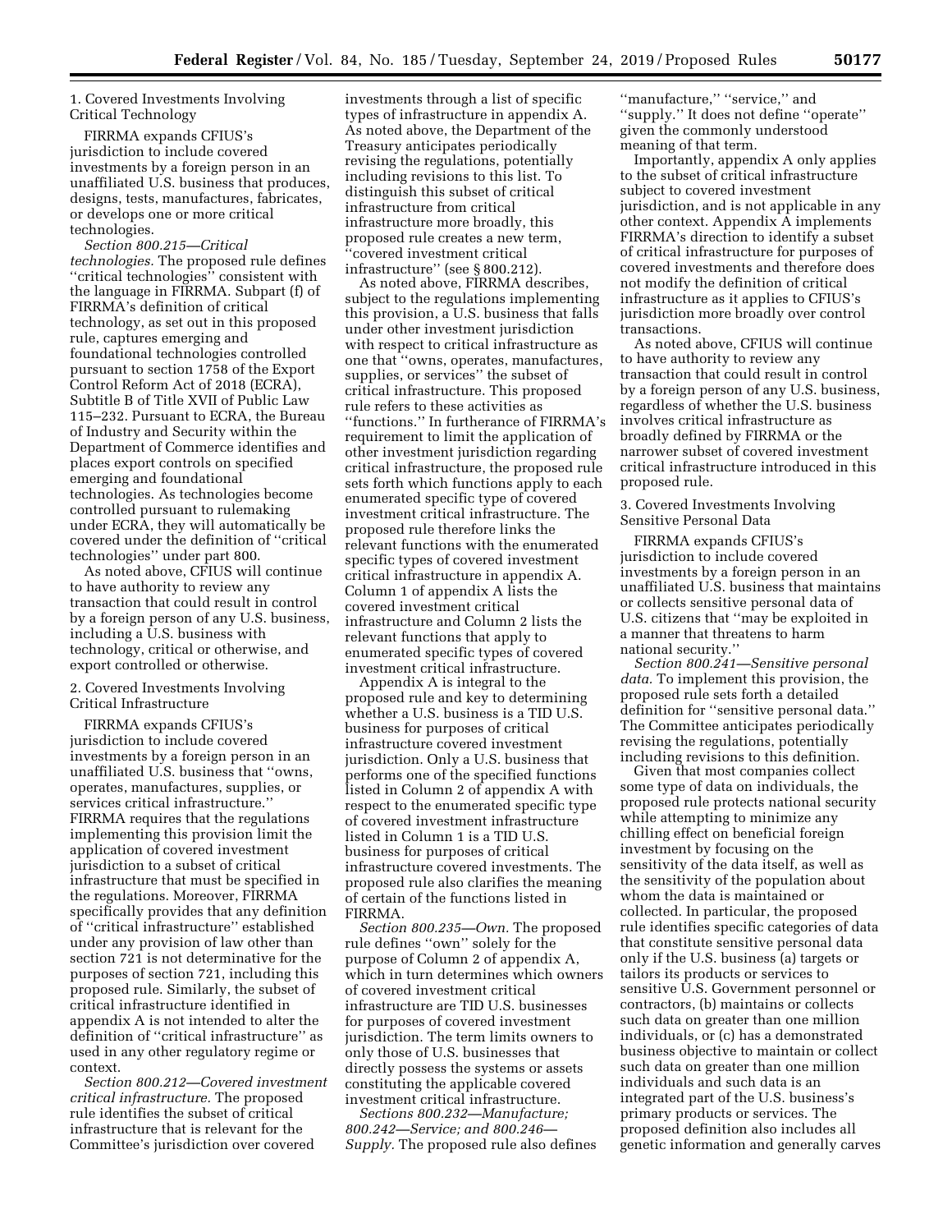1. Covered Investments Involving Critical Technology

FIRRMA expands CFIUS's jurisdiction to include covered investments by a foreign person in an unaffiliated U.S. business that produces, designs, tests, manufactures, fabricates, or develops one or more critical technologies.

*Section 800.215—Critical technologies.* The proposed rule defines ''critical technologies'' consistent with the language in FIRRMA. Subpart (f) of FIRRMA's definition of critical technology, as set out in this proposed rule, captures emerging and foundational technologies controlled pursuant to section 1758 of the Export Control Reform Act of 2018 (ECRA), Subtitle B of Title XVII of Public Law 115–232. Pursuant to ECRA, the Bureau of Industry and Security within the Department of Commerce identifies and places export controls on specified emerging and foundational technologies. As technologies become controlled pursuant to rulemaking under ECRA, they will automatically be covered under the definition of ''critical technologies'' under part 800.

As noted above, CFIUS will continue to have authority to review any transaction that could result in control by a foreign person of any U.S. business, including a U.S. business with technology, critical or otherwise, and export controlled or otherwise.

2. Covered Investments Involving Critical Infrastructure

FIRRMA expands CFIUS's jurisdiction to include covered investments by a foreign person in an unaffiliated U.S. business that ''owns, operates, manufactures, supplies, or services critical infrastructure.'' FIRRMA requires that the regulations implementing this provision limit the application of covered investment jurisdiction to a subset of critical infrastructure that must be specified in the regulations. Moreover, FIRRMA specifically provides that any definition of ''critical infrastructure'' established under any provision of law other than section 721 is not determinative for the purposes of section 721, including this proposed rule. Similarly, the subset of critical infrastructure identified in appendix A is not intended to alter the definition of ''critical infrastructure'' as used in any other regulatory regime or context.

*Section 800.212—Covered investment critical infrastructure.* The proposed rule identifies the subset of critical infrastructure that is relevant for the Committee's jurisdiction over covered investments through a list of specific types of infrastructure in appendix A. As noted above, the Department of the Treasury anticipates periodically revising the regulations, potentially including revisions to this list. To distinguish this subset of critical infrastructure from critical infrastructure more broadly, this proposed rule creates a new term, ''covered investment critical infrastructure'' (see § 800.212).

As noted above, FIRRMA describes, subject to the regulations implementing this provision, a U.S. business that falls under other investment jurisdiction with respect to critical infrastructure as one that ''owns, operates, manufactures, supplies, or services'' the subset of critical infrastructure. This proposed rule refers to these activities as ''functions.'' In furtherance of FIRRMA's requirement to limit the application of other investment jurisdiction regarding critical infrastructure, the proposed rule sets forth which functions apply to each enumerated specific type of covered investment critical infrastructure. The proposed rule therefore links the relevant functions with the enumerated specific types of covered investment critical infrastructure in appendix A. Column 1 of appendix A lists the covered investment critical infrastructure and Column 2 lists the relevant functions that apply to enumerated specific types of covered investment critical infrastructure.

Appendix A is integral to the proposed rule and key to determining whether a U.S. business is a TID U.S. business for purposes of critical infrastructure covered investment jurisdiction. Only a U.S. business that performs one of the specified functions listed in Column 2 of appendix A with respect to the enumerated specific type of covered investment infrastructure listed in Column 1 is a TID U.S. business for purposes of critical infrastructure covered investments. The proposed rule also clarifies the meaning of certain of the functions listed in FIRRMA.

*Section 800.235—Own.* The proposed rule defines ''own'' solely for the purpose of Column 2 of appendix A, which in turn determines which owners of covered investment critical infrastructure are TID U.S. businesses for purposes of covered investment jurisdiction. The term limits owners to only those of U.S. businesses that directly possess the systems or assets constituting the applicable covered investment critical infrastructure.

*Sections 800.232—Manufacture; 800.242—Service; and 800.246—Supply.* The proposed rule also defines ''manufacture,'' ''service,'' and ''supply.'' It does not define ''operate'' given the commonly understood meaning of that term.

Importantly, appendix A only applies to the subset of critical infrastructure subject to covered investment jurisdiction, and is not applicable in any other context. Appendix A implements FIRRMA's direction to identify a subset of critical infrastructure for purposes of covered investments and therefore does not modify the definition of critical infrastructure as it applies to CFIUS's jurisdiction more broadly over control transactions.

As noted above, CFIUS will continue to have authority to review any transaction that could result in control by a foreign person of any U.S. business, regardless of whether the U.S. business involves critical infrastructure as broadly defined by FIRRMA or the narrower subset of covered investment critical infrastructure introduced in this proposed rule.

3. Covered Investments Involving Sensitive Personal Data

FIRRMA expands CFIUS's jurisdiction to include covered investments by a foreign person in an unaffiliated U.S. business that maintains or collects sensitive personal data of U.S. citizens that ''may be exploited in a manner that threatens to harm national security.''

*Section 800.241—Sensitive personal data.* To implement this provision, the proposed rule sets forth a detailed definition for ''sensitive personal data.'' The Committee anticipates periodically revising the regulations, potentially including revisions to this definition.

Given that most companies collect some type of data on individuals, the proposed rule protects national security while attempting to minimize any chilling effect on beneficial foreign investment by focusing on the sensitivity of the data itself, as well as the sensitivity of the population about whom the data is maintained or collected. In particular, the proposed rule identifies specific categories of data that constitute sensitive personal data only if the U.S. business (a) targets or tailors its products or services to sensitive U.S. Government personnel or contractors, (b) maintains or collects such data on greater than one million individuals, or (c) has a demonstrated business objective to maintain or collect such data on greater than one million individuals and such data is an integrated part of the U.S. business's primary products or services. The proposed definition also includes all genetic information and generally carves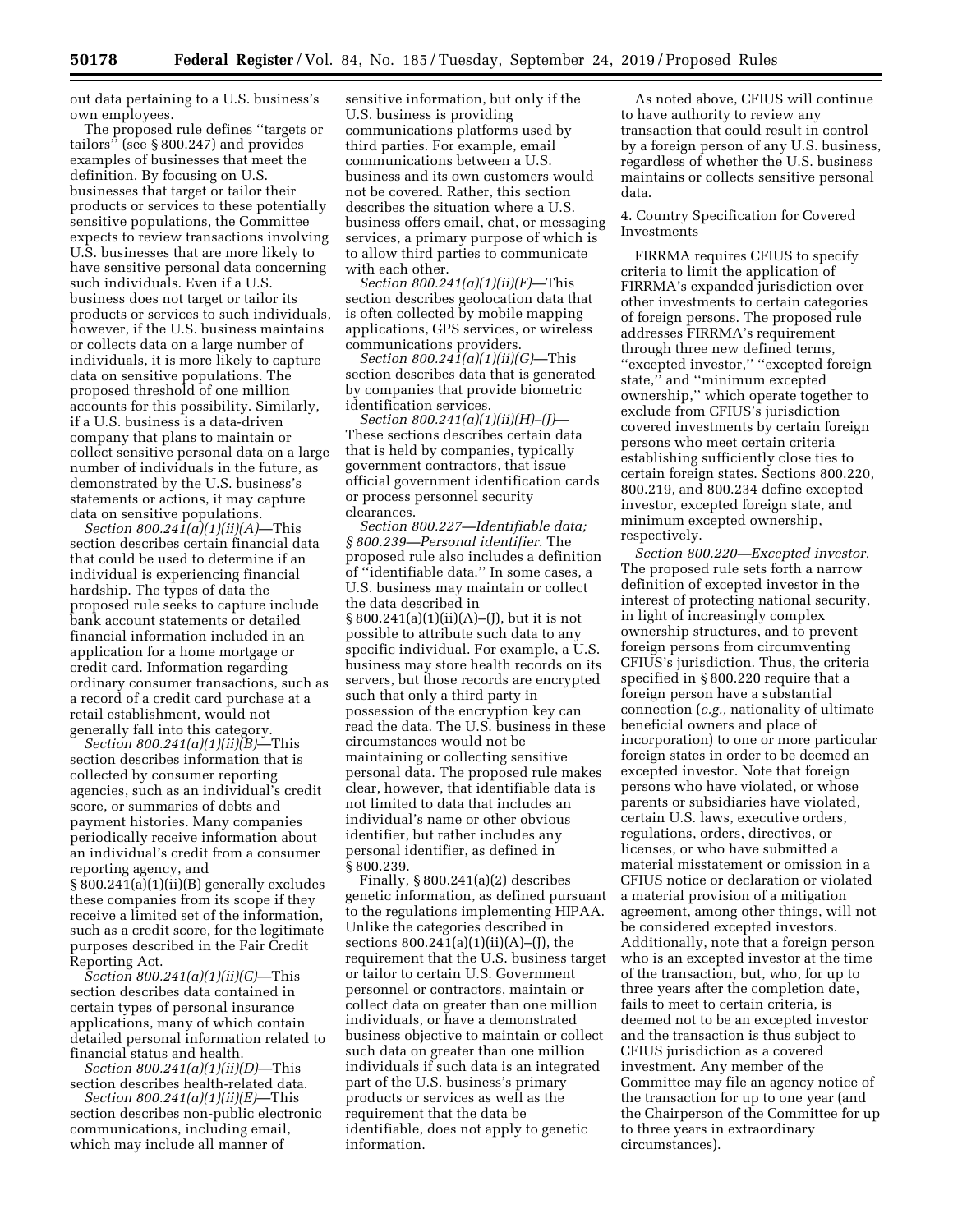out data pertaining to a U.S. business's own employees.

The proposed rule defines "targets or tailors" (see § 800.247) and provides examples of businesses that meet the definition. By focusing on U.S. businesses that target or tailor their products or services to these potentially sensitive populations, the Committee expects to review transactions involving U.S. businesses that are more likely to have sensitive personal data concerning such individuals. Even if a U.S. business does not target or tailor its products or services to such individuals, however, if the U.S. business maintains or collects data on a large number of individuals, it is more likely to capture data on sensitive populations. The proposed threshold of one million accounts for this possibility. Similarly, if a U.S. business is a data-driven company that plans to maintain or collect sensitive personal data on a large number of individuals in the future, as demonstrated by the U.S. business's statements or actions, it may capture data on sensitive populations.

*Section 800.241(a)(1)(ii)(A)*—This section describes certain financial data that could be used to determine if an individual is experiencing financial hardship. The types of data the proposed rule seeks to capture include bank account statements or detailed financial information included in an application for a home mortgage or credit card. Information regarding ordinary consumer transactions, such as a record of a credit card purchase at a retail establishment, would not generally fall into this category.

*Section 800.241(a)(1)(ii)(B)*—This section describes information that is collected by consumer reporting agencies, such as an individual's credit score, or summaries of debts and payment histories. Many companies periodically receive information about an individual's credit from a consumer reporting agency, and § 800.241(a)(1)(ii)(B) generally excludes these companies from its scope if they receive a limited set of the information, such as a credit score, for the legitimate purposes described in the Fair Credit Reporting Act.

*Section 800.241(a)(1)(ii)(C)*—This section describes data contained in certain types of personal insurance applications, many of which contain detailed personal information related to financial status and health.

*Section 800.241(a)(1)(ii)(D)*—This section describes health-related data.

*Section 800.241(a)(1)(ii)(E)*—This section describes non-public electronic communications, including email, which may include all manner of sensitive information, but only if the U.S. business is providing communications platforms used by third parties. For example, email communications between a U.S. business and its own customers would not be covered. Rather, this section describes the situation where a U.S. business offers email, chat, or messaging services, a primary purpose of which is to allow third parties to communicate with each other.

*Section 800.241(a)(1)(ii)(F)*—This section describes geolocation data that is often collected by mobile mapping applications, GPS services, or wireless communications providers.

*Section 800.241(a)(1)(ii)(G)*—This section describes data that is generated by companies that provide biometric identification services.

*Section 800.241(a)(1)(ii)(H)–(J)*—These sections describes certain data that is held by companies, typically government contractors, that issue official government identification cards or process personnel security clearances.

*Section 800.227—Identifiable data; § 800.239—Personal identifier.* The proposed rule also includes a definition of "identifiable data." In some cases, a U.S. business may maintain or collect the data described in § 800.241(a)(1)(ii)(A)–(J), but it is not possible to attribute such data to any specific individual. For example, a U.S. business may store health records on its servers, but those records are encrypted such that only a third party in possession of the encryption key can read the data. The U.S. business in these circumstances would not be maintaining or collecting sensitive personal data. The proposed rule makes clear, however, that identifiable data is not limited to data that includes an individual's name or other obvious identifier, but rather includes any personal identifier, as defined in § 800.239.

Finally, § 800.241(a)(2) describes genetic information, as defined pursuant to the regulations implementing HIPAA. Unlike the categories described in sections 800.241(a)(1)(ii)(A)–(J), the requirement that the U.S. business target or tailor to certain U.S. Government personnel or contractors, maintain or collect data on greater than one million individuals, or have a demonstrated business objective to maintain or collect such data on greater than one million individuals if such data is an integrated part of the U.S. business's primary products or services as well as the requirement that the data be identifiable, does not apply to genetic information.

As noted above, CFIUS will continue to have authority to review any transaction that could result in control by a foreign person of any U.S. business, regardless of whether the U.S. business maintains or collects sensitive personal data.

### 4. Country Specification for Covered Investments

FIRRMA requires CFIUS to specify criteria to limit the application of FIRRMA's expanded jurisdiction over other investments to certain categories of foreign persons. The proposed rule addresses FIRRMA's requirement through three new defined terms, "excepted investor," "excepted foreign state," and "minimum excepted ownership," which operate together to exclude from CFIUS's jurisdiction covered investments by certain foreign persons who meet certain criteria establishing sufficiently close ties to certain foreign states. Sections 800.220, 800.219, and 800.234 define excepted investor, excepted foreign state, and minimum excepted ownership, respectively.

*Section 800.220—Excepted investor.* The proposed rule sets forth a narrow definition of excepted investor in the interest of protecting national security, in light of increasingly complex ownership structures, and to prevent foreign persons from circumventing CFIUS's jurisdiction. Thus, the criteria specified in § 800.220 require that a foreign person have a substantial connection (*e.g.,* nationality of ultimate beneficial owners and place of incorporation) to one or more particular foreign states in order to be deemed an excepted investor. Note that foreign persons who have violated, or whose parents or subsidiaries have violated, certain U.S. laws, executive orders, regulations, orders, directives, or licenses, or who have submitted a material misstatement or omission in a CFIUS notice or declaration or violated a material provision of a mitigation agreement, among other things, will not be considered excepted investors. Additionally, note that a foreign person who is an excepted investor at the time of the transaction, but, who, for up to three years after the completion date, fails to meet to certain criteria, is deemed not to be an excepted investor and the transaction is thus subject to CFIUS jurisdiction as a covered investment. Any member of the Committee may file an agency notice of the transaction for up to one year (and the Chairperson of the Committee for up to three years in extraordinary circumstances).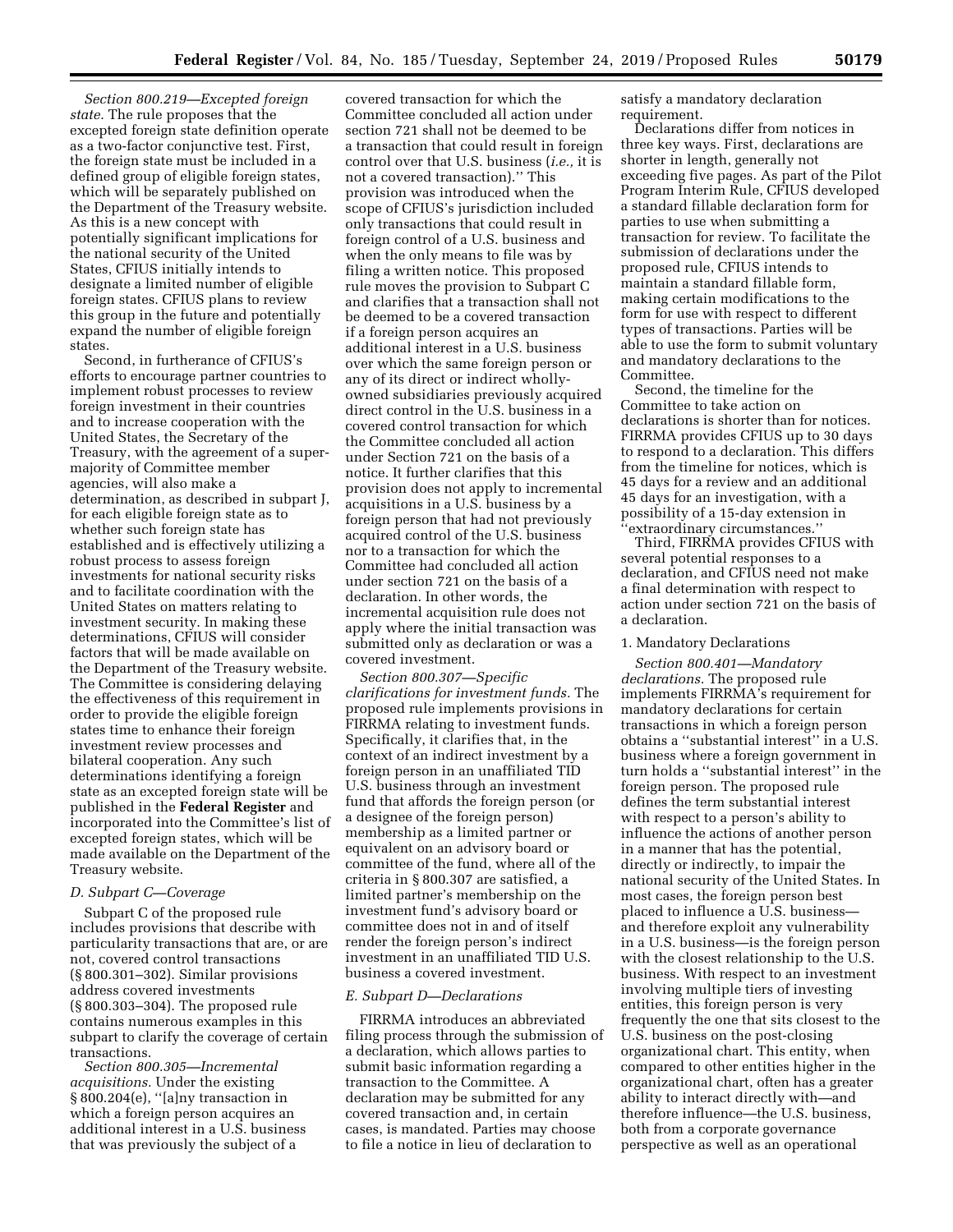*Section 800.219—Excepted foreign state.* The rule proposes that the excepted foreign state definition operate as a two-factor conjunctive test. First, the foreign state must be included in a defined group of eligible foreign states, which will be separately published on the Department of the Treasury website. As this is a new concept with potentially significant implications for the national security of the United States, CFIUS initially intends to designate a limited number of eligible foreign states. CFIUS plans to review this group in the future and potentially expand the number of eligible foreign states.

Second, in furtherance of CFIUS's efforts to encourage partner countries to implement robust processes to review foreign investment in their countries and to increase cooperation with the United States, the Secretary of the Treasury, with the agreement of a super-majority of Committee member agencies, will also make a determination, as described in subpart J, for each eligible foreign state as to whether such foreign state has established and is effectively utilizing a robust process to assess foreign investments for national security risks and to facilitate coordination with the United States on matters relating to investment security. In making these determinations, CFIUS will consider factors that will be made available on the Department of the Treasury website. The Committee is considering delaying the effectiveness of this requirement in order to provide the eligible foreign states time to enhance their foreign investment review processes and bilateral cooperation. Any such determinations identifying a foreign state as an excepted foreign state will be published in the **Federal Register** and incorporated into the Committee's list of excepted foreign states, which will be made available on the Department of the Treasury website.

### D. Subpart C—Coverage

Subpart C of the proposed rule includes provisions that describe with particularity transactions that are, or are not, covered control transactions (§ 800.301–302). Similar provisions address covered investments (§ 800.303–304). The proposed rule contains numerous examples in this subpart to clarify the coverage of certain transactions.

*Section 800.305—Incremental acquisitions.* Under the existing § 800.204(e), ''[a]ny transaction in which a foreign person acquires an additional interest in a U.S. business that was previously the subject of a covered transaction for which the Committee concluded all action under section 721 shall not be deemed to be a transaction that could result in foreign control over that U.S. business (*i.e.,* it is not a covered transaction).'' This provision was introduced when the scope of CFIUS's jurisdiction included only transactions that could result in foreign control of a U.S. business and when the only means to file was by filing a written notice. This proposed rule moves the provision to Subpart C and clarifies that a transaction shall not be deemed to be a covered transaction if a foreign person acquires an additional interest in a U.S. business over which the same foreign person or any of its direct or indirect wholly-owned subsidiaries previously acquired direct control in the U.S. business in a covered control transaction for which the Committee concluded all action under Section 721 on the basis of a notice. It further clarifies that this provision does not apply to incremental acquisitions in a U.S. business by a foreign person that had not previously acquired control of the U.S. business nor to a transaction for which the Committee had concluded all action under section 721 on the basis of a declaration. In other words, the incremental acquisition rule does not apply where the initial transaction was submitted only as declaration or was a covered investment.

*Section 800.307—Specific clarifications for investment funds.* The proposed rule implements provisions in FIRRMA relating to investment funds. Specifically, it clarifies that, in the context of an indirect investment by a foreign person in an unaffiliated TID U.S. business through an investment fund that affords the foreign person (or a designee of the foreign person) membership as a limited partner or equivalent on an advisory board or committee of the fund, where all of the criteria in § 800.307 are satisfied, a limited partner's membership on the investment fund's advisory board or committee does not in and of itself render the foreign person's indirect investment in an unaffiliated TID U.S. business a covered investment.

### E. Subpart D—Declarations

FIRRMA introduces an abbreviated filing process through the submission of a declaration, which allows parties to submit basic information regarding a transaction to the Committee. A declaration may be submitted for any covered transaction and, in certain cases, is mandated. Parties may choose to file a notice in lieu of declaration to satisfy a mandatory declaration requirement.

Declarations differ from notices in three key ways. First, declarations are shorter in length, generally not exceeding five pages. As part of the Pilot Program Interim Rule, CFIUS developed a standard fillable declaration form for parties to use when submitting a transaction for review. To facilitate the submission of declarations under the proposed rule, CFIUS intends to maintain a standard fillable form, making certain modifications to the form for use with respect to different types of transactions. Parties will be able to use the form to submit voluntary and mandatory declarations to the Committee.

Second, the timeline for the Committee to take action on declarations is shorter than for notices. FIRRMA provides CFIUS up to 30 days to respond to a declaration. This differs from the timeline for notices, which is 45 days for a review and an additional 45 days for an investigation, with a possibility of a 15-day extension in ''extraordinary circumstances.''

Third, FIRRMA provides CFIUS with several potential responses to a declaration, and CFIUS need not make a final determination with respect to action under section 721 on the basis of a declaration.

#### 1. Mandatory Declarations

*Section 800.401—Mandatory declarations.* The proposed rule implements FIRRMA's requirement for mandatory declarations for certain transactions in which a foreign person obtains a ''substantial interest'' in a U.S. business where a foreign government in turn holds a ''substantial interest'' in the foreign person. The proposed rule defines the term substantial interest with respect to a person's ability to influence the actions of another person in a manner that has the potential, directly or indirectly, to impair the national security of the United States. In most cases, the foreign person best placed to influence a U.S. business—and therefore exploit any vulnerability in a U.S. business—is the foreign person with the closest relationship to the U.S. business. With respect to an investment involving multiple tiers of investing entities, this foreign person is very frequently the one that sits closest to the U.S. business on the post-closing organizational chart. This entity, when compared to other entities higher in the organizational chart, often has a greater ability to interact directly with—and therefore influence—the U.S. business, both from a corporate governance perspective as well as an operational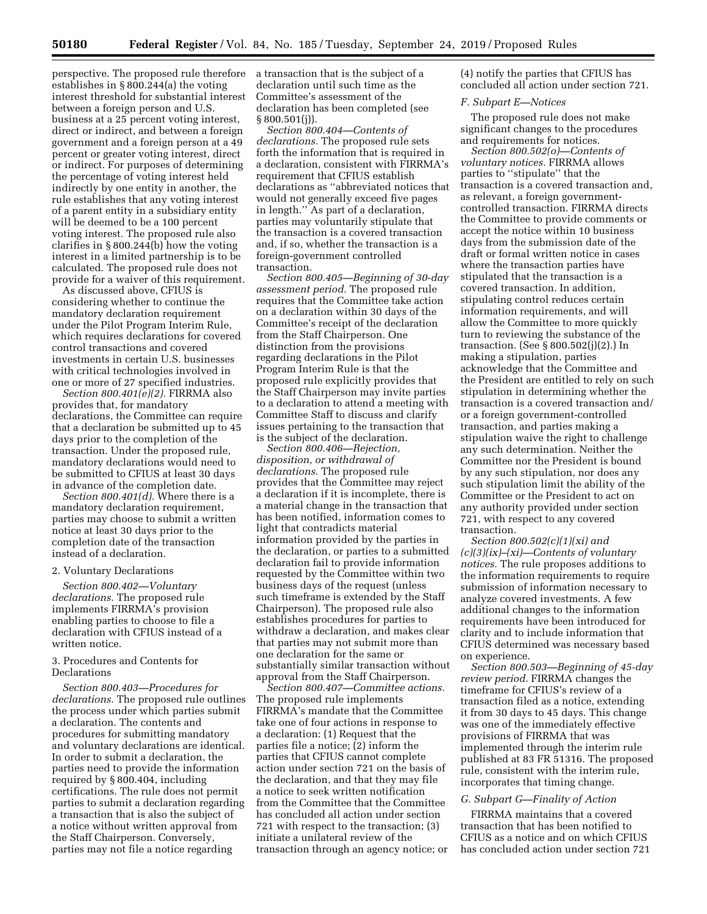perspective. The proposed rule therefore establishes in § 800.244(a) the voting interest threshold for substantial interest between a foreign person and U.S. business at a 25 percent voting interest, direct or indirect, and between a foreign government and a foreign person at a 49 percent or greater voting interest, direct or indirect. For purposes of determining the percentage of voting interest held indirectly by one entity in another, the rule establishes that any voting interest of a parent entity in a subsidiary entity will be deemed to be a 100 percent voting interest. The proposed rule also clarifies in § 800.244(b) how the voting interest in a limited partnership is to be calculated. The proposed rule does not provide for a waiver of this requirement.

As discussed above, CFIUS is considering whether to continue the mandatory declaration requirement under the Pilot Program Interim Rule, which requires declarations for covered control transactions and covered investments in certain U.S. businesses with critical technologies involved in one or more of 27 specified industries.

*Section 800.401(e)(2).* FIRRMA also provides that, for mandatory declarations, the Committee can require that a declaration be submitted up to 45 days prior to the completion of the transaction. Under the proposed rule, mandatory declarations would need to be submitted to CFIUS at least 30 days in advance of the completion date.

*Section 800.401(d).* Where there is a mandatory declaration requirement, parties may choose to submit a written notice at least 30 days prior to the completion date of the transaction instead of a declaration.

2. Voluntary Declarations

*Section 800.402—Voluntary declarations.* The proposed rule implements FIRRMA's provision enabling parties to choose to file a declaration with CFIUS instead of a written notice.

3. Procedures and Contents for Declarations

*Section 800.403—Procedures for declarations.* The proposed rule outlines the process under which parties submit a declaration. The contents and procedures for submitting mandatory and voluntary declarations are identical. In order to submit a declaration, the parties need to provide the information required by § 800.404, including certifications. The rule does not permit parties to submit a declaration regarding a transaction that is also the subject of a notice without written approval from the Staff Chairperson. Conversely, parties may not file a notice regarding a transaction that is the subject of a declaration until such time as the Committee's assessment of the declaration has been completed (see § 800.501(j)).

*Section 800.404—Contents of declarations.* The proposed rule sets forth the information that is required in a declaration, consistent with FIRRMA's requirement that CFIUS establish declarations as ''abbreviated notices that would not generally exceed five pages in length.'' As part of a declaration, parties may voluntarily stipulate that the transaction is a covered transaction and, if so, whether the transaction is a foreign-government controlled transaction.

*Section 800.405—Beginning of 30-day assessment period.* The proposed rule requires that the Committee take action on a declaration within 30 days of the Committee's receipt of the declaration from the Staff Chairperson. One distinction from the provisions regarding declarations in the Pilot Program Interim Rule is that the proposed rule explicitly provides that the Staff Chairperson may invite parties to a declaration to attend a meeting with Committee Staff to discuss and clarify issues pertaining to the transaction that is the subject of the declaration.

*Section 800.406—Rejection, disposition, or withdrawal of declarations.* The proposed rule provides that the Committee may reject a declaration if it is incomplete, there is a material change in the transaction that has been notified, information comes to light that contradicts material information provided by the parties in the declaration, or parties to a submitted declaration fail to provide information requested by the Committee within two business days of the request (unless such timeframe is extended by the Staff Chairperson). The proposed rule also establishes procedures for parties to withdraw a declaration, and makes clear that parties may not submit more than one declaration for the same or substantially similar transaction without approval from the Staff Chairperson.

*Section 800.407—Committee actions.* The proposed rule implements FIRRMA's mandate that the Committee take one of four actions in response to a declaration: (1) Request that the parties file a notice; (2) inform the parties that CFIUS cannot complete action under section 721 on the basis of the declaration, and that they may file a notice to seek written notification from the Committee that the Committee has concluded all action under section 721 with respect to the transaction; (3) initiate a unilateral review of the transaction through an agency notice; or (4) notify the parties that CFIUS has concluded all action under section 721.

### F. Subpart E—Notices

The proposed rule does not make significant changes to the procedures and requirements for notices.

*Section 800.502(o)—Contents of voluntary notices.* FIRRMA allows parties to ''stipulate'' that the transaction is a covered transaction and, as relevant, a foreign government-controlled transaction. FIRRMA directs the Committee to provide comments or accept the notice within 10 business days from the submission date of the draft or formal written notice in cases where the transaction parties have stipulated that the transaction is a covered transaction. In addition, stipulating control reduces certain information requirements, and will allow the Committee to more quickly turn to reviewing the substance of the transaction. (See § 800.502(j)(2).) In making a stipulation, parties acknowledge that the Committee and the President are entitled to rely on such stipulation in determining whether the transaction is a covered transaction and/or a foreign government-controlled transaction, and parties making a stipulation waive the right to challenge any such determination. Neither the Committee nor the President is bound by any such stipulation, nor does any such stipulation limit the ability of the Committee or the President to act on any authority provided under section 721, with respect to any covered transaction.

*Section 800.502(c)(1)(xi) and (c)(3)(ix)–(xi)—Contents of voluntary notices.* The rule proposes additions to the information requirements to require submission of information necessary to analyze covered investments. A few additional changes to the information requirements have been introduced for clarity and to include information that CFIUS determined was necessary based on experience.

*Section 800.503—Beginning of 45-day review period.* FIRRMA changes the timeframe for CFIUS's review of a transaction filed as a notice, extending it from 30 days to 45 days. This change was one of the immediately effective provisions of FIRRMA that was implemented through the interim rule published at 83 FR 51316. The proposed rule, consistent with the interim rule, incorporates that timing change.

### G. Subpart G—Finality of Action

FIRRMA maintains that a covered transaction that has been notified to CFIUS as a notice and on which CFIUS has concluded action under section 721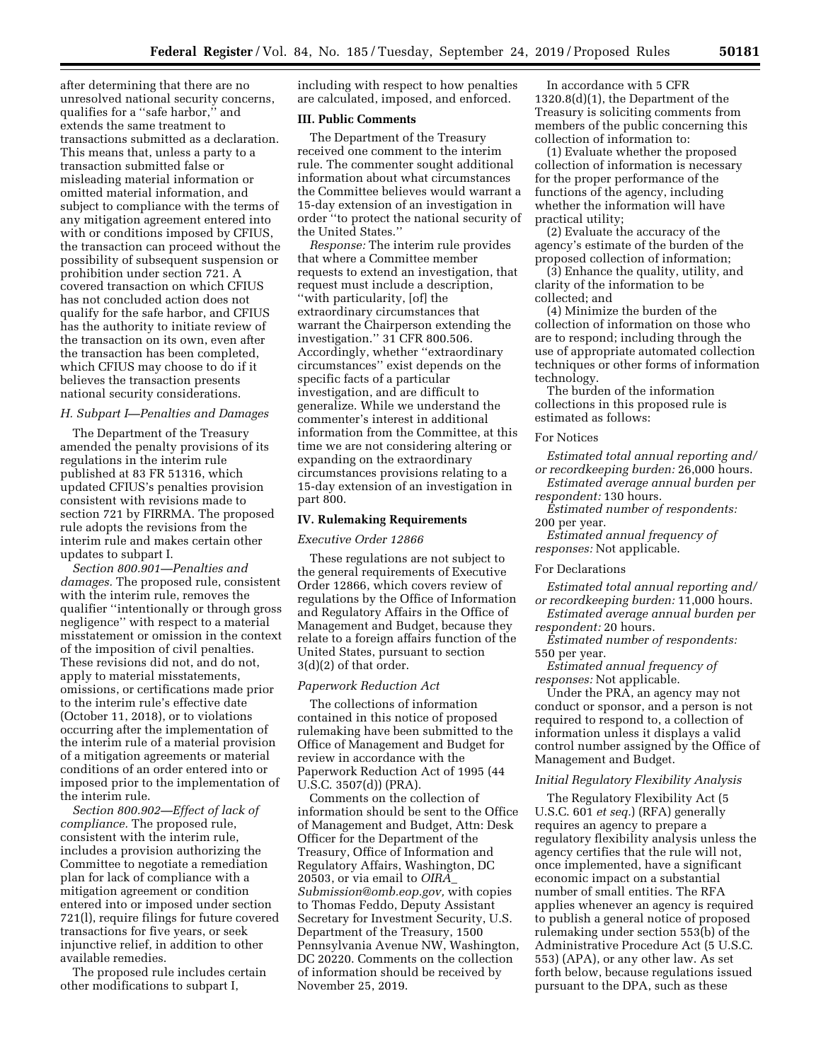after determining that there are no unresolved national security concerns, qualifies for a ''safe harbor,'' and extends the same treatment to transactions submitted as a declaration. This means that, unless a party to a transaction submitted false or misleading material information or omitted material information, and subject to compliance with the terms of any mitigation agreement entered into with or conditions imposed by CFIUS, the transaction can proceed without the possibility of subsequent suspension or prohibition under section 721. A covered transaction on which CFIUS has not concluded action does not qualify for the safe harbor, and CFIUS has the authority to initiate review of the transaction on its own, even after the transaction has been completed, which CFIUS may choose to do if it believes the transaction presents national security considerations.

### *H. Subpart I—Penalties and Damages*

The Department of the Treasury amended the penalty provisions of its regulations in the interim rule published at 83 FR 51316, which updated CFIUS's penalties provision consistent with revisions made to section 721 by FIRRMA. The proposed rule adopts the revisions from the interim rule and makes certain other updates to subpart I.

*Section 800.901—Penalties and damages.* The proposed rule, consistent with the interim rule, removes the qualifier ''intentionally or through gross negligence'' with respect to a material misstatement or omission in the context of the imposition of civil penalties. These revisions did not, and do not, apply to material misstatements, omissions, or certifications made prior to the interim rule's effective date (October 11, 2018), or to violations occurring after the implementation of the interim rule of a material provision of a mitigation agreements or material conditions of an order entered into or imposed prior to the implementation of the interim rule.

*Section 800.902—Effect of lack of compliance.* The proposed rule, consistent with the interim rule, includes a provision authorizing the Committee to negotiate a remediation plan for lack of compliance with a mitigation agreement or condition entered into or imposed under section 721(l), require filings for future covered transactions for five years, or seek injunctive relief, in addition to other available remedies.

The proposed rule includes certain other modifications to subpart I, including with respect to how penalties are calculated, imposed, and enforced.

## III. Public Comments

The Department of the Treasury received one comment to the interim rule. The commenter sought additional information about what circumstances the Committee believes would warrant a 15-day extension of an investigation in order ''to protect the national security of the United States.''

*Response:* The interim rule provides that where a Committee member requests to extend an investigation, that request must include a description, ''with particularity, [of] the extraordinary circumstances that warrant the Chairperson extending the investigation.'' 31 CFR 800.506. Accordingly, whether ''extraordinary circumstances'' exist depends on the specific facts of a particular investigation, and are difficult to generalize. While we understand the commenter's interest in additional information from the Committee, at this time we are not considering altering or expanding on the extraordinary circumstances provisions relating to a 15-day extension of an investigation in part 800.

## IV. Rulemaking Requirements

### *Executive Order 12866*

These regulations are not subject to the general requirements of Executive Order 12866, which covers review of regulations by the Office of Information and Regulatory Affairs in the Office of Management and Budget, because they relate to a foreign affairs function of the United States, pursuant to section 3(d)(2) of that order.

### *Paperwork Reduction Act*

The collections of information contained in this notice of proposed rulemaking have been submitted to the Office of Management and Budget for review in accordance with the Paperwork Reduction Act of 1995 (44 U.S.C. 3507(d)) (PRA).

Comments on the collection of information should be sent to the Office of Management and Budget, Attn: Desk Officer for the Department of the Treasury, Office of Information and Regulatory Affairs, Washington, DC 20503, or via email to *OIRA_Submission@omb.eop.gov,* with copies to Thomas Feddo, Deputy Assistant Secretary for Investment Security, U.S. Department of the Treasury, 1500 Pennsylvania Avenue NW, Washington, DC 20220. Comments on the collection of information should be received by November 25, 2019.

In accordance with 5 CFR 1320.8(d)(1), the Department of the Treasury is soliciting comments from members of the public concerning this collection of information to:

(1) Evaluate whether the proposed collection of information is necessary for the proper performance of the functions of the agency, including whether the information will have practical utility;

(2) Evaluate the accuracy of the agency's estimate of the burden of the proposed collection of information;

(3) Enhance the quality, utility, and clarity of the information to be collected; and

(4) Minimize the burden of the collection of information on those who are to respond; including through the use of appropriate automated collection techniques or other forms of information technology.

The burden of the information collections in this proposed rule is estimated as follows:

For Notices

*Estimated total annual reporting and/or recordkeeping burden:* 26,000 hours.

*Estimated average annual burden per respondent:* 130 hours.

*Estimated number of respondents:* 200 per year.

*Estimated annual frequency of responses:* Not applicable.

For Declarations

*Estimated total annual reporting and/or recordkeeping burden:* 11,000 hours.

*Estimated average annual burden per respondent:* 20 hours.

*Estimated number of respondents:* 550 per year.

*Estimated annual frequency of responses:* Not applicable.

Under the PRA, an agency may not conduct or sponsor, and a person is not required to respond to, a collection of information unless it displays a valid control number assigned by the Office of Management and Budget.

### *Initial Regulatory Flexibility Analysis*

The Regulatory Flexibility Act (5 U.S.C. 601 *et seq.*) (RFA) generally requires an agency to prepare a regulatory flexibility analysis unless the agency certifies that the rule will not, once implemented, have a significant economic impact on a substantial number of small entities. The RFA applies whenever an agency is required to publish a general notice of proposed rulemaking under section 553(b) of the Administrative Procedure Act (5 U.S.C. 553) (APA), or any other law. As set forth below, because regulations issued pursuant to the DPA, such as these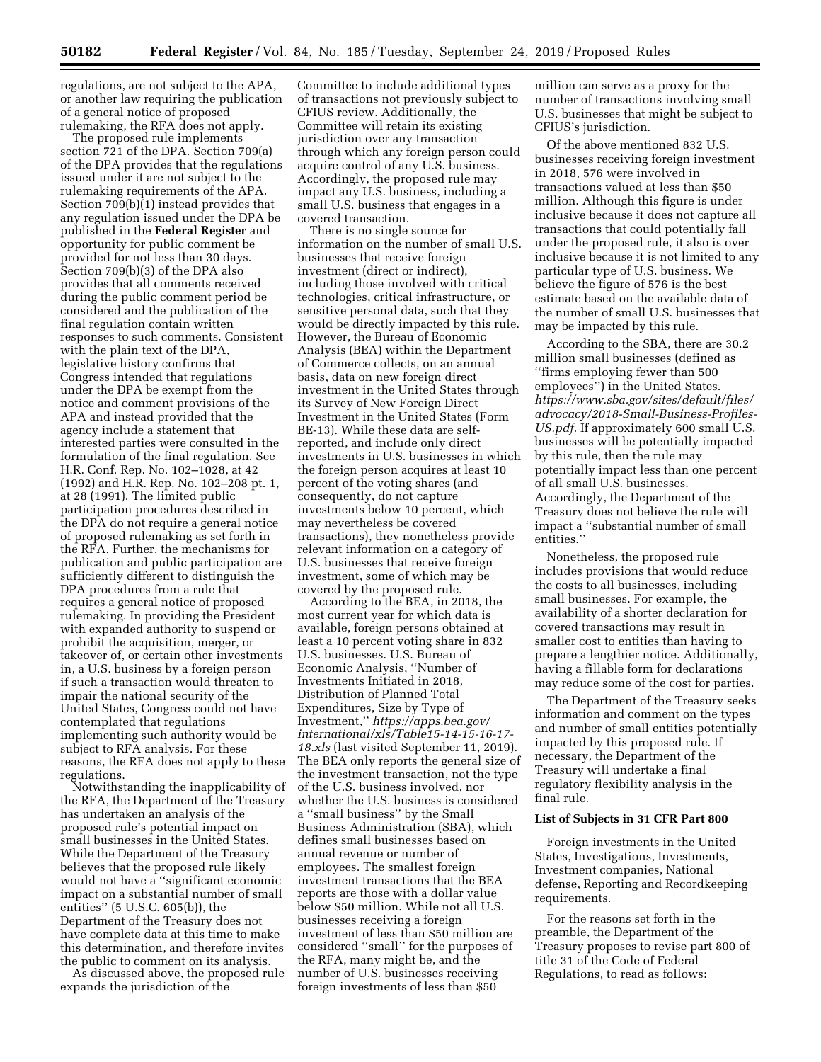regulations, are not subject to the APA, or another law requiring the publication of a general notice of proposed rulemaking, the RFA does not apply.

The proposed rule implements section 721 of the DPA. Section 709(a) of the DPA provides that the regulations issued under it are not subject to the rulemaking requirements of the APA. Section 709(b)(1) instead provides that any regulation issued under the DPA be published in the **Federal Register** and opportunity for public comment be provided for not less than 30 days. Section 709(b)(3) of the DPA also provides that all comments received during the public comment period be considered and the publication of the final regulation contain written responses to such comments. Consistent with the plain text of the DPA, legislative history confirms that Congress intended that regulations under the DPA be exempt from the notice and comment provisions of the APA and instead provided that the agency include a statement that interested parties were consulted in the formulation of the final regulation. See H.R. Conf. Rep. No. 102–1028, at 42 (1992) and H.R. Rep. No. 102–208 pt. 1, at 28 (1991). The limited public participation procedures described in the DPA do not require a general notice of proposed rulemaking as set forth in the RFA. Further, the mechanisms for publication and public participation are sufficiently different to distinguish the DPA procedures from a rule that requires a general notice of proposed rulemaking. In providing the President with expanded authority to suspend or prohibit the acquisition, merger, or takeover of, or certain other investments in, a U.S. business by a foreign person if such a transaction would threaten to impair the national security of the United States, Congress could not have contemplated that regulations implementing such authority would be subject to RFA analysis. For these reasons, the RFA does not apply to these regulations.

Notwithstanding the inapplicability of the RFA, the Department of the Treasury has undertaken an analysis of the proposed rule's potential impact on small businesses in the United States. While the Department of the Treasury believes that the proposed rule likely would not have a ''significant economic impact on a substantial number of small entities'' (5 U.S.C. 605(b)), the Department of the Treasury does not have complete data at this time to make this determination, and therefore invites the public to comment on its analysis.

As discussed above, the proposed rule expands the jurisdiction of the Committee to include additional types of transactions not previously subject to CFIUS review. Additionally, the Committee will retain its existing jurisdiction over any transaction through which any foreign person could acquire control of any U.S. business. Accordingly, the proposed rule may impact any U.S. business, including a small U.S. business that engages in a covered transaction.

There is no single source for information on the number of small U.S. businesses that receive foreign investment (direct or indirect), including those involved with critical technologies, critical infrastructure, or sensitive personal data, such that they would be directly impacted by this rule. However, the Bureau of Economic Analysis (BEA) within the Department of Commerce collects, on an annual basis, data on new foreign direct investment in the United States through its Survey of New Foreign Direct Investment in the United States (Form BE-13). While these data are self-reported, and include only direct investments in U.S. businesses in which the foreign person acquires at least 10 percent of the voting shares (and consequently, do not capture investments below 10 percent, which may nevertheless be covered transactions), they nonetheless provide relevant information on a category of U.S. businesses that receive foreign investment, some of which may be covered by the proposed rule.

According to the BEA, in 2018, the most current year for which data is available, foreign persons obtained at least a 10 percent voting share in 832 U.S. businesses. U.S. Bureau of Economic Analysis, ''Number of Investments Initiated in 2018, Distribution of Planned Total Expenditures, Size by Type of Investment,'' *https://apps.bea.gov/international/xls/Table15-14-15-16-17-18.xls* (last visited September 11, 2019). The BEA only reports the general size of the investment transaction, not the type of the U.S. business involved, nor whether the U.S. business is considered a ''small business'' by the Small Business Administration (SBA), which defines small businesses based on annual revenue or number of employees. The smallest foreign investment transactions that the BEA reports are those with a dollar value below $50 million. While not all U.S. businesses receiving a foreign investment of less than $50 million are considered ''small'' for the purposes of the RFA, many might be, and the number of U.S. businesses receiving foreign investments of less than $50 million can serve as a proxy for the number of transactions involving small U.S. businesses that might be subject to CFIUS's jurisdiction.

Of the above mentioned 832 U.S. businesses receiving foreign investment in 2018, 576 were involved in transactions valued at less than $50 million. Although this figure is under inclusive because it does not capture all transactions that could potentially fall under the proposed rule, it also is over inclusive because it is not limited to any particular type of U.S. business. We believe the figure of 576 is the best estimate based on the available data of the number of small U.S. businesses that may be impacted by this rule.

According to the SBA, there are 30.2 million small businesses (defined as ''firms employing fewer than 500 employees'') in the United States. *https://www.sba.gov/sites/default/files/advocacy/2018-Small-Business-Profiles-US.pdf.* If approximately 600 small U.S. businesses will be potentially impacted by this rule, then the rule may potentially impact less than one percent of all small U.S. businesses. Accordingly, the Department of the Treasury does not believe the rule will impact a ''substantial number of small entities.''

Nonetheless, the proposed rule includes provisions that would reduce the costs to all businesses, including small businesses. For example, the availability of a shorter declaration for covered transactions may result in smaller cost to entities than having to prepare a lengthier notice. Additionally, having a fillable form for declarations may reduce some of the cost for parties.

The Department of the Treasury seeks information and comment on the types and number of small entities potentially impacted by this proposed rule. If necessary, the Department of the Treasury will undertake a final regulatory flexibility analysis in the final rule.

## List of Subjects in 31 CFR Part 800

Foreign investments in the United States, Investigations, Investments, Investment companies, National defense, Reporting and Recordkeeping requirements.

For the reasons set forth in the preamble, the Department of the Treasury proposes to revise part 800 of title 31 of the Code of Federal Regulations, to read as follows: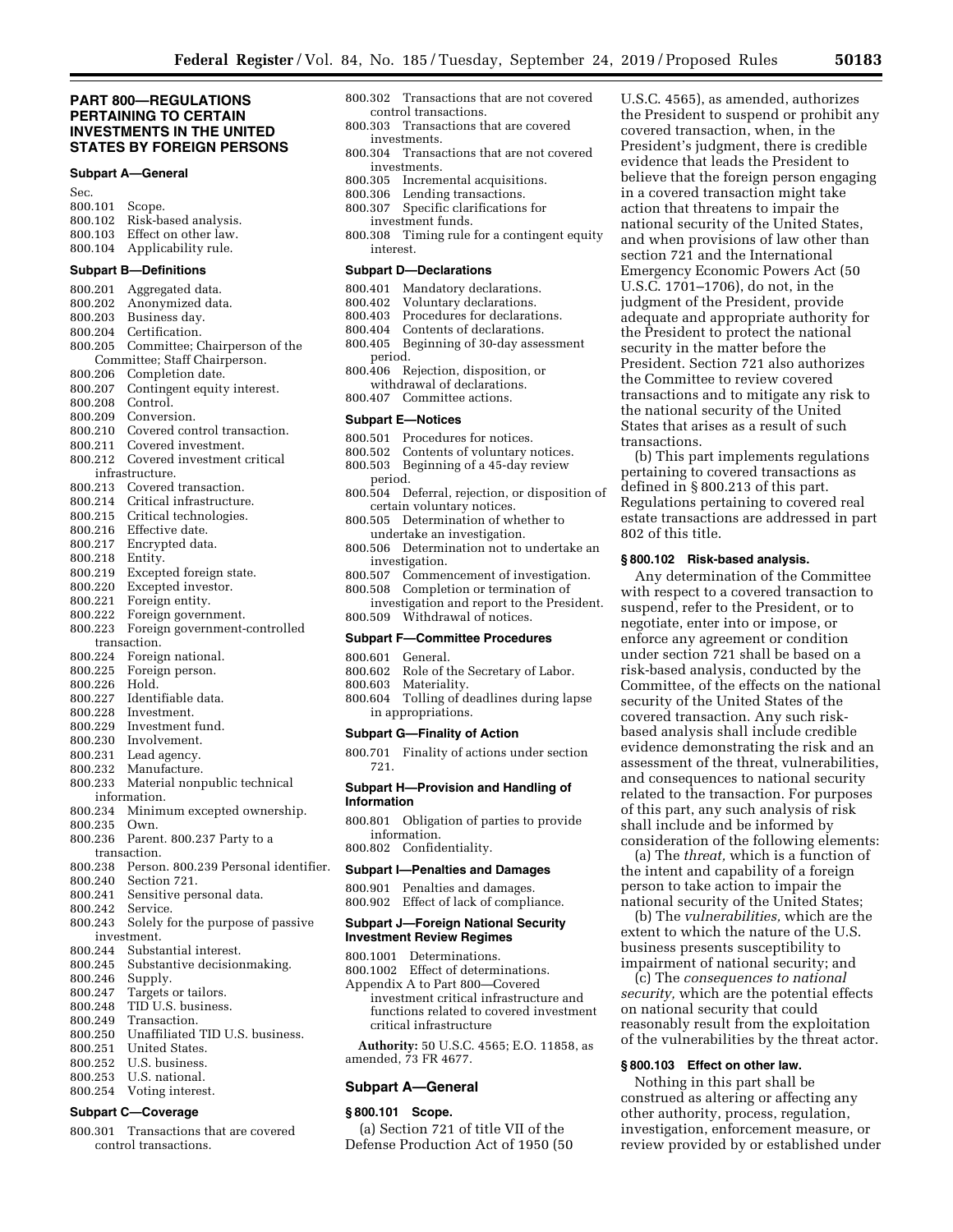## PART 800—REGULATIONS PERTAINING TO CERTAIN INVESTMENTS IN THE UNITED STATES BY FOREIGN PERSONS

### Subpart A—General

Sec.
800.101 Scope.
800.102 Risk-based analysis.
800.103 Effect on other law.
800.104 Applicability rule.

### Subpart B—Definitions

800.201 Aggregated data.
800.202 Anonymized data.
800.203 Business day.
800.204 Certification.
800.205 Committee; Chairperson of the Committee; Staff Chairperson.
800.206 Completion date.
800.207 Contingent equity interest.
800.208 Control.
800.209 Conversion.
800.210 Covered control transaction.
800.211 Covered investment.
800.212 Covered investment critical infrastructure.
800.213 Covered transaction.
800.214 Critical infrastructure.
800.215 Critical technologies.
800.216 Effective date.
800.217 Encrypted data.
800.218 Entity.
800.219 Excepted foreign state.
800.220 Excepted investor.
800.221 Foreign entity.
800.222 Foreign government.
800.223 Foreign government-controlled transaction.
800.224 Foreign national.
800.225 Foreign person.
800.226 Hold.
800.227 Identifiable data.
800.228 Investment.
800.229 Investment fund.
800.230 Involvement.
800.231 Lead agency.
800.232 Manufacture.
800.233 Material nonpublic technical information.
800.234 Minimum excepted ownership.
800.235 Own.
800.236 Parent. 800.237 Party to a transaction.
800.238 Person. 800.239 Personal identifier.
800.240 Section 721.
800.241 Sensitive personal data.
800.242 Service.
800.243 Solely for the purpose of passive investment.
800.244 Substantial interest.
800.245 Substantive decisionmaking.
800.246 Supply.
800.247 Targets or tailors.
800.248 TID U.S. business.
800.249 Transaction.
800.250 Unaffiliated TID U.S. business.
800.251 United States.
800.252 U.S. business.
800.253 U.S. national.
800.254 Voting interest.

### Subpart C—Coverage

800.301 Transactions that are covered control transactions.
800.302 Transactions that are not covered control transactions.
800.303 Transactions that are covered investments.
800.304 Transactions that are not covered investments.
800.305 Incremental acquisitions.
800.306 Lending transactions.
800.307 Specific clarifications for investment funds.
800.308 Timing rule for a contingent equity interest.

### Subpart D—Declarations

800.401 Mandatory declarations.
800.402 Voluntary declarations.
800.403 Procedures for declarations.
800.404 Contents of declarations.
800.405 Beginning of 30-day assessment period.
800.406 Rejection, disposition, or withdrawal of declarations.
800.407 Committee actions.

### Subpart E—Notices

800.501 Procedures for notices.
800.502 Contents of voluntary notices.
800.503 Beginning of a 45-day review period.
800.504 Deferral, rejection, or disposition of certain voluntary notices.
800.505 Determination of whether to undertake an investigation.
800.506 Determination not to undertake an investigation.
800.507 Commencement of investigation.
800.508 Completion or termination of investigation and report to the President.
800.509 Withdrawal of notices.

### Subpart F—Committee Procedures

800.601 General.
800.602 Role of the Secretary of Labor.
800.603 Materiality.
800.604 Tolling of deadlines during lapse in appropriations.

### Subpart G—Finality of Action

800.701 Finality of actions under section 721.

### Subpart H—Provision and Handling of Information

800.801 Obligation of parties to provide information.
800.802 Confidentiality.

### Subpart I—Penalties and Damages

800.901 Penalties and damages.
800.902 Effect of lack of compliance.

### Subpart J—Foreign National Security Investment Review Regimes

800.1001 Determinations.
800.1002 Effect of determinations.
Appendix A to Part 800—Covered investment critical infrastructure and functions related to covered investment critical infrastructure

**Authority:** 50 U.S.C. 4565; E.O. 11858, as amended, 73 FR 4677.

### Subpart A—General

#### § 800.101 Scope.

(a) Section 721 of title VII of the Defense Production Act of 1950 (50 U.S.C. 4565), as amended, authorizes the President to suspend or prohibit any covered transaction, when, in the President's judgment, there is credible evidence that leads the President to believe that the foreign person engaging in a covered transaction might take action that threatens to impair the national security of the United States, and when provisions of law other than section 721 and the International Emergency Economic Powers Act (50 U.S.C. 1701–1706), do not, in the judgment of the President, provide adequate and appropriate authority for the President to protect the national security in the matter before the President. Section 721 also authorizes the Committee to review covered transactions and to mitigate any risk to the national security of the United States that arises as a result of such transactions.

(b) This part implements regulations pertaining to covered transactions as defined in § 800.213 of this part. Regulations pertaining to covered real estate transactions are addressed in part 802 of this title.

#### § 800.102 Risk-based analysis.

Any determination of the Committee with respect to a covered transaction to suspend, refer to the President, or to negotiate, enter into or impose, or enforce any agreement or condition under section 721 shall be based on a risk-based analysis, conducted by the Committee, of the effects on the national security of the United States of the covered transaction. Any such risk-based analysis shall include credible evidence demonstrating the risk and an assessment of the threat, vulnerabilities, and consequences to national security related to the transaction. For purposes of this part, any such analysis of risk shall include and be informed by consideration of the following elements:

(a) The *threat,* which is a function of the intent and capability of a foreign person to take action to impair the national security of the United States;

(b) The *vulnerabilities,* which are the extent to which the nature of the U.S. business presents susceptibility to impairment of national security; and

(c) The *consequences to national security,* which are the potential effects on national security that could reasonably result from the exploitation of the vulnerabilities by the threat actor.

#### § 800.103 Effect on other law.

Nothing in this part shall be construed as altering or affecting any other authority, process, regulation, investigation, enforcement measure, or review provided by or established under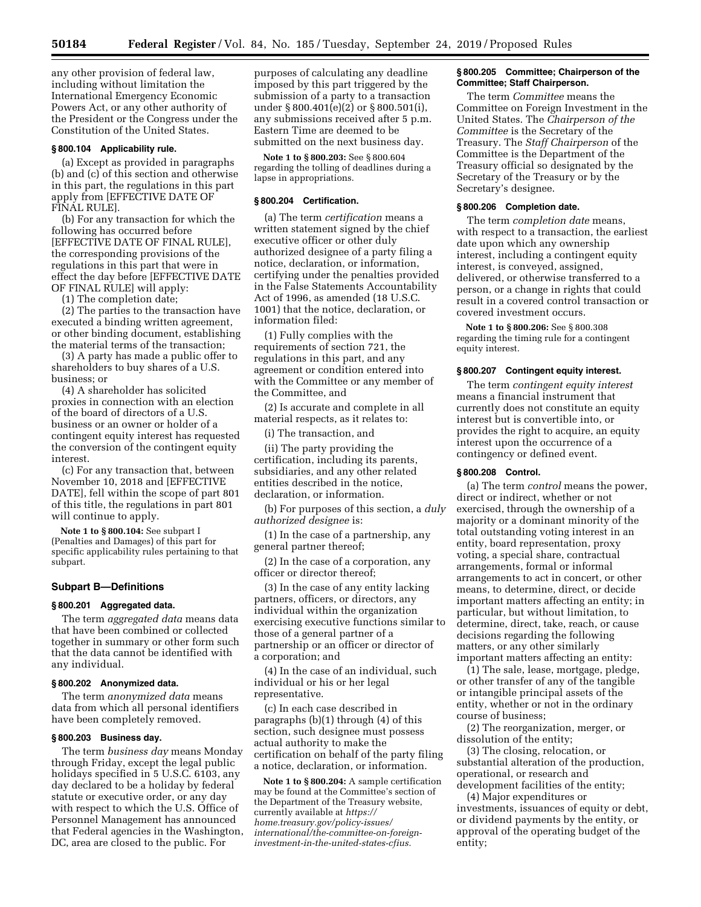any other provision of federal law, including without limitation the International Emergency Economic Powers Act, or any other authority of the President or the Congress under the Constitution of the United States.

### § 800.104 Applicability rule.

(a) Except as provided in paragraphs (b) and (c) of this section and otherwise in this part, the regulations in this part apply from [EFFECTIVE DATE OF FINAL RULE].

(b) For any transaction for which the following has occurred before [EFFECTIVE DATE OF FINAL RULE], the corresponding provisions of the regulations in this part that were in effect the day before [EFFECTIVE DATE OF FINAL RULE] will apply:

(1) The completion date;

(2) The parties to the transaction have executed a binding written agreement, or other binding document, establishing the material terms of the transaction;

(3) A party has made a public offer to shareholders to buy shares of a U.S. business; or

(4) A shareholder has solicited proxies in connection with an election of the board of directors of a U.S. business or an owner or holder of a contingent equity interest has requested the conversion of the contingent equity interest.

(c) For any transaction that, between November 10, 2018 and [EFFECTIVE DATE], fell within the scope of part 801 of this title, the regulations in part 801 will continue to apply.

**Note 1 to § 800.104:** See subpart I (Penalties and Damages) of this part for specific applicability rules pertaining to that subpart.

## Subpart B—Definitions

### § 800.201 Aggregated data.

The term *aggregated data* means data that have been combined or collected together in summary or other form such that the data cannot be identified with any individual.

### § 800.202 Anonymized data.

The term *anonymized data* means data from which all personal identifiers have been completely removed.

### § 800.203 Business day.

The term *business day* means Monday through Friday, except the legal public holidays specified in 5 U.S.C. 6103, any day declared to be a holiday by federal statute or executive order, or any day with respect to which the U.S. Office of Personnel Management has announced that Federal agencies in the Washington, DC, area are closed to the public. For purposes of calculating any deadline imposed by this part triggered by the submission of a party to a transaction under § 800.401(e)(2) or § 800.501(i), any submissions received after 5 p.m. Eastern Time are deemed to be submitted on the next business day.

**Note 1 to § 800.203:** See § 800.604 regarding the tolling of deadlines during a lapse in appropriations.

### § 800.204 Certification.

(a) The term *certification* means a written statement signed by the chief executive officer or other duly authorized designee of a party filing a notice, declaration, or information, certifying under the penalties provided in the False Statements Accountability Act of 1996, as amended (18 U.S.C. 1001) that the notice, declaration, or information filed:

(1) Fully complies with the requirements of section 721, the regulations in this part, and any agreement or condition entered into with the Committee or any member of the Committee, and

(2) Is accurate and complete in all material respects, as it relates to:

(i) The transaction, and

(ii) The party providing the certification, including its parents, subsidiaries, and any other related entities described in the notice, declaration, or information.

(b) For purposes of this section, a *duly authorized designee* is:

(1) In the case of a partnership, any general partner thereof;

(2) In the case of a corporation, any officer or director thereof;

(3) In the case of any entity lacking partners, officers, or directors, any individual within the organization exercising executive functions similar to those of a general partner of a partnership or an officer or director of a corporation; and

(4) In the case of an individual, such individual or his or her legal representative.

(c) In each case described in paragraphs (b)(1) through (4) of this section, such designee must possess actual authority to make the certification on behalf of the party filing a notice, declaration, or information.

**Note 1 to § 800.204:** A sample certification may be found at the Committee's section of the Department of the Treasury website, currently available at *https://home.treasury.gov/policy-issues/international/the-committee-on-foreign-investment-in-the-united-states-cfius.*

### § 800.205 Committee; Chairperson of the Committee; Staff Chairperson.

The term *Committee* means the Committee on Foreign Investment in the United States. The *Chairperson of the Committee* is the Secretary of the Treasury. The *Staff Chairperson* of the Committee is the Department of the Treasury official so designated by the Secretary of the Treasury or by the Secretary's designee.

### § 800.206 Completion date.

The term *completion date* means, with respect to a transaction, the earliest date upon which any ownership interest, including a contingent equity interest, is conveyed, assigned, delivered, or otherwise transferred to a person, or a change in rights that could result in a covered control transaction or covered investment occurs.

**Note 1 to § 800.206:** See § 800.308 regarding the timing rule for a contingent equity interest.

### § 800.207 Contingent equity interest.

The term *contingent equity interest* means a financial instrument that currently does not constitute an equity interest but is convertible into, or provides the right to acquire, an equity interest upon the occurrence of a contingency or defined event.

### § 800.208 Control.

(a) The term *control* means the power, direct or indirect, whether or not exercised, through the ownership of a majority or a dominant minority of the total outstanding voting interest in an entity, board representation, proxy voting, a special share, contractual arrangements, formal or informal arrangements to act in concert, or other means, to determine, direct, or decide important matters affecting an entity; in particular, but without limitation, to determine, direct, take, reach, or cause decisions regarding the following matters, or any other similarly important matters affecting an entity:

(1) The sale, lease, mortgage, pledge, or other transfer of any of the tangible or intangible principal assets of the entity, whether or not in the ordinary course of business;

(2) The reorganization, merger, or dissolution of the entity;

(3) The closing, relocation, or substantial alteration of the production, operational, or research and development facilities of the entity;

(4) Major expenditures or investments, issuances of equity or debt, or dividend payments by the entity, or approval of the operating budget of the entity;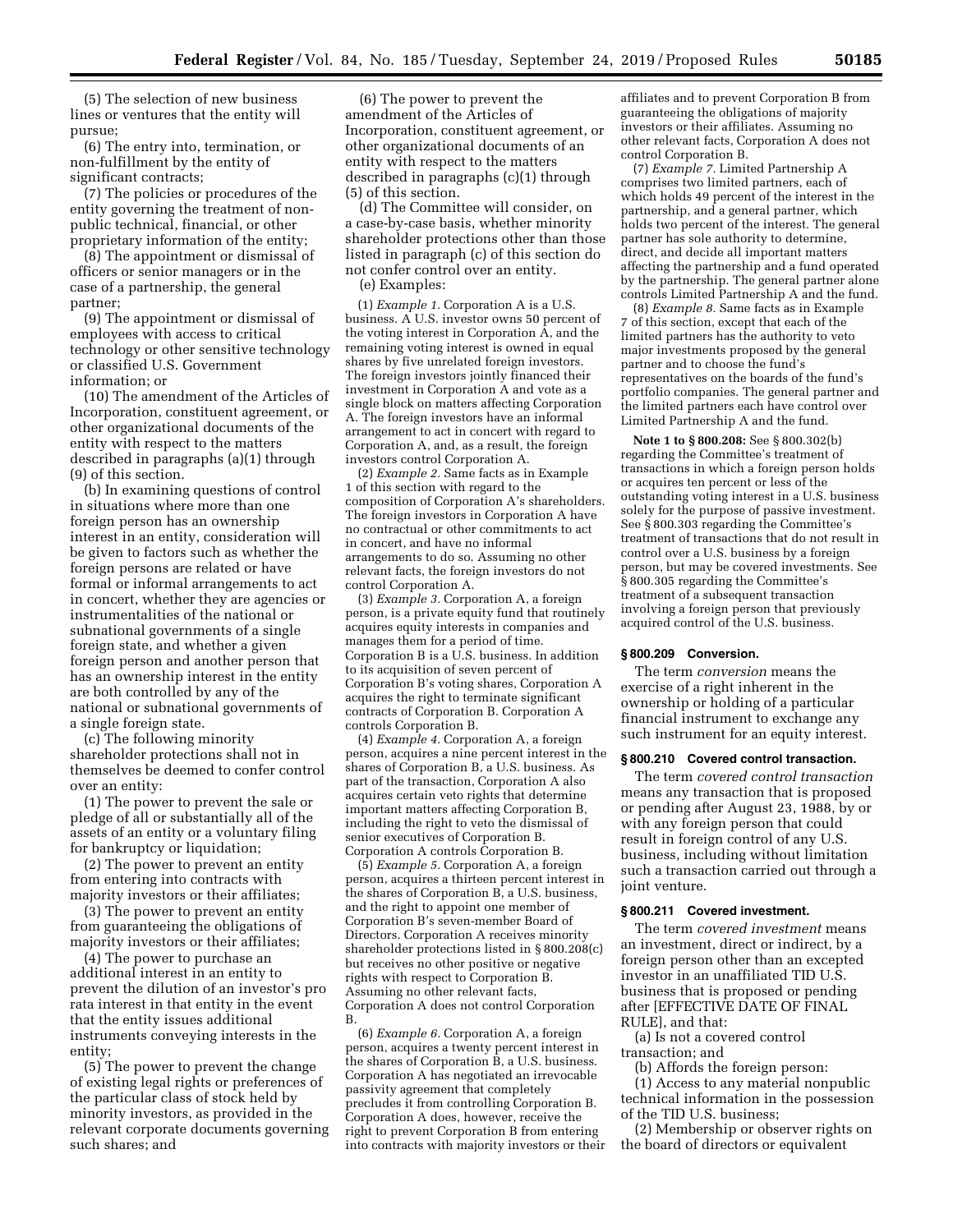(5) The selection of new business lines or ventures that the entity will pursue;

(6) The entry into, termination, or non-fulfillment by the entity of significant contracts;

(7) The policies or procedures of the entity governing the treatment of non-public technical, financial, or other proprietary information of the entity;

(8) The appointment or dismissal of officers or senior managers or in the case of a partnership, the general partner;

(9) The appointment or dismissal of employees with access to critical technology or other sensitive technology or classified U.S. Government information; or

(10) The amendment of the Articles of Incorporation, constituent agreement, or other organizational documents of the entity with respect to the matters described in paragraphs (a)(1) through (9) of this section.

(b) In examining questions of control in situations where more than one foreign person has an ownership interest in an entity, consideration will be given to factors such as whether the foreign persons are related or have formal or informal arrangements to act in concert, whether they are agencies or instrumentalities of the national or subnational governments of a single foreign state, and whether a given foreign person and another person that has an ownership interest in the entity are both controlled by any of the national or subnational governments of a single foreign state.

(c) The following minority shareholder protections shall not in themselves be deemed to confer control over an entity:

(1) The power to prevent the sale or pledge of all or substantially all of the assets of an entity or a voluntary filing for bankruptcy or liquidation;

(2) The power to prevent an entity from entering into contracts with majority investors or their affiliates;

(3) The power to prevent an entity from guaranteeing the obligations of majority investors or their affiliates;

(4) The power to purchase an additional interest in an entity to prevent the dilution of an investor's pro rata interest in that entity in the event that the entity issues additional instruments conveying interests in the entity;

(5) The power to prevent the change of existing legal rights or preferences of the particular class of stock held by minority investors, as provided in the relevant corporate documents governing such shares; and

(6) The power to prevent the amendment of the Articles of Incorporation, constituent agreement, or other organizational documents of an entity with respect to the matters described in paragraphs (c)(1) through (5) of this section.

(d) The Committee will consider, on a case-by-case basis, whether minority shareholder protections other than those listed in paragraph (c) of this section do not confer control over an entity.

(e) Examples:

(1) *Example 1.* Corporation A is a U.S. business. A U.S. investor owns 50 percent of the voting interest in Corporation A, and the remaining voting interest is owned in equal shares by five unrelated foreign investors. The foreign investors jointly financed their investment in Corporation A and vote as a single block on matters affecting Corporation A. The foreign investors have an informal arrangement to act in concert with regard to Corporation A, and, as a result, the foreign investors control Corporation A.

(2) *Example 2.* Same facts as in Example 1 of this section with regard to the composition of Corporation A's shareholders. The foreign investors in Corporation A have no contractual or other commitments to act in concert, and have no informal arrangements to do so. Assuming no other relevant facts, the foreign investors do not control Corporation A.

(3) *Example 3.* Corporation A, a foreign person, is a private equity fund that routinely acquires equity interests in companies and manages them for a period of time. Corporation B is a U.S. business. In addition to its acquisition of seven percent of Corporation B's voting shares, Corporation A acquires the right to terminate significant contracts of Corporation B. Corporation A controls Corporation B.

(4) *Example 4.* Corporation A, a foreign person, acquires a nine percent interest in the shares of Corporation B, a U.S. business. As part of the transaction, Corporation A also acquires certain veto rights that determine important matters affecting Corporation B, including the right to veto the dismissal of senior executives of Corporation B. Corporation A controls Corporation B.

(5) *Example 5.* Corporation A, a foreign person, acquires a thirteen percent interest in the shares of Corporation B, a U.S. business, and the right to appoint one member of Corporation B's seven-member Board of Directors. Corporation A receives minority shareholder protections listed in § 800.208(c) but receives no other positive or negative rights with respect to Corporation B. Assuming no other relevant facts, Corporation A does not control Corporation B.

(6) *Example 6.* Corporation A, a foreign person, acquires a twenty percent interest in the shares of Corporation B, a U.S. business. Corporation A has negotiated an irrevocable passivity agreement that completely precludes it from controlling Corporation B. Corporation A does, however, receive the right to prevent Corporation B from entering into contracts with majority investors or their affiliates and to prevent Corporation B from guaranteeing the obligations of majority investors or their affiliates. Assuming no other relevant facts, Corporation A does not control Corporation B.

(7) *Example 7.* Limited Partnership A comprises two limited partners, each of which holds 49 percent of the interest in the partnership, and a general partner, which holds two percent of the interest. The general partner has sole authority to determine, direct, and decide all important matters affecting the partnership and a fund operated by the partnership. The general partner alone controls Limited Partnership A and the fund.

(8) *Example 8.* Same facts as in Example 7 of this section, except that each of the limited partners has the authority to veto major investments proposed by the general partner and to choose the fund's representatives on the boards of the fund's portfolio companies. The general partner and the limited partners each have control over Limited Partnership A and the fund.

**Note 1 to § 800.208:** See § 800.302(b) regarding the Committee's treatment of transactions in which a foreign person holds or acquires ten percent or less of the outstanding voting interest in a U.S. business solely for the purpose of passive investment. See § 800.303 regarding the Committee's treatment of transactions that do not result in control over a U.S. business by a foreign person, but may be covered investments. See § 800.305 regarding the Committee's treatment of a subsequent transaction involving a foreign person that previously acquired control of the U.S. business.

### § 800.209 Conversion.

The term *conversion* means the exercise of a right inherent in the ownership or holding of a particular financial instrument to exchange any such instrument for an equity interest.

### § 800.210 Covered control transaction.

The term *covered control transaction* means any transaction that is proposed or pending after August 23, 1988, by or with any foreign person that could result in foreign control of any U.S. business, including without limitation such a transaction carried out through a joint venture.

### § 800.211 Covered investment.

The term *covered investment* means an investment, direct or indirect, by a foreign person other than an excepted investor in an unaffiliated TID U.S. business that is proposed or pending after [EFFECTIVE DATE OF FINAL RULE], and that:

(a) Is not a covered control transaction; and

(b) Affords the foreign person:

(1) Access to any material nonpublic technical information in the possession of the TID U.S. business;

(2) Membership or observer rights on the board of directors or equivalent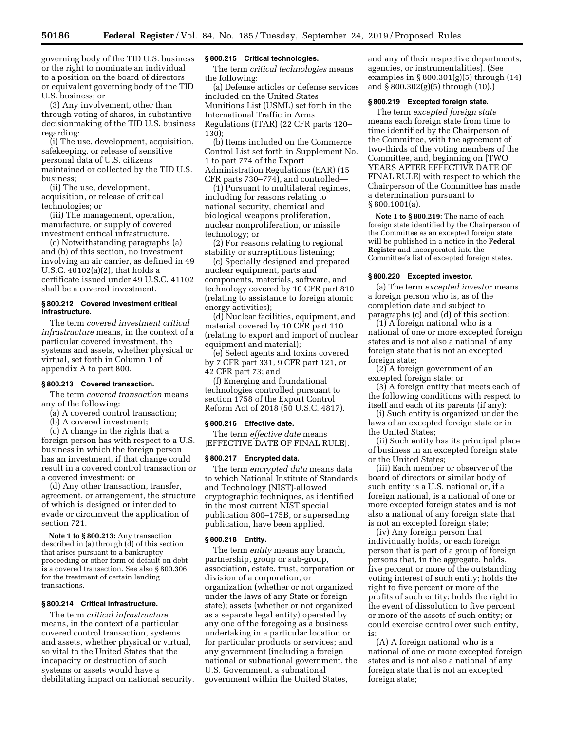governing body of the TID U.S. business or the right to nominate an individual to a position on the board of directors or equivalent governing body of the TID U.S. business; or

(3) Any involvement, other than through voting of shares, in substantive decisionmaking of the TID U.S. business regarding:

(i) The use, development, acquisition, safekeeping, or release of sensitive personal data of U.S. citizens maintained or collected by the TID U.S. business;

(ii) The use, development, acquisition, or release of critical technologies; or

(iii) The management, operation, manufacture, or supply of covered investment critical infrastructure.

(c) Notwithstanding paragraphs (a) and (b) of this section, no investment involving an air carrier, as defined in 49 U.S.C. 40102(a)(2), that holds a certificate issued under 49 U.S.C. 41102 shall be a covered investment.

### § 800.212 Covered investment critical infrastructure.

The term *covered investment critical infrastructure* means, in the context of a particular covered investment, the systems and assets, whether physical or virtual, set forth in Column 1 of appendix A to part 800.

### § 800.213 Covered transaction.

The term *covered transaction* means any of the following:

(a) A covered control transaction;

(b) A covered investment;

(c) A change in the rights that a foreign person has with respect to a U.S. business in which the foreign person has an investment, if that change could result in a covered control transaction or a covered investment; or

(d) Any other transaction, transfer, agreement, or arrangement, the structure of which is designed or intended to evade or circumvent the application of section 721.

**Note 1 to § 800.213:** Any transaction described in (a) through (d) of this section that arises pursuant to a bankruptcy proceeding or other form of default on debt is a covered transaction. See also § 800.306 for the treatment of certain lending transactions.

### § 800.214 Critical infrastructure.

The term *critical infrastructure* means, in the context of a particular covered control transaction, systems and assets, whether physical or virtual, so vital to the United States that the incapacity or destruction of such systems or assets would have a debilitating impact on national security.

### § 800.215 Critical technologies.

The term *critical technologies* means the following:

(a) Defense articles or defense services included on the United States Munitions List (USML) set forth in the International Traffic in Arms Regulations (ITAR) (22 CFR parts 120–130);

(b) Items included on the Commerce Control List set forth in Supplement No. 1 to part 774 of the Export Administration Regulations (EAR) (15 CFR parts 730–774), and controlled—

(1) Pursuant to multilateral regimes, including for reasons relating to national security, chemical and biological weapons proliferation, nuclear nonproliferation, or missile technology; or

(2) For reasons relating to regional stability or surreptitious listening;

(c) Specially designed and prepared nuclear equipment, parts and components, materials, software, and technology covered by 10 CFR part 810 (relating to assistance to foreign atomic energy activities);

(d) Nuclear facilities, equipment, and material covered by 10 CFR part 110 (relating to export and import of nuclear equipment and material);

(e) Select agents and toxins covered by 7 CFR part 331, 9 CFR part 121, or 42 CFR part 73; and

(f) Emerging and foundational technologies controlled pursuant to section 1758 of the Export Control Reform Act of 2018 (50 U.S.C. 4817).

### § 800.216 Effective date.

The term *effective date* means [EFFECTIVE DATE OF FINAL RULE].

### § 800.217 Encrypted data.

The term *encrypted data* means data to which National Institute of Standards and Technology (NIST)-allowed cryptographic techniques, as identified in the most current NIST special publication 800–175B, or superseding publication, have been applied.

### § 800.218 Entity.

The term *entity* means any branch, partnership, group or sub-group, association, estate, trust, corporation or division of a corporation, or organization (whether or not organized under the laws of any State or foreign state); assets (whether or not organized as a separate legal entity) operated by any one of the foregoing as a business undertaking in a particular location or for particular products or services; and any government (including a foreign national or subnational government, the U.S. Government, a subnational government within the United States, and any of their respective departments, agencies, or instrumentalities). (See examples in § 800.301(g)(5) through (14) and § 800.302(g)(5) through (10).)

### § 800.219 Excepted foreign state.

The term *excepted foreign state* means each foreign state from time to time identified by the Chairperson of the Committee, with the agreement of two-thirds of the voting members of the Committee, and, beginning on [TWO YEARS AFTER EFFECTIVE DATE OF FINAL RULE] with respect to which the Chairperson of the Committee has made a determination pursuant to § 800.1001(a).

**Note 1 to § 800.219:** The name of each foreign state identified by the Chairperson of the Committee as an excepted foreign state will be published in a notice in the **Federal Register** and incorporated into the Committee's list of excepted foreign states.

### § 800.220 Excepted investor.

(a) The term *excepted investor* means a foreign person who is, as of the completion date and subject to paragraphs (c) and (d) of this section:

(1) A foreign national who is a national of one or more excepted foreign states and is not also a national of any foreign state that is not an excepted foreign state;

(2) A foreign government of an excepted foreign state; or

(3) A foreign entity that meets each of the following conditions with respect to itself and each of its parents (if any):

(i) Such entity is organized under the laws of an excepted foreign state or in the United States;

(ii) Such entity has its principal place of business in an excepted foreign state or the United States;

(iii) Each member or observer of the board of directors or similar body of such entity is a U.S. national or, if a foreign national, is a national of one or more excepted foreign states and is not also a national of any foreign state that is not an excepted foreign state;

(iv) Any foreign person that individually holds, or each foreign person that is part of a group of foreign persons that, in the aggregate, holds, five percent or more of the outstanding voting interest of such entity; holds the right to five percent or more of the profits of such entity; holds the right in the event of dissolution to five percent or more of the assets of such entity; or could exercise control over such entity, is:

(A) A foreign national who is a national of one or more excepted foreign states and is not also a national of any foreign state that is not an excepted foreign state;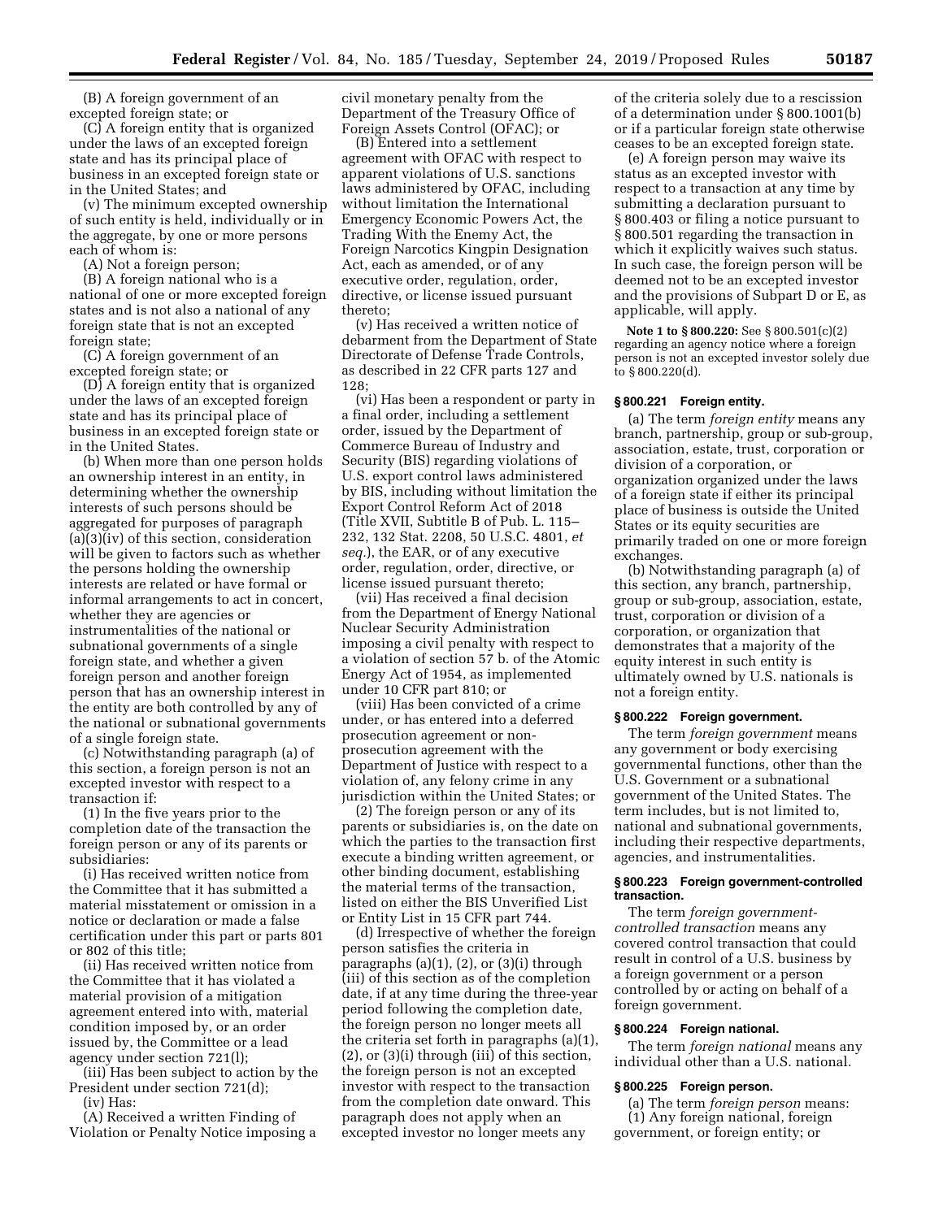(B) A foreign government of an excepted foreign state; or

(C) A foreign entity that is organized under the laws of an excepted foreign state and has its principal place of business in an excepted foreign state or in the United States; and

(v) The minimum excepted ownership of such entity is held, individually or in the aggregate, by one or more persons each of whom is:

(A) Not a foreign person;

(B) A foreign national who is a national of one or more excepted foreign states and is not also a national of any foreign state that is not an excepted foreign state;

(C) A foreign government of an excepted foreign state; or

(D) A foreign entity that is organized under the laws of an excepted foreign state and has its principal place of business in an excepted foreign state or in the United States.

(b) When more than one person holds an ownership interest in an entity, in determining whether the ownership interests of such persons should be aggregated for purposes of paragraph (a)(3)(iv) of this section, consideration will be given to factors such as whether the persons holding the ownership interests are related or have formal or informal arrangements to act in concert, whether they are agencies or instrumentalities of the national or subnational governments of a single foreign state, and whether a given foreign person and another foreign person that has an ownership interest in the entity are both controlled by any of the national or subnational governments of a single foreign state.

(c) Notwithstanding paragraph (a) of this section, a foreign person is not an excepted investor with respect to a transaction if:

(1) In the five years prior to the completion date of the transaction the foreign person or any of its parents or subsidiaries:

(i) Has received written notice from the Committee that it has submitted a material misstatement or omission in a notice or declaration or made a false certification under this part or parts 801 or 802 of this title;

(ii) Has received written notice from the Committee that it has violated a material provision of a mitigation agreement entered into with, material condition imposed by, or an order issued by, the Committee or a lead agency under section 721(l);

(iii) Has been subject to action by the President under section 721(d);

(iv) Has:

(A) Received a written Finding of Violation or Penalty Notice imposing a civil monetary penalty from the Department of the Treasury Office of Foreign Assets Control (OFAC); or

(B) Entered into a settlement agreement with OFAC with respect to apparent violations of U.S. sanctions laws administered by OFAC, including without limitation the International Emergency Economic Powers Act, the Trading With the Enemy Act, the Foreign Narcotics Kingpin Designation Act, each as amended, or of any executive order, regulation, order, directive, or license issued pursuant thereto;

(v) Has received a written notice of debarment from the Department of State Directorate of Defense Trade Controls, as described in 22 CFR parts 127 and 128;

(vi) Has been a respondent or party in a final order, including a settlement order, issued by the Department of Commerce Bureau of Industry and Security (BIS) regarding violations of U.S. export control laws administered by BIS, including without limitation the Export Control Reform Act of 2018 (Title XVII, Subtitle B of Pub. L. 115–232, 132 Stat. 2208, 50 U.S.C. 4801, *et seq.*), the EAR, or of any executive order, regulation, order, directive, or license issued pursuant thereto;

(vii) Has received a final decision from the Department of Energy National Nuclear Security Administration imposing a civil penalty with respect to a violation of section 57 b. of the Atomic Energy Act of 1954, as implemented under 10 CFR part 810; or

(viii) Has been convicted of a crime under, or has entered into a deferred prosecution agreement or non-prosecution agreement with the Department of Justice with respect to a violation of, any felony crime in any jurisdiction within the United States; or

(2) The foreign person or any of its parents or subsidiaries is, on the date on which the parties to the transaction first execute a binding written agreement, or other binding document, establishing the material terms of the transaction, listed on either the BIS Unverified List or Entity List in 15 CFR part 744.

(d) Irrespective of whether the foreign person satisfies the criteria in paragraphs (a)(1), (2), or (3)(i) through (iii) of this section as of the completion date, if at any time during the three-year period following the completion date, the foreign person no longer meets all the criteria set forth in paragraphs (a)(1), (2), or (3)(i) through (iii) of this section, the foreign person is not an excepted investor with respect to the transaction from the completion date onward. This paragraph does not apply when an excepted investor no longer meets any of the criteria solely due to a rescission of a determination under § 800.1001(b) or if a particular foreign state otherwise ceases to be an excepted foreign state.

(e) A foreign person may waive its status as an excepted investor with respect to a transaction at any time by submitting a declaration pursuant to § 800.403 or filing a notice pursuant to § 800.501 regarding the transaction in which it explicitly waives such status. In such case, the foreign person will be deemed not to be an excepted investor and the provisions of Subpart D or E, as applicable, will apply.

**Note 1 to § 800.220:** See § 800.501(c)(2) regarding an agency notice where a foreign person is not an excepted investor solely due to § 800.220(d).

### § 800.221 Foreign entity.

(a) The term *foreign entity* means any branch, partnership, group or sub-group, association, estate, trust, corporation or division of a corporation, or organization organized under the laws of a foreign state if either its principal place of business is outside the United States or its equity securities are primarily traded on one or more foreign exchanges.

(b) Notwithstanding paragraph (a) of this section, any branch, partnership, group or sub-group, association, estate, trust, corporation or division of a corporation, or organization that demonstrates that a majority of the equity interest in such entity is ultimately owned by U.S. nationals is not a foreign entity.

### § 800.222 Foreign government.

The term *foreign government* means any government or body exercising governmental functions, other than the U.S. Government or a subnational government of the United States. The term includes, but is not limited to, national and subnational governments, including their respective departments, agencies, and instrumentalities.

### § 800.223 Foreign government-controlled transaction.

The term *foreign government-controlled transaction* means any covered control transaction that could result in control of a U.S. business by a foreign government or a person controlled by or acting on behalf of a foreign government.

### § 800.224 Foreign national.

The term *foreign national* means any individual other than a U.S. national.

### § 800.225 Foreign person.

(a) The term *foreign person* means:

(1) Any foreign national, foreign government, or foreign entity; or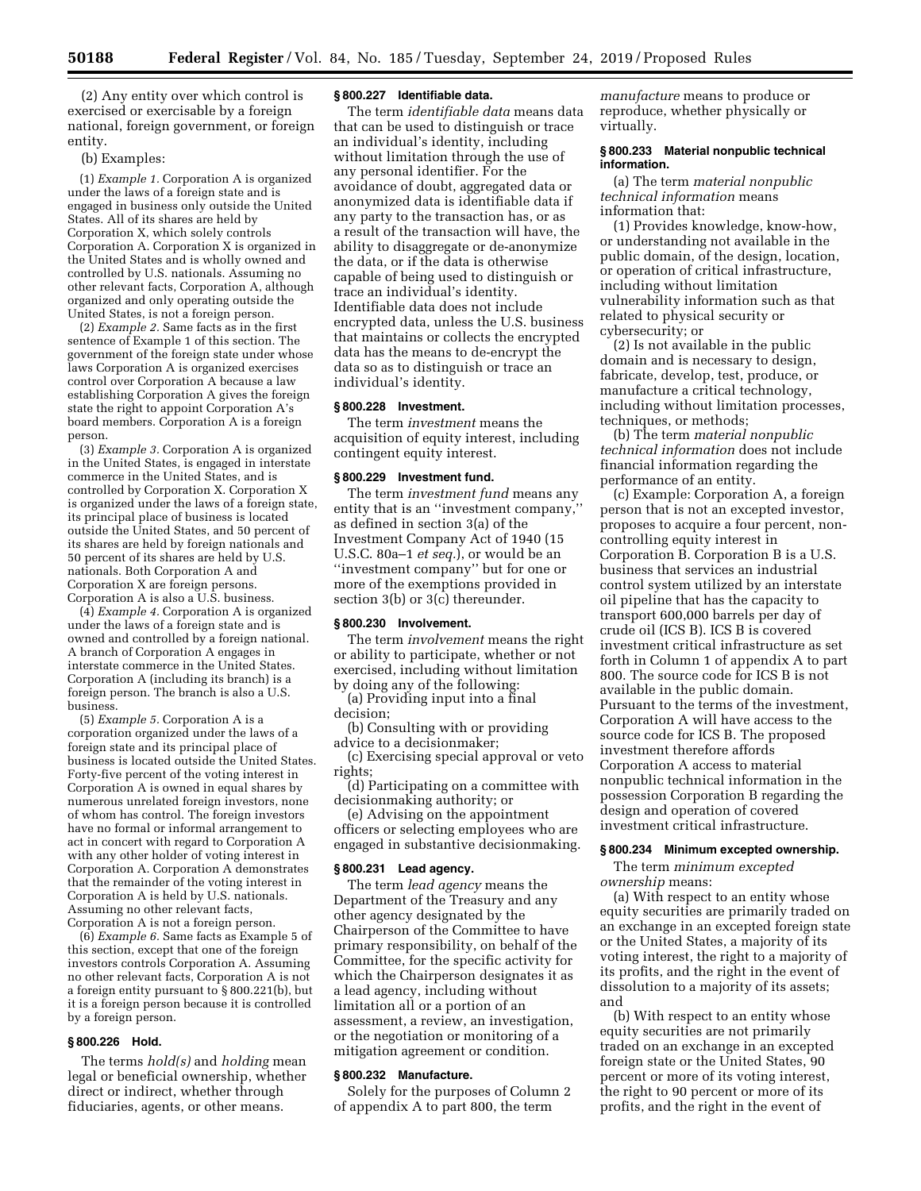(2) Any entity over which control is exercised or exercisable by a foreign national, foreign government, or foreign entity.

(b) Examples:

(1) *Example 1.* Corporation A is organized under the laws of a foreign state and is engaged in business only outside the United States. All of its shares are held by Corporation X, which solely controls Corporation A. Corporation X is organized in the United States and is wholly owned and controlled by U.S. nationals. Assuming no other relevant facts, Corporation A, although organized and only operating outside the United States, is not a foreign person.

(2) *Example 2.* Same facts as in the first sentence of Example 1 of this section. The government of the foreign state under whose laws Corporation A is organized exercises control over Corporation A because a law establishing Corporation A gives the foreign state the right to appoint Corporation A's board members. Corporation A is a foreign person.

(3) *Example 3.* Corporation A is organized in the United States, is engaged in interstate commerce in the United States, and is controlled by Corporation X. Corporation X is organized under the laws of a foreign state, its principal place of business is located outside the United States, and 50 percent of its shares are held by foreign nationals and 50 percent of its shares are held by U.S. nationals. Both Corporation A and Corporation X are foreign persons. Corporation A is also a U.S. business.

(4) *Example 4.* Corporation A is organized under the laws of a foreign state and is owned and controlled by a foreign national. A branch of Corporation A engages in interstate commerce in the United States. Corporation A (including its branch) is a foreign person. The branch is also a U.S. business.

(5) *Example 5.* Corporation A is a corporation organized under the laws of a foreign state and its principal place of business is located outside the United States. Forty-five percent of the voting interest in Corporation A is owned in equal shares by numerous unrelated foreign investors, none of whom has control. The foreign investors have no formal or informal arrangement to act in concert with regard to Corporation A with any other holder of voting interest in Corporation A. Corporation A demonstrates that the remainder of the voting interest in Corporation A is held by U.S. nationals. Assuming no other relevant facts, Corporation A is not a foreign person.

(6) *Example 6.* Same facts as Example 5 of this section, except that one of the foreign investors controls Corporation A. Assuming no other relevant facts, Corporation A is not a foreign entity pursuant to § 800.221(b), but it is a foreign person because it is controlled by a foreign person.

### § 800.226 Hold.

The terms *hold(s)* and *holding* mean legal or beneficial ownership, whether direct or indirect, whether through fiduciaries, agents, or other means.

### § 800.227 Identifiable data.

The term *identifiable data* means data that can be used to distinguish or trace an individual's identity, including without limitation through the use of any personal identifier. For the avoidance of doubt, aggregated data or anonymized data is identifiable data if any party to the transaction has, or as a result of the transaction will have, the ability to disaggregate or de-anonymize the data, or if the data is otherwise capable of being used to distinguish or trace an individual's identity. Identifiable data does not include encrypted data, unless the U.S. business that maintains or collects the encrypted data has the means to de-encrypt the data so as to distinguish or trace an individual's identity.

### § 800.228 Investment.

The term *investment* means the acquisition of equity interest, including contingent equity interest.

### § 800.229 Investment fund.

The term *investment fund* means any entity that is an ''investment company,'' as defined in section 3(a) of the Investment Company Act of 1940 (15 U.S.C. 80a–1 *et seq.*), or would be an ''investment company'' but for one or more of the exemptions provided in section 3(b) or 3(c) thereunder.

### § 800.230 Involvement.

The term *involvement* means the right or ability to participate, whether or not exercised, including without limitation by doing any of the following:

(a) Providing input into a final decision;

(b) Consulting with or providing advice to a decisionmaker;

(c) Exercising special approval or veto rights;

(d) Participating on a committee with decisionmaking authority; or

(e) Advising on the appointment officers or selecting employees who are engaged in substantive decisionmaking.

### § 800.231 Lead agency.

The term *lead agency* means the Department of the Treasury and any other agency designated by the Chairperson of the Committee to have primary responsibility, on behalf of the Committee, for the specific activity for which the Chairperson designates it as a lead agency, including without limitation all or a portion of an assessment, a review, an investigation, or the negotiation or monitoring of a mitigation agreement or condition.

### § 800.232 Manufacture.

Solely for the purposes of Column 2 of appendix A to part 800, the term *manufacture* means to produce or reproduce, whether physically or virtually.

### § 800.233 Material nonpublic technical information.

(a) The term *material nonpublic technical information* means information that:

(1) Provides knowledge, know-how, or understanding not available in the public domain, of the design, location, or operation of critical infrastructure, including without limitation vulnerability information such as that related to physical security or cybersecurity; or

(2) Is not available in the public domain and is necessary to design, fabricate, develop, test, produce, or manufacture a critical technology, including without limitation processes, techniques, or methods;

(b) The term *material nonpublic technical information* does not include financial information regarding the performance of an entity.

(c) Example: Corporation A, a foreign person that is not an excepted investor, proposes to acquire a four percent, non-controlling equity interest in Corporation B. Corporation B is a U.S. business that services an industrial control system utilized by an interstate oil pipeline that has the capacity to transport 600,000 barrels per day of crude oil (ICS B). ICS B is covered investment critical infrastructure as set forth in Column 1 of appendix A to part 800. The source code for ICS B is not available in the public domain. Pursuant to the terms of the investment, Corporation A will have access to the source code for ICS B. The proposed investment therefore affords Corporation A access to material nonpublic technical information in the possession Corporation B regarding the design and operation of covered investment critical infrastructure.

### § 800.234 Minimum excepted ownership.

The term *minimum excepted ownership* means:

(a) With respect to an entity whose equity securities are primarily traded on an exchange in an excepted foreign state or the United States, a majority of its voting interest, the right to a majority of its profits, and the right in the event of dissolution to a majority of its assets; and

(b) With respect to an entity whose equity securities are not primarily traded on an exchange in an excepted foreign state or the United States, 90 percent or more of its voting interest, the right to 90 percent or more of its profits, and the right in the event of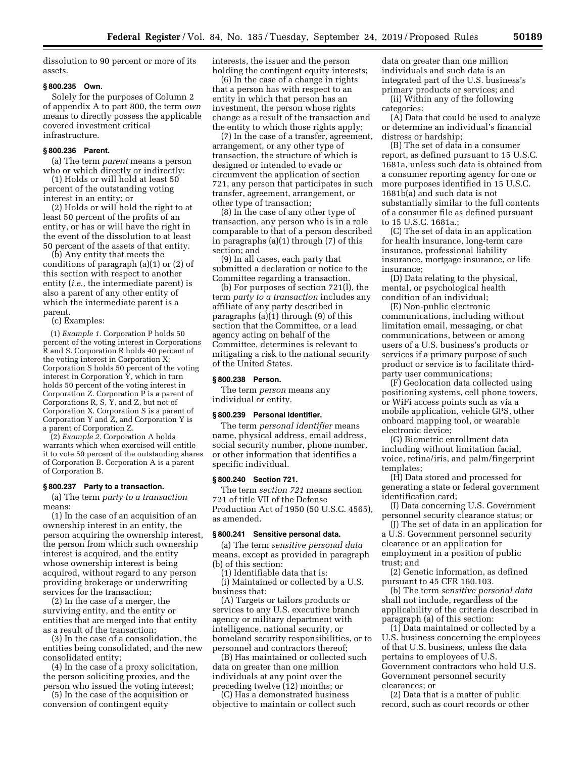dissolution to 90 percent or more of its assets.

### § 800.235 Own.

Solely for the purposes of Column 2 of appendix A to part 800, the term *own* means to directly possess the applicable covered investment critical infrastructure.

### § 800.236 Parent.

(a) The term *parent* means a person who or which directly or indirectly:

(1) Holds or will hold at least 50 percent of the outstanding voting interest in an entity; or

(2) Holds or will hold the right to at least 50 percent of the profits of an entity, or has or will have the right in the event of the dissolution to at least 50 percent of the assets of that entity.

(b) Any entity that meets the conditions of paragraph (a)(1) or (2) of this section with respect to another entity (*i.e.,* the intermediate parent) is also a parent of any other entity of which the intermediate parent is a parent.

(c) Examples:

(1) *Example 1.* Corporation P holds 50 percent of the voting interest in Corporations R and S. Corporation R holds 40 percent of the voting interest in Corporation X; Corporation S holds 50 percent of the voting interest in Corporation Y, which in turn holds 50 percent of the voting interest in Corporation Z. Corporation P is a parent of Corporations R, S, Y, and Z, but not of Corporation X. Corporation S is a parent of Corporation Y and Z, and Corporation Y is a parent of Corporation Z.

(2) *Example 2.* Corporation A holds warrants which when exercised will entitle it to vote 50 percent of the outstanding shares of Corporation B. Corporation A is a parent of Corporation B.

### § 800.237 Party to a transaction.

(a) The term *party to a transaction* means:

(1) In the case of an acquisition of an ownership interest in an entity, the person acquiring the ownership interest, the person from which such ownership interest is acquired, and the entity whose ownership interest is being acquired, without regard to any person providing brokerage or underwriting services for the transaction;

(2) In the case of a merger, the surviving entity, and the entity or entities that are merged into that entity as a result of the transaction;

(3) In the case of a consolidation, the entities being consolidated, and the new consolidated entity;

(4) In the case of a proxy solicitation, the person soliciting proxies, and the person who issued the voting interest;

(5) In the case of the acquisition or conversion of contingent equity interests, the issuer and the person holding the contingent equity interests;

(6) In the case of a change in rights that a person has with respect to an entity in which that person has an investment, the person whose rights change as a result of the transaction and the entity to which those rights apply;

(7) In the case of a transfer, agreement, arrangement, or any other type of transaction, the structure of which is designed or intended to evade or circumvent the application of section 721, any person that participates in such transfer, agreement, arrangement, or other type of transaction;

(8) In the case of any other type of transaction, any person who is in a role comparable to that of a person described in paragraphs (a)(1) through (7) of this section; and

(9) In all cases, each party that submitted a declaration or notice to the Committee regarding a transaction.

(b) For purposes of section 721(l), the term *party to a transaction* includes any affiliate of any party described in paragraphs (a)(1) through (9) of this section that the Committee, or a lead agency acting on behalf of the Committee, determines is relevant to mitigating a risk to the national security of the United States.

### § 800.238 Person.

The term *person* means any individual or entity.

### § 800.239 Personal identifier.

The term *personal identifier* means name, physical address, email address, social security number, phone number, or other information that identifies a specific individual.

### § 800.240 Section 721.

The term *section 721* means section 721 of title VII of the Defense Production Act of 1950 (50 U.S.C. 4565), as amended.

### § 800.241 Sensitive personal data.

(a) The term *sensitive personal data* means, except as provided in paragraph (b) of this section:

(1) Identifiable data that is:

(i) Maintained or collected by a U.S. business that:

(A) Targets or tailors products or services to any U.S. executive branch agency or military department with intelligence, national security, or homeland security responsibilities, or to personnel and contractors thereof;

(B) Has maintained or collected such data on greater than one million individuals at any point over the preceding twelve (12) months; or

(C) Has a demonstrated business objective to maintain or collect such data on greater than one million individuals and such data is an integrated part of the U.S. business's primary products or services; and

(ii) Within any of the following categories:

(A) Data that could be used to analyze or determine an individual's financial distress or hardship;

(B) The set of data in a consumer report, as defined pursuant to 15 U.S.C. 1681a, unless such data is obtained from a consumer reporting agency for one or more purposes identified in 15 U.S.C. 1681b(a) and such data is not substantially similar to the full contents of a consumer file as defined pursuant to 15 U.S.C. 1681a.;

(C) The set of data in an application for health insurance, long-term care insurance, professional liability insurance, mortgage insurance, or life insurance;

(D) Data relating to the physical, mental, or psychological health condition of an individual;

(E) Non-public electronic communications, including without limitation email, messaging, or chat communications, between or among users of a U.S. business's products or services if a primary purpose of such product or service is to facilitate third-party user communications;

(F) Geolocation data collected using positioning systems, cell phone towers, or WiFi access points such as via a mobile application, vehicle GPS, other onboard mapping tool, or wearable electronic device;

(G) Biometric enrollment data including without limitation facial, voice, retina/iris, and palm/fingerprint templates;

(H) Data stored and processed for generating a state or federal government identification card;

(I) Data concerning U.S. Government personnel security clearance status; or

(J) The set of data in an application for a U.S. Government personnel security clearance or an application for employment in a position of public trust; and

(2) Genetic information, as defined pursuant to 45 CFR 160.103.

(b) The term *sensitive personal data* shall not include, regardless of the applicability of the criteria described in paragraph (a) of this section:

(1) Data maintained or collected by a U.S. business concerning the employees of that U.S. business, unless the data pertains to employees of U.S. Government contractors who hold U.S. Government personnel security clearances; or

(2) Data that is a matter of public record, such as court records or other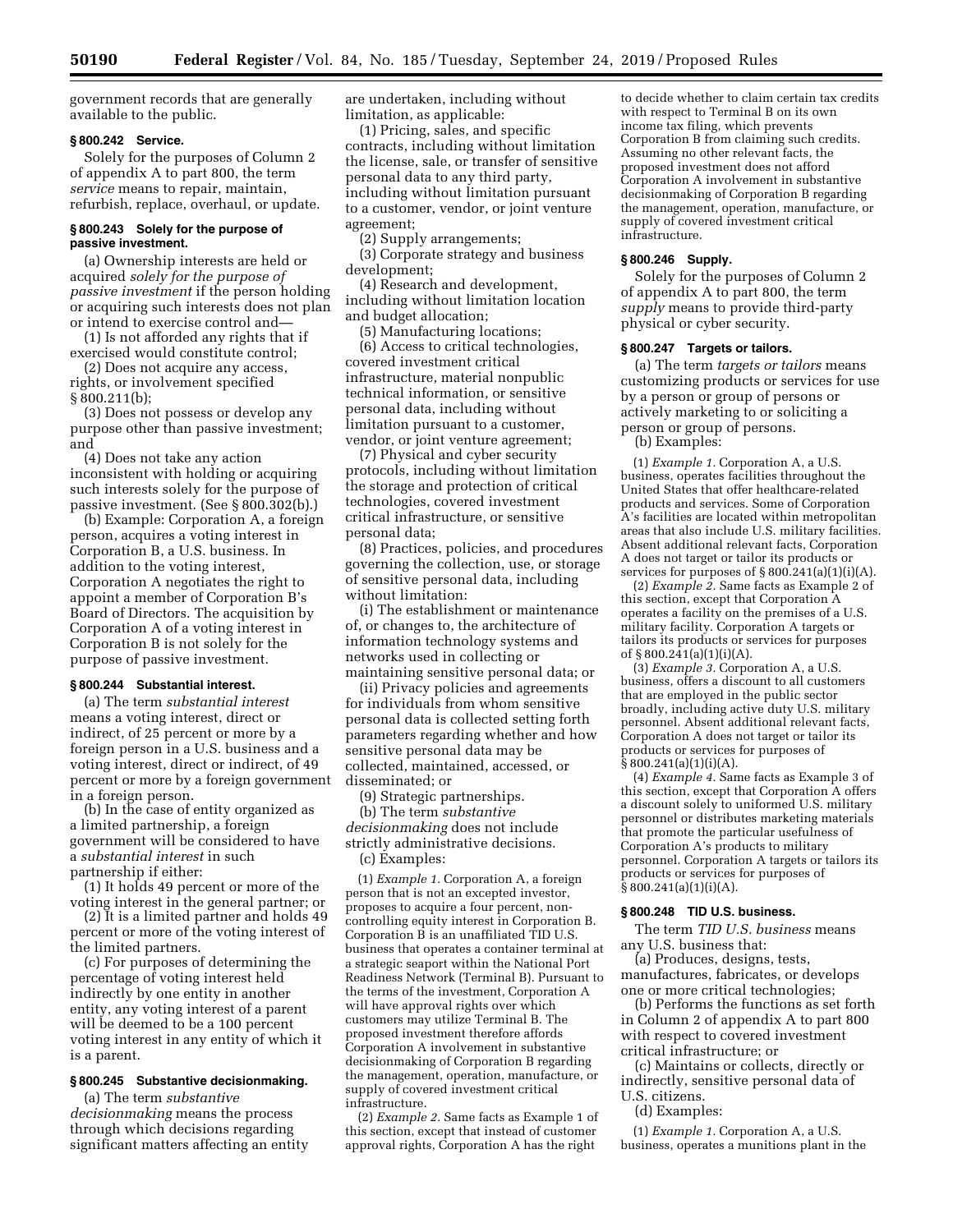government records that are generally available to the public.

### § 800.242 Service.

Solely for the purposes of Column 2 of appendix A to part 800, the term *service* means to repair, maintain, refurbish, replace, overhaul, or update.

### § 800.243 Solely for the purpose of passive investment.

(a) Ownership interests are held or acquired *solely for the purpose of passive investment* if the person holding or acquiring such interests does not plan or intend to exercise control and—

(1) Is not afforded any rights that if exercised would constitute control;

(2) Does not acquire any access, rights, or involvement specified § 800.211(b);

(3) Does not possess or develop any purpose other than passive investment; and

(4) Does not take any action inconsistent with holding or acquiring such interests solely for the purpose of passive investment. (See § 800.302(b).)

(b) Example: Corporation A, a foreign person, acquires a voting interest in Corporation B, a U.S. business. In addition to the voting interest, Corporation A negotiates the right to appoint a member of Corporation B's Board of Directors. The acquisition by Corporation A of a voting interest in Corporation B is not solely for the purpose of passive investment.

### § 800.244 Substantial interest.

(a) The term *substantial interest* means a voting interest, direct or indirect, of 25 percent or more by a foreign person in a U.S. business and a voting interest, direct or indirect, of 49 percent or more by a foreign government in a foreign person.

(b) In the case of entity organized as a limited partnership, a foreign government will be considered to have a *substantial interest* in such partnership if either:

(1) It holds 49 percent or more of the voting interest in the general partner; or

(2) It is a limited partner and holds 49 percent or more of the voting interest of the limited partners.

(c) For purposes of determining the percentage of voting interest held indirectly by one entity in another entity, any voting interest of a parent will be deemed to be a 100 percent voting interest in any entity of which it is a parent.

### § 800.245 Substantive decisionmaking.

(a) The term *substantive decisionmaking* means the process through which decisions regarding significant matters affecting an entity are undertaken, including without limitation, as applicable:

(1) Pricing, sales, and specific contracts, including without limitation the license, sale, or transfer of sensitive personal data to any third party, including without limitation pursuant to a customer, vendor, or joint venture agreement;

(2) Supply arrangements;

(3) Corporate strategy and business development;

(4) Research and development, including without limitation location and budget allocation;

(5) Manufacturing locations;

(6) Access to critical technologies, covered investment critical infrastructure, material nonpublic technical information, or sensitive personal data, including without limitation pursuant to a customer, vendor, or joint venture agreement;

(7) Physical and cyber security protocols, including without limitation the storage and protection of critical technologies, covered investment critical infrastructure, or sensitive personal data;

(8) Practices, policies, and procedures governing the collection, use, or storage of sensitive personal data, including without limitation:

(i) The establishment or maintenance of, or changes to, the architecture of information technology systems and networks used in collecting or maintaining sensitive personal data; or

(ii) Privacy policies and agreements for individuals from whom sensitive personal data is collected setting forth parameters regarding whether and how sensitive personal data may be collected, maintained, accessed, or disseminated; or

(9) Strategic partnerships.

(b) The term *substantive decisionmaking* does not include strictly administrative decisions.

(c) Examples:

(1) *Example 1.* Corporation A, a foreign person that is not an excepted investor, proposes to acquire a four percent, non-controlling equity interest in Corporation B. Corporation B is an unaffiliated TID U.S. business that operates a container terminal at a strategic seaport within the National Port Readiness Network (Terminal B). Pursuant to the terms of the investment, Corporation A will have approval rights over which customers may utilize Terminal B. The proposed investment therefore affords Corporation A involvement in substantive decisionmaking of Corporation B regarding the management, operation, manufacture, or supply of covered investment critical infrastructure.

(2) *Example 2.* Same facts as Example 1 of this section, except that instead of customer approval rights, Corporation A has the right to decide whether to claim certain tax credits with respect to Terminal B on its own income tax filing, which prevents Corporation B from claiming such credits. Assuming no other relevant facts, the proposed investment does not afford Corporation A involvement in substantive decisionmaking of Corporation B regarding the management, operation, manufacture, or supply of covered investment critical infrastructure.

### § 800.246 Supply.

Solely for the purposes of Column 2 of appendix A to part 800, the term *supply* means to provide third-party physical or cyber security.

### § 800.247 Targets or tailors.

(a) The term *targets or tailors* means customizing products or services for use by a person or group of persons or actively marketing to or soliciting a person or group of persons.

(b) Examples:

(1) *Example 1.* Corporation A, a U.S. business, operates facilities throughout the United States that offer healthcare-related products and services. Some of Corporation A's facilities are located within metropolitan areas that also include U.S. military facilities. Absent additional relevant facts, Corporation A does not target or tailor its products or services for purposes of § 800.241(a)(1)(i)(A).

(2) *Example 2.* Same facts as Example 2 of this section, except that Corporation A operates a facility on the premises of a U.S. military facility. Corporation A targets or tailors its products or services for purposes of § 800.241(a)(1)(i)(A).

(3) *Example 3.* Corporation A, a U.S. business, offers a discount to all customers that are employed in the public sector broadly, including active duty U.S. military personnel. Absent additional relevant facts, Corporation A does not target or tailor its products or services for purposes of § 800.241(a)(1)(i)(A).

(4) *Example 4.* Same facts as Example 3 of this section, except that Corporation A offers a discount solely to uniformed U.S. military personnel or distributes marketing materials that promote the particular usefulness of Corporation A's products to military personnel. Corporation A targets or tailors its products or services for purposes of § 800.241(a)(1)(i)(A).

### § 800.248 TID U.S. business.

The term *TID U.S. business* means any U.S. business that:

(a) Produces, designs, tests, manufactures, fabricates, or develops one or more critical technologies;

(b) Performs the functions as set forth in Column 2 of appendix A to part 800 with respect to covered investment critical infrastructure; or

(c) Maintains or collects, directly or indirectly, sensitive personal data of U.S. citizens.

(d) Examples:

(1) *Example 1.* Corporation A, a U.S. business, operates a munitions plant in the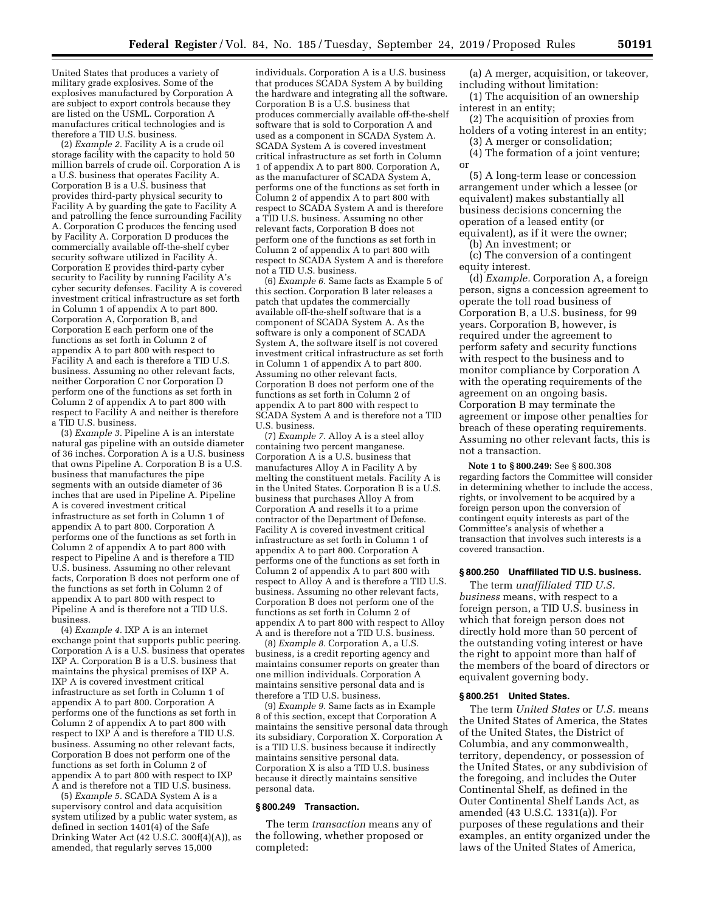United States that produces a variety of military grade explosives. Some of the explosives manufactured by Corporation A are subject to export controls because they are listed on the USML. Corporation A manufactures critical technologies and is therefore a TID U.S. business.

(2) *Example 2.* Facility A is a crude oil storage facility with the capacity to hold 50 million barrels of crude oil. Corporation A is a U.S. business that operates Facility A. Corporation B is a U.S. business that provides third-party physical security to Facility A by guarding the gate to Facility A and patrolling the fence surrounding Facility A. Corporation C produces the fencing used by Facility A. Corporation D produces the commercially available off-the-shelf cyber security software utilized in Facility A. Corporation E provides third-party cyber security to Facility by running Facility A's cyber security defenses. Facility A is covered investment critical infrastructure as set forth in Column 1 of appendix A to part 800. Corporation A, Corporation B, and Corporation E each perform one of the functions as set forth in Column 2 of appendix A to part 800 with respect to Facility A and each is therefore a TID U.S. business. Assuming no other relevant facts, neither Corporation C nor Corporation D perform one of the functions as set forth in Column 2 of appendix A to part 800 with respect to Facility A and neither is therefore a TID U.S. business.

(3) *Example 3.* Pipeline A is an interstate natural gas pipeline with an outside diameter of 36 inches. Corporation A is a U.S. business that owns Pipeline A. Corporation B is a U.S. business that manufactures the pipe segments with an outside diameter of 36 inches that are used in Pipeline A. Pipeline A is covered investment critical infrastructure as set forth in Column 1 of appendix A to part 800. Corporation A performs one of the functions as set forth in Column 2 of appendix A to part 800 with respect to Pipeline A and is therefore a TID U.S. business. Assuming no other relevant facts, Corporation B does not perform one of the functions as set forth in Column 2 of appendix A to part 800 with respect to Pipeline A and is therefore not a TID U.S. business.

(4) *Example 4.* IXP A is an internet exchange point that supports public peering. Corporation A is a U.S. business that operates IXP A. Corporation B is a U.S. business that maintains the physical premises of IXP A. IXP A is covered investment critical infrastructure as set forth in Column 1 of appendix A to part 800. Corporation A performs one of the functions as set forth in Column 2 of appendix A to part 800 with respect to IXP A and is therefore a TID U.S. business. Assuming no other relevant facts, Corporation B does not perform one of the functions as set forth in Column 2 of appendix A to part 800 with respect to IXP A and is therefore not a TID U.S. business.

(5) *Example 5.* SCADA System A is a supervisory control and data acquisition system utilized by a public water system, as defined in section 1401(4) of the Safe Drinking Water Act (42 U.S.C. 300f(4)(A)), as amended, that regularly serves 15,000 individuals. Corporation A is a U.S. business that produces SCADA System A by building the hardware and integrating all the software. Corporation B is a U.S. business that produces commercially available off-the-shelf software that is sold to Corporation A and used as a component in SCADA System A. SCADA System A is covered investment critical infrastructure as set forth in Column 1 of appendix A to part 800. Corporation A, as the manufacturer of SCADA System A, performs one of the functions as set forth in Column 2 of appendix A to part 800 with respect to SCADA System A and is therefore a TID U.S. business. Assuming no other relevant facts, Corporation B does not perform one of the functions as set forth in Column 2 of appendix A to part 800 with respect to SCADA System A and is therefore not a TID U.S. business.

(6) *Example 6.* Same facts as Example 5 of this section. Corporation B later releases a patch that updates the commercially available off-the-shelf software that is a component of SCADA System A. As the software is only a component of SCADA System A, the software itself is not covered investment critical infrastructure as set forth in Column 1 of appendix A to part 800. Assuming no other relevant facts, Corporation B does not perform one of the functions as set forth in Column 2 of appendix A to part 800 with respect to SCADA System A and is therefore not a TID U.S. business.

(7) *Example 7.* Alloy A is a steel alloy containing two percent manganese. Corporation A is a U.S. business that manufactures Alloy A in Facility A by melting the constituent metals. Facility A is in the United States. Corporation B is a U.S. business that purchases Alloy A from Corporation A and resells it to a prime contractor of the Department of Defense. Facility A is covered investment critical infrastructure as set forth in Column 1 of appendix A to part 800. Corporation A performs one of the functions as set forth in Column 2 of appendix A to part 800 with respect to Alloy A and is therefore a TID U.S. business. Assuming no other relevant facts, Corporation B does not perform one of the functions as set forth in Column 2 of appendix A to part 800 with respect to Alloy A and is therefore not a TID U.S. business.

(8) *Example 8.* Corporation A, a U.S. business, is a credit reporting agency and maintains consumer reports on greater than one million individuals. Corporation A maintains sensitive personal data and is therefore a TID U.S. business.

(9) *Example 9.* Same facts as in Example 8 of this section, except that Corporation A maintains the sensitive personal data through its subsidiary, Corporation X. Corporation A is a TID U.S. business because it indirectly maintains sensitive personal data. Corporation X is also a TID U.S. business because it directly maintains sensitive personal data.

### § 800.249 Transaction.

The term *transaction* means any of the following, whether proposed or completed:

(a) A merger, acquisition, or takeover, including without limitation:

(1) The acquisition of an ownership interest in an entity;

(2) The acquisition of proxies from holders of a voting interest in an entity;

(3) A merger or consolidation;

(4) The formation of a joint venture; or

(5) A long-term lease or concession arrangement under which a lessee (or equivalent) makes substantially all business decisions concerning the operation of a leased entity (or equivalent), as if it were the owner;

(b) An investment; or

(c) The conversion of a contingent equity interest.

(d) *Example.* Corporation A, a foreign person, signs a concession agreement to operate the toll road business of Corporation B, a U.S. business, for 99 years. Corporation B, however, is required under the agreement to perform safety and security functions with respect to the business and to monitor compliance by Corporation A with the operating requirements of the agreement on an ongoing basis. Corporation B may terminate the agreement or impose other penalties for breach of these operating requirements. Assuming no other relevant facts, this is not a transaction.

**Note 1 to § 800.249:** See § 800.308 regarding factors the Committee will consider in determining whether to include the access, rights, or involvement to be acquired by a foreign person upon the conversion of contingent equity interests as part of the Committee's analysis of whether a transaction that involves such interests is a covered transaction.

### § 800.250 Unaffiliated TID U.S. business.

The term *unaffiliated TID U.S. business* means, with respect to a foreign person, a TID U.S. business in which that foreign person does not directly hold more than 50 percent of the outstanding voting interest or have the right to appoint more than half of the members of the board of directors or equivalent governing body.

### § 800.251 United States.

The term *United States* or *U.S.* means the United States of America, the States of the United States, the District of Columbia, and any commonwealth, territory, dependency, or possession of the United States, or any subdivision of the foregoing, and includes the Outer Continental Shelf, as defined in the Outer Continental Shelf Lands Act, as amended (43 U.S.C. 1331(a)). For purposes of these regulations and their examples, an entity organized under the laws of the United States of America,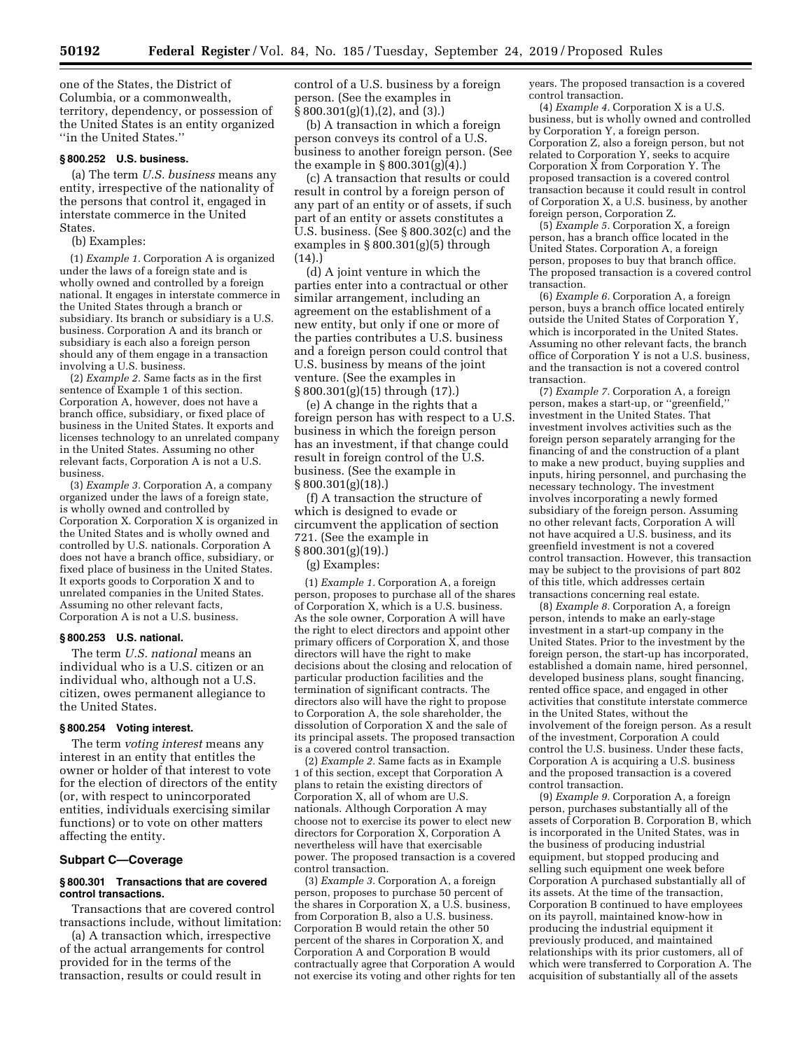one of the States, the District of Columbia, or a commonwealth, territory, dependency, or possession of the United States is an entity organized ''in the United States.''

**§ 800.252 U.S. business.**

(a) The term *U.S. business* means any entity, irrespective of the nationality of the persons that control it, engaged in interstate commerce in the United States.

(b) Examples:

(1) *Example 1.* Corporation A is organized under the laws of a foreign state and is wholly owned and controlled by a foreign national. It engages in interstate commerce in the United States through a branch or subsidiary. Its branch or subsidiary is a U.S. business. Corporation A and its branch or subsidiary is each also a foreign person should any of them engage in a transaction involving a U.S. business.

(2) *Example 2.* Same facts as in the first sentence of Example 1 of this section. Corporation A, however, does not have a branch office, subsidiary, or fixed place of business in the United States. It exports and licenses technology to an unrelated company in the United States. Assuming no other relevant facts, Corporation A is not a U.S. business.

(3) *Example 3.* Corporation A, a company organized under the laws of a foreign state, is wholly owned and controlled by Corporation X. Corporation X is organized in the United States and is wholly owned and controlled by U.S. nationals. Corporation A does not have a branch office, subsidiary, or fixed place of business in the United States. It exports goods to Corporation X and to unrelated companies in the United States. Assuming no other relevant facts, Corporation A is not a U.S. business.

**§ 800.253 U.S. national.**

The term *U.S. national* means an individual who is a U.S. citizen or an individual who, although not a U.S. citizen, owes permanent allegiance to the United States.

**§ 800.254 Voting interest.**

The term *voting interest* means any interest in an entity that entitles the owner or holder of that interest to vote for the election of directors of the entity (or, with respect to unincorporated entities, individuals exercising similar functions) or to vote on other matters affecting the entity.

## Subpart C—Coverage

**§ 800.301 Transactions that are covered control transactions.**

Transactions that are covered control transactions include, without limitation:

(a) A transaction which, irrespective of the actual arrangements for control provided for in the terms of the transaction, results or could result in control of a U.S. business by a foreign person. (See the examples in § 800.301(g)(1),(2), and (3).)

(b) A transaction in which a foreign person conveys its control of a U.S. business to another foreign person. (See the example in § 800.301(g)(4).)

(c) A transaction that results or could result in control by a foreign person of any part of an entity or of assets, if such part of an entity or assets constitutes a U.S. business. (See § 800.302(c) and the examples in § 800.301(g)(5) through (14).)

(d) A joint venture in which the parties enter into a contractual or other similar arrangement, including an agreement on the establishment of a new entity, but only if one or more of the parties contributes a U.S. business and a foreign person could control that U.S. business by means of the joint venture. (See the examples in § 800.301(g)(15) through (17).)

(e) A change in the rights that a foreign person has with respect to a U.S. business in which the foreign person has an investment, if that change could result in foreign control of the U.S. business. (See the example in § 800.301(g)(18).)

(f) A transaction the structure of which is designed to evade or circumvent the application of section 721. (See the example in § 800.301(g)(19).)

(g) Examples:

(1) *Example 1.* Corporation A, a foreign person, proposes to purchase all of the shares of Corporation X, which is a U.S. business. As the sole owner, Corporation A will have the right to elect directors and appoint other primary officers of Corporation X, and those directors will have the right to make decisions about the closing and relocation of particular production facilities and the termination of significant contracts. The directors also will have the right to propose to Corporation A, the sole shareholder, the dissolution of Corporation X and the sale of its principal assets. The proposed transaction is a covered control transaction.

(2) *Example 2.* Same facts as in Example 1 of this section, except that Corporation A plans to retain the existing directors of Corporation X, all of whom are U.S. nationals. Although Corporation A may choose not to exercise its power to elect new directors for Corporation X, Corporation A nevertheless will have that exercisable power. The proposed transaction is a covered control transaction.

(3) *Example 3.* Corporation A, a foreign person, proposes to purchase 50 percent of the shares in Corporation X, a U.S. business, from Corporation B, also a U.S. business. Corporation B would retain the other 50 percent of the shares in Corporation X, and Corporation A and Corporation B would contractually agree that Corporation A would not exercise its voting and other rights for ten years. The proposed transaction is a covered control transaction.

(4) *Example 4.* Corporation X is a U.S. business, but is wholly owned and controlled by Corporation Y, a foreign person. Corporation Z, also a foreign person, but not related to Corporation Y, seeks to acquire Corporation X from Corporation Y. The proposed transaction is a covered control transaction because it could result in control of Corporation X, a U.S. business, by another foreign person, Corporation Z.

(5) *Example 5.* Corporation X, a foreign person, has a branch office located in the United States. Corporation A, a foreign person, proposes to buy that branch office. The proposed transaction is a covered control transaction.

(6) *Example 6.* Corporation A, a foreign person, buys a branch office located entirely outside the United States of Corporation Y, which is incorporated in the United States. Assuming no other relevant facts, the branch office of Corporation Y is not a U.S. business, and the transaction is not a covered control transaction.

(7) *Example 7.* Corporation A, a foreign person, makes a start-up, or ''greenfield,'' investment in the United States. That investment involves activities such as the foreign person separately arranging for the financing of and the construction of a plant to make a new product, buying supplies and inputs, hiring personnel, and purchasing the necessary technology. The investment involves incorporating a newly formed subsidiary of the foreign person. Assuming no other relevant facts, Corporation A will not have acquired a U.S. business, and its greenfield investment is not a covered control transaction. However, this transaction may be subject to the provisions of part 802 of this title, which addresses certain transactions concerning real estate.

(8) *Example 8.* Corporation A, a foreign person, intends to make an early-stage investment in a start-up company in the United States. Prior to the investment by the foreign person, the start-up has incorporated, established a domain name, hired personnel, developed business plans, sought financing, rented office space, and engaged in other activities that constitute interstate commerce in the United States, without the involvement of the foreign person. As a result of the investment, Corporation A could control the U.S. business. Under these facts, Corporation A is acquiring a U.S. business and the proposed transaction is a covered control transaction.

(9) *Example 9.* Corporation A, a foreign person, purchases substantially all of the assets of Corporation B. Corporation B, which is incorporated in the United States, was in the business of producing industrial equipment, but stopped producing and selling such equipment one week before Corporation A purchased substantially all of its assets. At the time of the transaction, Corporation B continued to have employees on its payroll, maintained know-how in producing the industrial equipment it previously produced, and maintained relationships with its prior customers, all of which were transferred to Corporation A. The acquisition of substantially all of the assets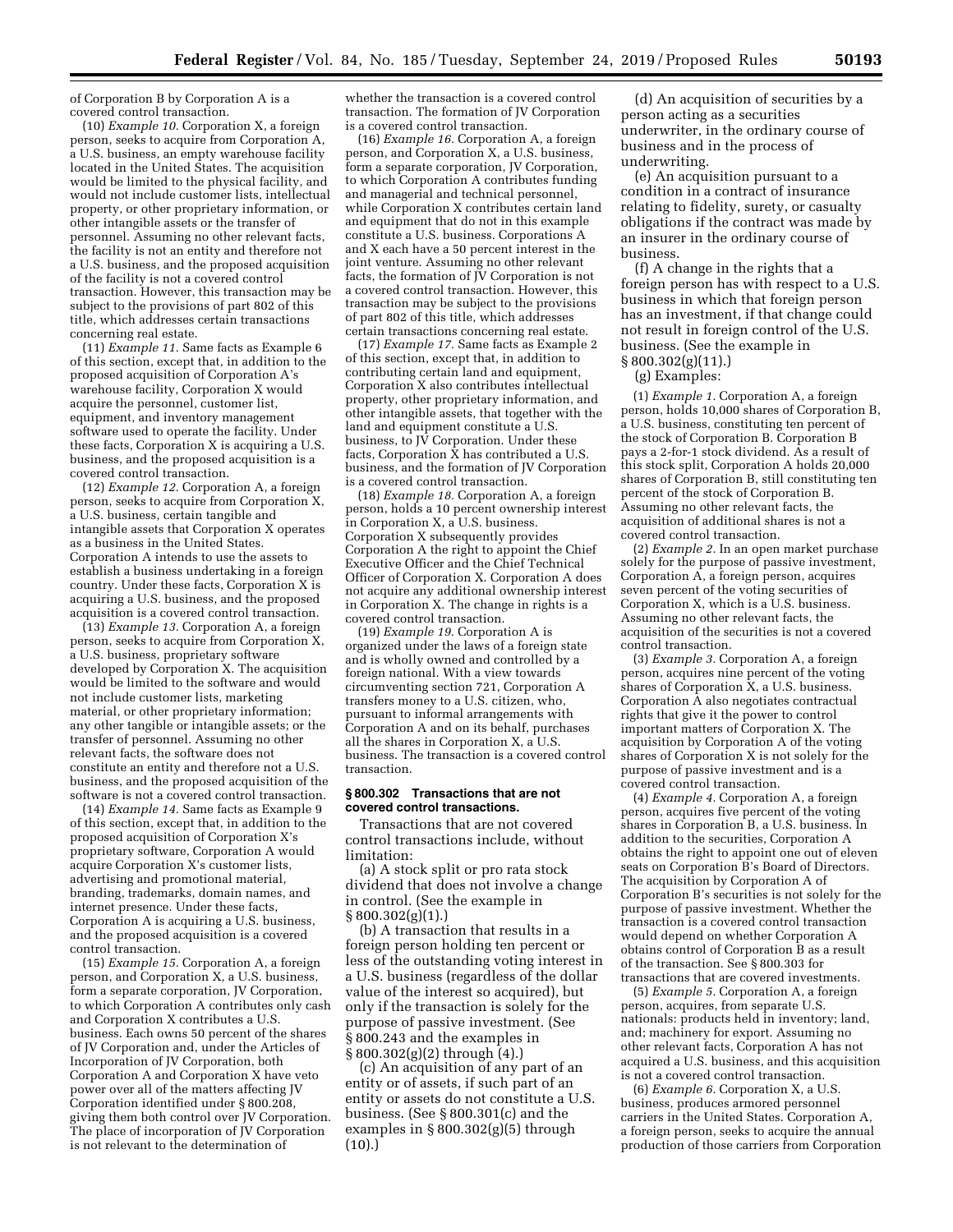of Corporation B by Corporation A is a covered control transaction.

(10) *Example 10.* Corporation X, a foreign person, seeks to acquire from Corporation A, a U.S. business, an empty warehouse facility located in the United States. The acquisition would be limited to the physical facility, and would not include customer lists, intellectual property, or other proprietary information, or other intangible assets or the transfer of personnel. Assuming no other relevant facts, the facility is not an entity and therefore not a U.S. business, and the proposed acquisition of the facility is not a covered control transaction. However, this transaction may be subject to the provisions of part 802 of this title, which addresses certain transactions concerning real estate.

(11) *Example 11.* Same facts as Example 6 of this section, except that, in addition to the proposed acquisition of Corporation A's warehouse facility, Corporation X would acquire the personnel, customer list, equipment, and inventory management software used to operate the facility. Under these facts, Corporation X is acquiring a U.S. business, and the proposed acquisition is a covered control transaction.

(12) *Example 12.* Corporation A, a foreign person, seeks to acquire from Corporation X, a U.S. business, certain tangible and intangible assets that Corporation X operates as a business in the United States. Corporation A intends to use the assets to establish a business undertaking in a foreign country. Under these facts, Corporation X is acquiring a U.S. business, and the proposed acquisition is a covered control transaction.

(13) *Example 13.* Corporation A, a foreign person, seeks to acquire from Corporation X, a U.S. business, proprietary software developed by Corporation X. The acquisition would be limited to the software and would not include customer lists, marketing material, or other proprietary information; any other tangible or intangible assets; or the transfer of personnel. Assuming no other relevant facts, the software does not constitute an entity and therefore not a U.S. business, and the proposed acquisition of the software is not a covered control transaction.

(14) *Example 14.* Same facts as Example 9 of this section, except that, in addition to the proposed acquisition of Corporation X's proprietary software, Corporation A would acquire Corporation X's customer lists, advertising and promotional material, branding, trademarks, domain names, and internet presence. Under these facts, Corporation A is acquiring a U.S. business, and the proposed acquisition is a covered control transaction.

(15) *Example 15.* Corporation A, a foreign person, and Corporation X, a U.S. business, form a separate corporation, JV Corporation, to which Corporation A contributes only cash and Corporation X contributes a U.S. business. Each owns 50 percent of the shares of JV Corporation and, under the Articles of Incorporation of JV Corporation, both Corporation A and Corporation X have veto power over all of the matters affecting JV Corporation identified under § 800.208, giving them both control over JV Corporation. The place of incorporation of JV Corporation is not relevant to the determination of whether the transaction is a covered control transaction. The formation of JV Corporation is a covered control transaction.

(16) *Example 16.* Corporation A, a foreign person, and Corporation X, a U.S. business, form a separate corporation, JV Corporation, to which Corporation A contributes funding and managerial and technical personnel, while Corporation X contributes certain land and equipment that do not in this example constitute a U.S. business. Corporations A and X each have a 50 percent interest in the joint venture. Assuming no other relevant facts, the formation of JV Corporation is not a covered control transaction. However, this transaction may be subject to the provisions of part 802 of this title, which addresses certain transactions concerning real estate.

(17) *Example 17.* Same facts as Example 2 of this section, except that, in addition to contributing certain land and equipment, Corporation X also contributes intellectual property, other proprietary information, and other intangible assets, that together with the land and equipment constitute a U.S. business, to JV Corporation. Under these facts, Corporation X has contributed a U.S. business, and the formation of JV Corporation is a covered control transaction.

(18) *Example 18.* Corporation A, a foreign person, holds a 10 percent ownership interest in Corporation X, a U.S. business. Corporation X subsequently provides Corporation A the right to appoint the Chief Executive Officer and the Chief Technical Officer of Corporation X. Corporation A does not acquire any additional ownership interest in Corporation X. The change in rights is a covered control transaction.

(19) *Example 19.* Corporation A is organized under the laws of a foreign state and is wholly owned and controlled by a foreign national. With a view towards circumventing section 721, Corporation A transfers money to a U.S. citizen, who, pursuant to informal arrangements with Corporation A and on its behalf, purchases all the shares in Corporation X, a U.S. business. The transaction is a covered control transaction.

### § 800.302 Transactions that are not covered control transactions.

Transactions that are not covered control transactions include, without limitation:

(a) A stock split or pro rata stock dividend that does not involve a change in control. (See the example in § 800.302(g)(1).)

(b) A transaction that results in a foreign person holding ten percent or less of the outstanding voting interest in a U.S. business (regardless of the dollar value of the interest so acquired), but only if the transaction is solely for the purpose of passive investment. (See § 800.243 and the examples in § 800.302(g)(2) through (4).)

(c) An acquisition of any part of an entity or of assets, if such part of an entity or assets do not constitute a U.S. business. (See § 800.301(c) and the examples in § 800.302(g)(5) through (10).)

(d) An acquisition of securities by a person acting as a securities underwriter, in the ordinary course of business and in the process of underwriting.

(e) An acquisition pursuant to a condition in a contract of insurance relating to fidelity, surety, or casualty obligations if the contract was made by an insurer in the ordinary course of business.

(f) A change in the rights that a foreign person has with respect to a U.S. business in which that foreign person has an investment, if that change could not result in foreign control of the U.S. business. (See the example in § 800.302(g)(11).)

(g) Examples:

(1) *Example 1.* Corporation A, a foreign person, holds 10,000 shares of Corporation B, a U.S. business, constituting ten percent of the stock of Corporation B. Corporation B pays a 2-for-1 stock dividend. As a result of this stock split, Corporation A holds 20,000 shares of Corporation B, still constituting ten percent of the stock of Corporation B. Assuming no other relevant facts, the acquisition of additional shares is not a covered control transaction.

(2) *Example 2.* In an open market purchase solely for the purpose of passive investment, Corporation A, a foreign person, acquires seven percent of the voting securities of Corporation X, which is a U.S. business. Assuming no other relevant facts, the acquisition of the securities is not a covered control transaction.

(3) *Example 3.* Corporation A, a foreign person, acquires nine percent of the voting shares of Corporation X, a U.S. business. Corporation A also negotiates contractual rights that give it the power to control important matters of Corporation X. The acquisition by Corporation A of the voting shares of Corporation X is not solely for the purpose of passive investment and is a covered control transaction.

(4) *Example 4.* Corporation A, a foreign person, acquires five percent of the voting shares in Corporation B, a U.S. business. In addition to the securities, Corporation A obtains the right to appoint one out of eleven seats on Corporation B's Board of Directors. The acquisition by Corporation A of Corporation B's securities is not solely for the purpose of passive investment. Whether the transaction is a covered control transaction would depend on whether Corporation A obtains control of Corporation B as a result of the transaction. See § 800.303 for transactions that are covered investments.

(5) *Example 5.* Corporation A, a foreign person, acquires, from separate U.S. nationals: products held in inventory; land, and; machinery for export. Assuming no other relevant facts, Corporation A has not acquired a U.S. business, and this acquisition is not a covered control transaction.

(6) *Example 6.* Corporation X, a U.S. business, produces armored personnel carriers in the United States. Corporation A, a foreign person, seeks to acquire the annual production of those carriers from Corporation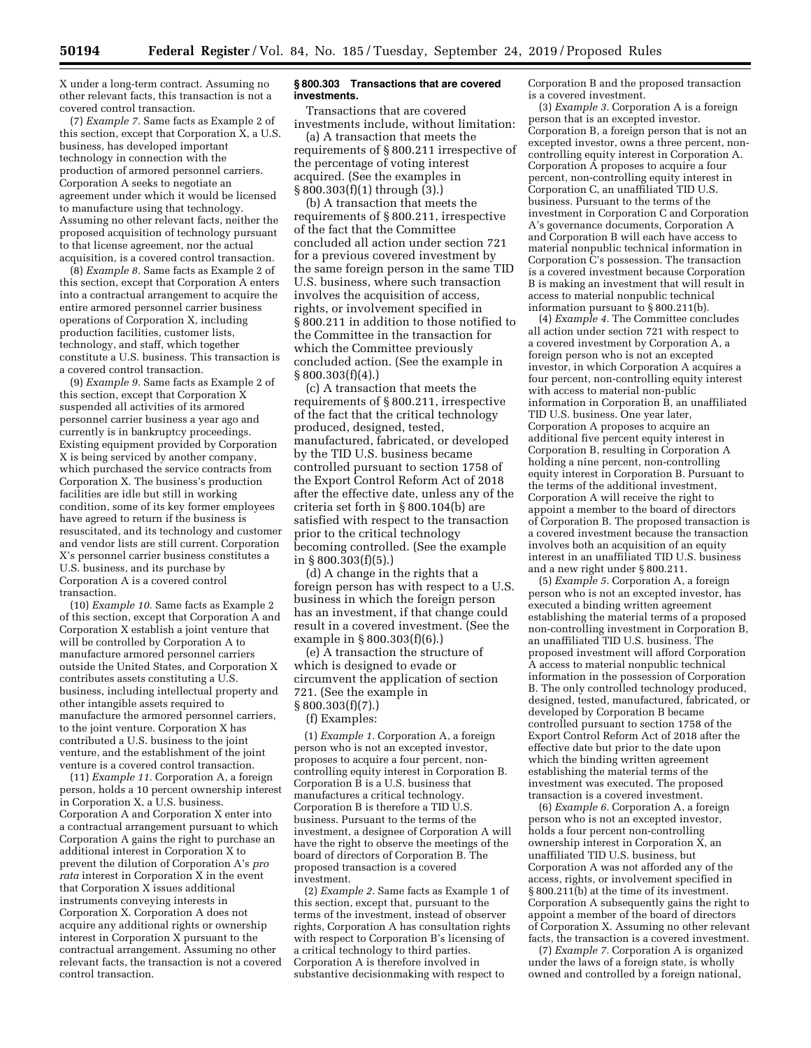X under a long-term contract. Assuming no other relevant facts, this transaction is not a covered control transaction.

(7) *Example 7.* Same facts as Example 2 of this section, except that Corporation X, a U.S. business, has developed important technology in connection with the production of armored personnel carriers. Corporation A seeks to negotiate an agreement under which it would be licensed to manufacture using that technology. Assuming no other relevant facts, neither the proposed acquisition of technology pursuant to that license agreement, nor the actual acquisition, is a covered control transaction.

(8) *Example 8.* Same facts as Example 2 of this section, except that Corporation A enters into a contractual arrangement to acquire the entire armored personnel carrier business operations of Corporation X, including production facilities, customer lists, technology, and staff, which together constitute a U.S. business. This transaction is a covered control transaction.

(9) *Example 9.* Same facts as Example 2 of this section, except that Corporation X suspended all activities of its armored personnel carrier business a year ago and currently is in bankruptcy proceedings. Existing equipment provided by Corporation X is being serviced by another company, which purchased the service contracts from Corporation X. The business's production facilities are idle but still in working condition, some of its key former employees have agreed to return if the business is resuscitated, and its technology and customer and vendor lists are still current. Corporation X's personnel carrier business constitutes a U.S. business, and its purchase by Corporation A is a covered control transaction.

(10) *Example 10.* Same facts as Example 2 of this section, except that Corporation A and Corporation X establish a joint venture that will be controlled by Corporation A to manufacture armored personnel carriers outside the United States, and Corporation X contributes assets constituting a U.S. business, including intellectual property and other intangible assets required to manufacture the armored personnel carriers, to the joint venture. Corporation X has contributed a U.S. business to the joint venture, and the establishment of the joint venture is a covered control transaction.

(11) *Example 11.* Corporation A, a foreign person, holds a 10 percent ownership interest in Corporation X, a U.S. business. Corporation A and Corporation X enter into a contractual arrangement pursuant to which Corporation A gains the right to purchase an additional interest in Corporation X to prevent the dilution of Corporation A's *pro rata* interest in Corporation X in the event that Corporation X issues additional instruments conveying interests in Corporation X. Corporation A does not acquire any additional rights or ownership interest in Corporation X pursuant to the contractual arrangement. Assuming no other relevant facts, the transaction is not a covered control transaction.

**§ 800.303 Transactions that are covered investments.**

Transactions that are covered investments include, without limitation:

(a) A transaction that meets the requirements of § 800.211 irrespective of the percentage of voting interest acquired. (See the examples in § 800.303(f)(1) through (3).)

(b) A transaction that meets the requirements of § 800.211, irrespective of the fact that the Committee concluded all action under section 721 for a previous covered investment by the same foreign person in the same TID U.S. business, where such transaction involves the acquisition of access, rights, or involvement specified in § 800.211 in addition to those notified to the Committee in the transaction for which the Committee previously concluded action. (See the example in § 800.303(f)(4).)

(c) A transaction that meets the requirements of § 800.211, irrespective of the fact that the critical technology produced, designed, tested, manufactured, fabricated, or developed by the TID U.S. business became controlled pursuant to section 1758 of the Export Control Reform Act of 2018 after the effective date, unless any of the criteria set forth in § 800.104(b) are satisfied with respect to the transaction prior to the critical technology becoming controlled. (See the example in § 800.303(f)(5).)

(d) A change in the rights that a foreign person has with respect to a U.S. business in which the foreign person has an investment, if that change could result in a covered investment. (See the example in § 800.303(f)(6).)

(e) A transaction the structure of which is designed to evade or circumvent the application of section 721. (See the example in § 800.303(f)(7).)

(f) Examples:

(1) *Example 1.* Corporation A, a foreign person who is not an excepted investor, proposes to acquire a four percent, non-controlling equity interest in Corporation B. Corporation B is a U.S. business that manufactures a critical technology. Corporation B is therefore a TID U.S. business. Pursuant to the terms of the investment, a designee of Corporation A will have the right to observe the meetings of the board of directors of Corporation B. The proposed transaction is a covered investment.

(2) *Example 2.* Same facts as Example 1 of this section, except that, pursuant to the terms of the investment, instead of observer rights, Corporation A has consultation rights with respect to Corporation B's licensing of a critical technology to third parties. Corporation A is therefore involved in substantive decisionmaking with respect to Corporation B and the proposed transaction is a covered investment.

(3) *Example 3.* Corporation A is a foreign person that is an excepted investor. Corporation B, a foreign person that is not an excepted investor, owns a three percent, non-controlling equity interest in Corporation A. Corporation A proposes to acquire a four percent, non-controlling equity interest in Corporation C, an unaffiliated TID U.S. business. Pursuant to the terms of the investment in Corporation C and Corporation A's governance documents, Corporation A and Corporation B will each have access to material nonpublic technical information in Corporation C's possession. The transaction is a covered investment because Corporation B is making an investment that will result in access to material nonpublic technical information pursuant to § 800.211(b).

(4) *Example 4.* The Committee concludes all action under section 721 with respect to a covered investment by Corporation A, a foreign person who is not an excepted investor, in which Corporation A acquires a four percent, non-controlling equity interest with access to material non-public information in Corporation B, an unaffiliated TID U.S. business. One year later, Corporation A proposes to acquire an additional five percent equity interest in Corporation B, resulting in Corporation A holding a nine percent, non-controlling equity interest in Corporation B. Pursuant to the terms of the additional investment, Corporation A will receive the right to appoint a member to the board of directors of Corporation B. The proposed transaction is a covered investment because the transaction involves both an acquisition of an equity interest in an unaffiliated TID U.S. business and a new right under § 800.211.

(5) *Example 5.* Corporation A, a foreign person who is not an excepted investor, has executed a binding written agreement establishing the material terms of a proposed non-controlling investment in Corporation B, an unaffiliated TID U.S. business. The proposed investment will afford Corporation A access to material nonpublic technical information in the possession of Corporation B. The only controlled technology produced, designed, tested, manufactured, fabricated, or developed by Corporation B became controlled pursuant to section 1758 of the Export Control Reform Act of 2018 after the effective date but prior to the date upon which the binding written agreement establishing the material terms of the investment was executed. The proposed transaction is a covered investment.

(6) *Example 6.* Corporation A, a foreign person who is not an excepted investor, holds a four percent non-controlling ownership interest in Corporation X, an unaffiliated TID U.S. business, but Corporation A was not afforded any of the access, rights, or involvement specified in § 800.211(b) at the time of its investment. Corporation A subsequently gains the right to appoint a member of the board of directors of Corporation X. Assuming no other relevant facts, the transaction is a covered investment.

(7) *Example 7.* Corporation A is organized under the laws of a foreign state, is wholly owned and controlled by a foreign national,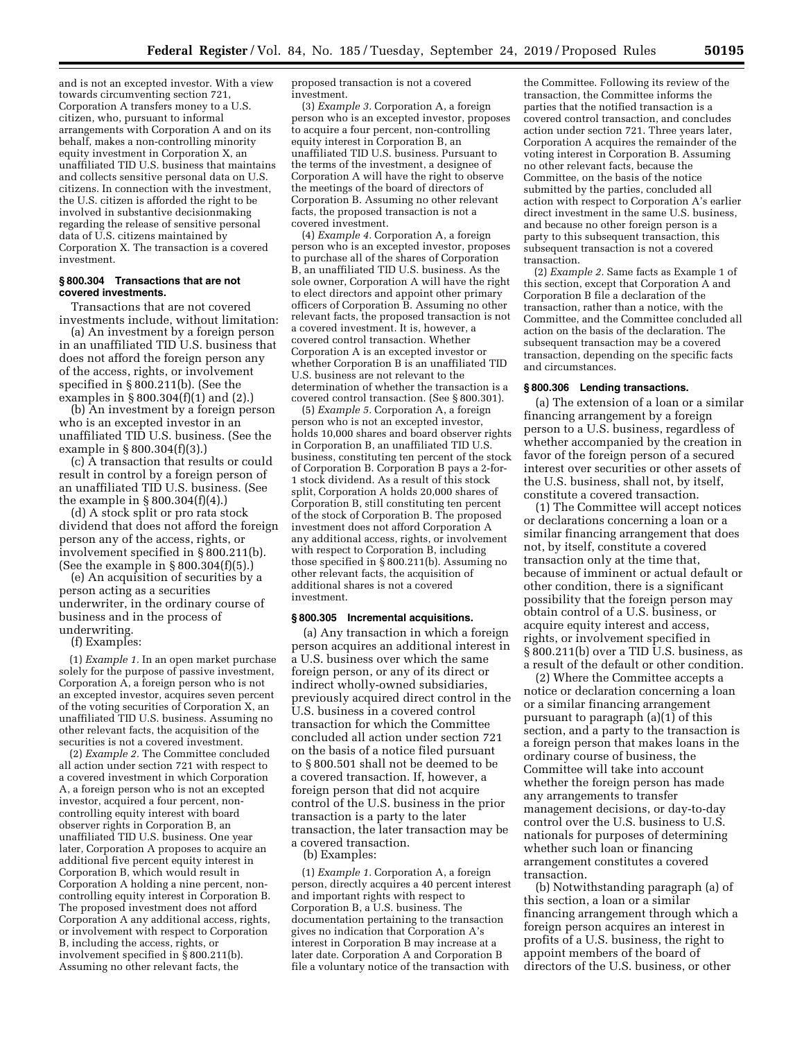and is not an excepted investor. With a view towards circumventing section 721, Corporation A transfers money to a U.S. citizen, who, pursuant to informal arrangements with Corporation A and on its behalf, makes a non-controlling minority equity investment in Corporation X, an unaffiliated TID U.S. business that maintains and collects sensitive personal data on U.S. citizens. In connection with the investment, the U.S. citizen is afforded the right to be involved in substantive decisionmaking regarding the release of sensitive personal data of U.S. citizens maintained by Corporation X. The transaction is a covered investment.

### § 800.304 Transactions that are not covered investments.

Transactions that are not covered investments include, without limitation:

(a) An investment by a foreign person in an unaffiliated TID U.S. business that does not afford the foreign person any of the access, rights, or involvement specified in § 800.211(b). (See the examples in § 800.304(f)(1) and (2).)

(b) An investment by a foreign person who is an excepted investor in an unaffiliated TID U.S. business. (See the example in § 800.304(f)(3).)

(c) A transaction that results or could result in control by a foreign person of an unaffiliated TID U.S. business. (See the example in § 800.304(f)(4).)

(d) A stock split or pro rata stock dividend that does not afford the foreign person any of the access, rights, or involvement specified in § 800.211(b). (See the example in § 800.304(f)(5).)

(e) An acquisition of securities by a person acting as a securities underwriter, in the ordinary course of business and in the process of underwriting.

(f) Examples:

(1) *Example 1.* In an open market purchase solely for the purpose of passive investment, Corporation A, a foreign person who is not an excepted investor, acquires seven percent of the voting securities of Corporation X, an unaffiliated TID U.S. business. Assuming no other relevant facts, the acquisition of the securities is not a covered investment.

(2) *Example 2.* The Committee concluded all action under section 721 with respect to a covered investment in which Corporation A, a foreign person who is not an excepted investor, acquired a four percent, non-controlling equity interest with board observer rights in Corporation B, an unaffiliated TID U.S. business. One year later, Corporation A proposes to acquire an additional five percent equity interest in Corporation B, which would result in Corporation A holding a nine percent, non-controlling equity interest in Corporation B. The proposed investment does not afford Corporation A any additional access, rights, or involvement with respect to Corporation B, including the access, rights, or involvement specified in § 800.211(b). Assuming no other relevant facts, the proposed transaction is not a covered investment.

(3) *Example 3.* Corporation A, a foreign person who is an excepted investor, proposes to acquire a four percent, non-controlling equity interest in Corporation B, an unaffiliated TID U.S. business. Pursuant to the terms of the investment, a designee of Corporation A will have the right to observe the meetings of the board of directors of Corporation B. Assuming no other relevant facts, the proposed transaction is not a covered investment.

(4) *Example 4.* Corporation A, a foreign person who is an excepted investor, proposes to purchase all of the shares of Corporation B, an unaffiliated TID U.S. business. As the sole owner, Corporation A will have the right to elect directors and appoint other primary officers of Corporation B. Assuming no other relevant facts, the proposed transaction is not a covered investment. It is, however, a covered control transaction. Whether Corporation A is an excepted investor or whether Corporation B is an unaffiliated TID U.S. business are not relevant to the determination of whether the transaction is a covered control transaction. (See § 800.301).

(5) *Example 5.* Corporation A, a foreign person who is not an excepted investor, holds 10,000 shares and board observer rights in Corporation B, an unaffiliated TID U.S. business, constituting ten percent of the stock of Corporation B. Corporation B pays a 2-for-1 stock dividend. As a result of this stock split, Corporation A holds 20,000 shares of Corporation B, still constituting ten percent of the stock of Corporation B. The proposed investment does not afford Corporation A any additional access, rights, or involvement with respect to Corporation B, including those specified in § 800.211(b). Assuming no other relevant facts, the acquisition of additional shares is not a covered investment.

### § 800.305 Incremental acquisitions.

(a) Any transaction in which a foreign person acquires an additional interest in a U.S. business over which the same foreign person, or any of its direct or indirect wholly-owned subsidiaries, previously acquired direct control in the U.S. business in a covered control transaction for which the Committee concluded all action under section 721 on the basis of a notice filed pursuant to § 800.501 shall not be deemed to be a covered transaction. If, however, a foreign person that did not acquire control of the U.S. business in the prior transaction is a party to the later transaction, the later transaction may be a covered transaction.

(b) Examples:

(1) *Example 1.* Corporation A, a foreign person, directly acquires a 40 percent interest and important rights with respect to Corporation B, a U.S. business. The documentation pertaining to the transaction gives no indication that Corporation A's interest in Corporation B may increase at a later date. Corporation A and Corporation B file a voluntary notice of the transaction with the Committee. Following its review of the transaction, the Committee informs the parties that the notified transaction is a covered control transaction, and concludes action under section 721. Three years later, Corporation A acquires the remainder of the voting interest in Corporation B. Assuming no other relevant facts, because the Committee, on the basis of the notice submitted by the parties, concluded all action with respect to Corporation A's earlier direct investment in the same U.S. business, and because no other foreign person is a party to this subsequent transaction, this subsequent transaction is not a covered transaction.

(2) *Example 2.* Same facts as Example 1 of this section, except that Corporation A and Corporation B file a declaration of the transaction, rather than a notice, with the Committee, and the Committee concluded all action on the basis of the declaration. The subsequent transaction may be a covered transaction, depending on the specific facts and circumstances.

### § 800.306 Lending transactions.

(a) The extension of a loan or a similar financing arrangement by a foreign person to a U.S. business, regardless of whether accompanied by the creation in favor of the foreign person of a secured interest over securities or other assets of the U.S. business, shall not, by itself, constitute a covered transaction.

(1) The Committee will accept notices or declarations concerning a loan or a similar financing arrangement that does not, by itself, constitute a covered transaction only at the time that, because of imminent or actual default or other condition, there is a significant possibility that the foreign person may obtain control of a U.S. business, or acquire equity interest and access, rights, or involvement specified in § 800.211(b) over a TID U.S. business, as a result of the default or other condition.

(2) Where the Committee accepts a notice or declaration concerning a loan or a similar financing arrangement pursuant to paragraph (a)(1) of this section, and a party to the transaction is a foreign person that makes loans in the ordinary course of business, the Committee will take into account whether the foreign person has made any arrangements to transfer management decisions, or day-to-day control over the U.S. business to U.S. nationals for purposes of determining whether such loan or financing arrangement constitutes a covered transaction.

(b) Notwithstanding paragraph (a) of this section, a loan or a similar financing arrangement through which a foreign person acquires an interest in profits of a U.S. business, the right to appoint members of the board of directors of the U.S. business, or other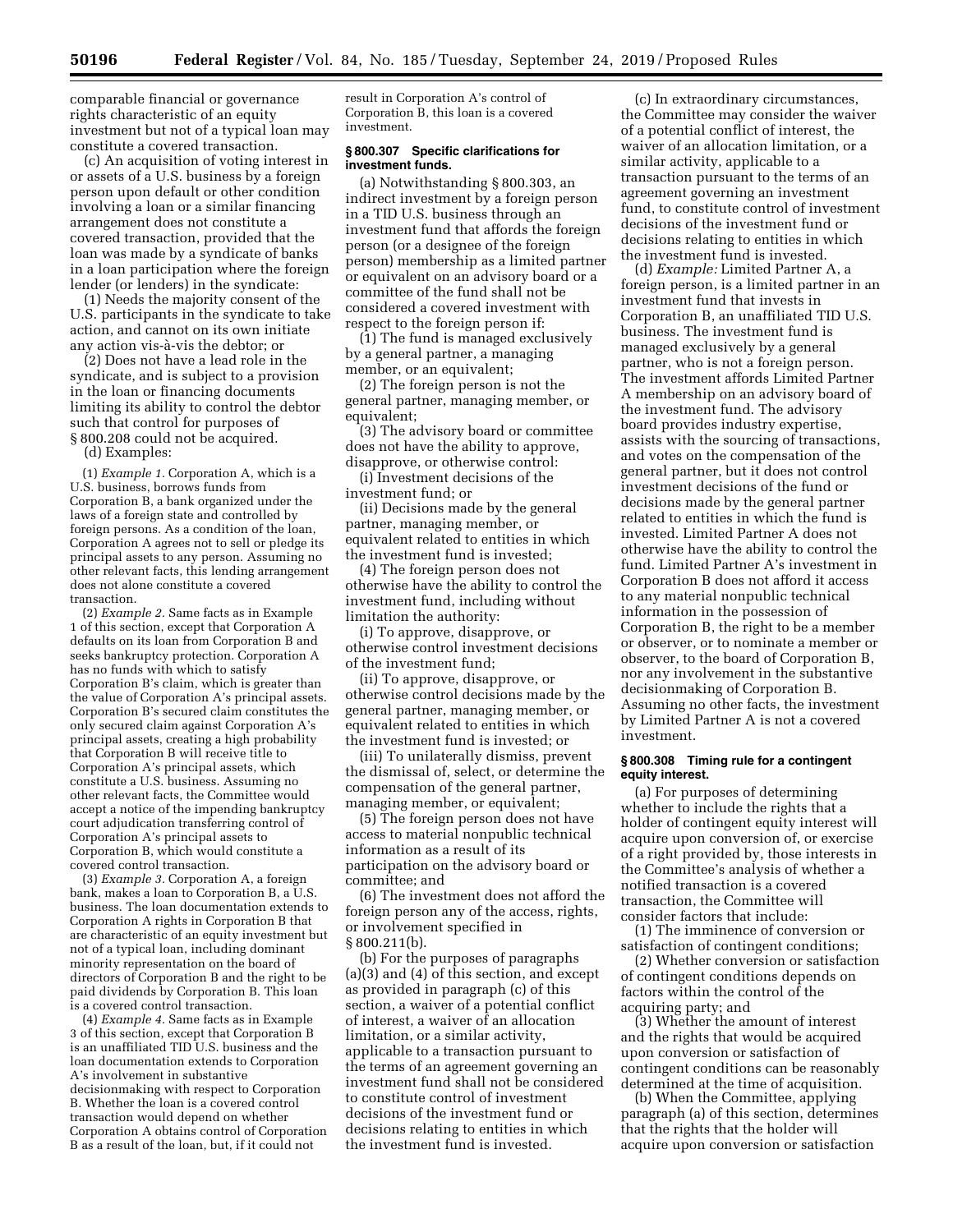comparable financial or governance rights characteristic of an equity investment but not of a typical loan may constitute a covered transaction.

(c) An acquisition of voting interest in or assets of a U.S. business by a foreign person upon default or other condition involving a loan or a similar financing arrangement does not constitute a covered transaction, provided that the loan was made by a syndicate of banks in a loan participation where the foreign lender (or lenders) in the syndicate:

(1) Needs the majority consent of the U.S. participants in the syndicate to take action, and cannot on its own initiate any action vis-à-vis the debtor; or

(2) Does not have a lead role in the syndicate, and is subject to a provision in the loan or financing documents limiting its ability to control the debtor such that control for purposes of § 800.208 could not be acquired.

(d) Examples:

(1) *Example 1.* Corporation A, which is a U.S. business, borrows funds from Corporation B, a bank organized under the laws of a foreign state and controlled by foreign persons. As a condition of the loan, Corporation A agrees not to sell or pledge its principal assets to any person. Assuming no other relevant facts, this lending arrangement does not alone constitute a covered transaction.

(2) *Example 2.* Same facts as in Example 1 of this section, except that Corporation A defaults on its loan from Corporation B and seeks bankruptcy protection. Corporation A has no funds with which to satisfy Corporation B's claim, which is greater than the value of Corporation A's principal assets. Corporation B's secured claim constitutes the only secured claim against Corporation A's principal assets, creating a high probability that Corporation B will receive title to Corporation A's principal assets, which constitute a U.S. business. Assuming no other relevant facts, the Committee would accept a notice of the impending bankruptcy court adjudication transferring control of Corporation A's principal assets to Corporation B, which would constitute a covered control transaction.

(3) *Example 3.* Corporation A, a foreign bank, makes a loan to Corporation B, a U.S. business. The loan documentation extends to Corporation A rights in Corporation B that are characteristic of an equity investment but not of a typical loan, including dominant minority representation on the board of directors of Corporation B and the right to be paid dividends by Corporation B. This loan is a covered control transaction.

(4) *Example 4.* Same facts as in Example 3 of this section, except that Corporation B is an unaffiliated TID U.S. business and the loan documentation extends to Corporation A's involvement in substantive decisionmaking with respect to Corporation B. Whether the loan is a covered control transaction would depend on whether Corporation A obtains control of Corporation B as a result of the loan, but, if it could not result in Corporation A's control of Corporation B, this loan is a covered investment.

### § 800.307 Specific clarifications for investment funds.

(a) Notwithstanding § 800.303, an indirect investment by a foreign person in a TID U.S. business through an investment fund that affords the foreign person (or a designee of the foreign person) membership as a limited partner or equivalent on an advisory board or a committee of the fund shall not be considered a covered investment with respect to the foreign person if:

(1) The fund is managed exclusively by a general partner, a managing member, or an equivalent;

(2) The foreign person is not the general partner, managing member, or equivalent;

(3) The advisory board or committee does not have the ability to approve, disapprove, or otherwise control:

(i) Investment decisions of the investment fund; or

(ii) Decisions made by the general partner, managing member, or equivalent related to entities in which the investment fund is invested;

(4) The foreign person does not otherwise have the ability to control the investment fund, including without limitation the authority:

(i) To approve, disapprove, or otherwise control investment decisions of the investment fund;

(ii) To approve, disapprove, or otherwise control decisions made by the general partner, managing member, or equivalent related to entities in which the investment fund is invested; or

(iii) To unilaterally dismiss, prevent the dismissal of, select, or determine the compensation of the general partner, managing member, or equivalent;

(5) The foreign person does not have access to material nonpublic technical information as a result of its participation on the advisory board or committee; and

(6) The investment does not afford the foreign person any of the access, rights, or involvement specified in § 800.211(b).

(b) For the purposes of paragraphs (a)(3) and (4) of this section, and except as provided in paragraph (c) of this section, a waiver of a potential conflict of interest, a waiver of an allocation limitation, or a similar activity, applicable to a transaction pursuant to the terms of an agreement governing an investment fund shall not be considered to constitute control of investment decisions of the investment fund or decisions relating to entities in which the investment fund is invested.

(c) In extraordinary circumstances, the Committee may consider the waiver of a potential conflict of interest, the waiver of an allocation limitation, or a similar activity, applicable to a transaction pursuant to the terms of an agreement governing an investment fund, to constitute control of investment decisions of the investment fund or decisions relating to entities in which the investment fund is invested.

(d) *Example:* Limited Partner A, a foreign person, is a limited partner in an investment fund that invests in Corporation B, an unaffiliated TID U.S. business. The investment fund is managed exclusively by a general partner, who is not a foreign person. The investment affords Limited Partner A membership on an advisory board of the investment fund. The advisory board provides industry expertise, assists with the sourcing of transactions, and votes on the compensation of the general partner, but it does not control investment decisions of the fund or decisions made by the general partner related to entities in which the fund is invested. Limited Partner A does not otherwise have the ability to control the fund. Limited Partner A's investment in Corporation B does not afford it access to any material nonpublic technical information in the possession of Corporation B, the right to be a member or observer, or to nominate a member or observer, to the board of Corporation B, nor any involvement in the substantive decisionmaking of Corporation B. Assuming no other facts, the investment by Limited Partner A is not a covered investment.

### § 800.308 Timing rule for a contingent equity interest.

(a) For purposes of determining whether to include the rights that a holder of contingent equity interest will acquire upon conversion of, or exercise of a right provided by, those interests in the Committee's analysis of whether a notified transaction is a covered transaction, the Committee will consider factors that include:

(1) The imminence of conversion or satisfaction of contingent conditions;

(2) Whether conversion or satisfaction of contingent conditions depends on factors within the control of the acquiring party; and

(3) Whether the amount of interest and the rights that would be acquired upon conversion or satisfaction of contingent conditions can be reasonably determined at the time of acquisition.

(b) When the Committee, applying paragraph (a) of this section, determines that the rights that the holder will acquire upon conversion or satisfaction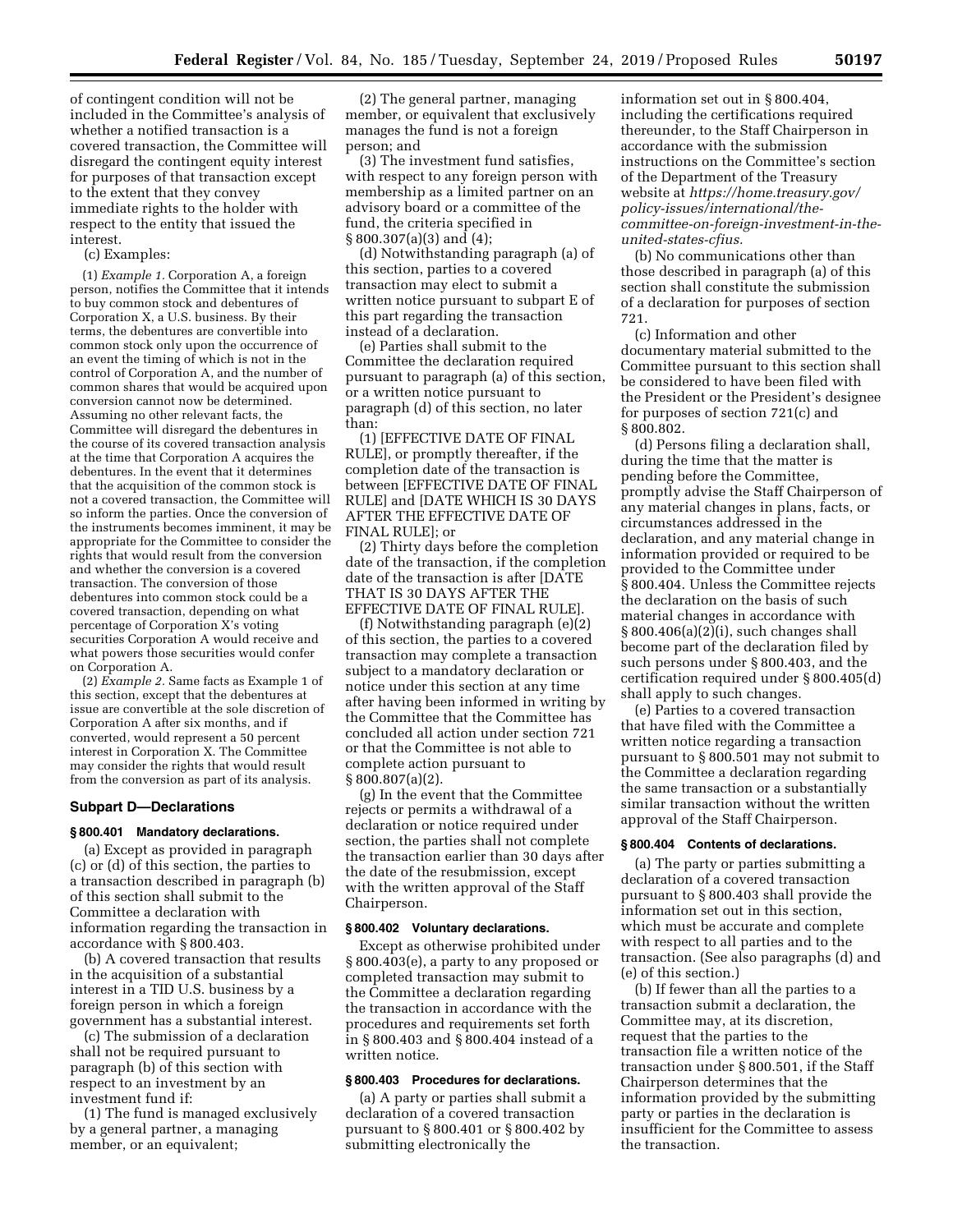of contingent condition will not be included in the Committee's analysis of whether a notified transaction is a covered transaction, the Committee will disregard the contingent equity interest for purposes of that transaction except to the extent that they convey immediate rights to the holder with respect to the entity that issued the interest.

(c) Examples:

(1) *Example 1.* Corporation A, a foreign person, notifies the Committee that it intends to buy common stock and debentures of Corporation X, a U.S. business. By their terms, the debentures are convertible into common stock only upon the occurrence of an event the timing of which is not in the control of Corporation A, and the number of common shares that would be acquired upon conversion cannot now be determined. Assuming no other relevant facts, the Committee will disregard the debentures in the course of its covered transaction analysis at the time that Corporation A acquires the debentures. In the event that it determines that the acquisition of the common stock is not a covered transaction, the Committee will so inform the parties. Once the conversion of the instruments becomes imminent, it may be appropriate for the Committee to consider the rights that would result from the conversion and whether the conversion is a covered transaction. The conversion of those debentures into common stock could be a covered transaction, depending on what percentage of Corporation X's voting securities Corporation A would receive and what powers those securities would confer on Corporation A.

(2) *Example 2.* Same facts as Example 1 of this section, except that the debentures at issue are convertible at the sole discretion of Corporation A after six months, and if converted, would represent a 50 percent interest in Corporation X. The Committee may consider the rights that would result from the conversion as part of its analysis.

### Subpart D—Declarations

#### § 800.401 Mandatory declarations.

(a) Except as provided in paragraph (c) or (d) of this section, the parties to a transaction described in paragraph (b) of this section shall submit to the Committee a declaration with information regarding the transaction in accordance with § 800.403.

(b) A covered transaction that results in the acquisition of a substantial interest in a TID U.S. business by a foreign person in which a foreign government has a substantial interest.

(c) The submission of a declaration shall not be required pursuant to paragraph (b) of this section with respect to an investment by an investment fund if:

(1) The fund is managed exclusively by a general partner, a managing member, or an equivalent;

(2) The general partner, managing member, or equivalent that exclusively manages the fund is not a foreign person; and

(3) The investment fund satisfies, with respect to any foreign person with membership as a limited partner on an advisory board or a committee of the fund, the criteria specified in § 800.307(a)(3) and (4);

(d) Notwithstanding paragraph (a) of this section, parties to a covered transaction may elect to submit a written notice pursuant to subpart E of this part regarding the transaction instead of a declaration.

(e) Parties shall submit to the Committee the declaration required pursuant to paragraph (a) of this section, or a written notice pursuant to paragraph (d) of this section, no later than:

(1) [EFFECTIVE DATE OF FINAL RULE], or promptly thereafter, if the completion date of the transaction is between [EFFECTIVE DATE OF FINAL RULE] and [DATE WHICH IS 30 DAYS AFTER THE EFFECTIVE DATE OF FINAL RULE]; or

(2) Thirty days before the completion date of the transaction, if the completion date of the transaction is after [DATE THAT IS 30 DAYS AFTER THE EFFECTIVE DATE OF FINAL RULE].

(f) Notwithstanding paragraph (e)(2) of this section, the parties to a covered transaction may complete a transaction subject to a mandatory declaration or notice under this section at any time after having been informed in writing by the Committee that the Committee has concluded all action under section 721 or that the Committee is not able to complete action pursuant to § 800.807(a)(2).

(g) In the event that the Committee rejects or permits a withdrawal of a declaration or notice required under section, the parties shall not complete the transaction earlier than 30 days after the date of the resubmission, except with the written approval of the Staff Chairperson.

#### § 800.402 Voluntary declarations.

Except as otherwise prohibited under § 800.403(e), a party to any proposed or completed transaction may submit to the Committee a declaration regarding the transaction in accordance with the procedures and requirements set forth in § 800.403 and § 800.404 instead of a written notice.

#### § 800.403 Procedures for declarations.

(a) A party or parties shall submit a declaration of a covered transaction pursuant to § 800.401 or § 800.402 by submitting electronically the information set out in § 800.404, including the certifications required thereunder, to the Staff Chairperson in accordance with the submission instructions on the Committee's section of the Department of the Treasury website at *https://home.treasury.gov/policy-issues/international/the-committee-on-foreign-investment-in-the-united-states-cfius.*

(b) No communications other than those described in paragraph (a) of this section shall constitute the submission of a declaration for purposes of section 721.

(c) Information and other documentary material submitted to the Committee pursuant to this section shall be considered to have been filed with the President or the President's designee for purposes of section 721(c) and § 800.802.

(d) Persons filing a declaration shall, during the time that the matter is pending before the Committee, promptly advise the Staff Chairperson of any material changes in plans, facts, or circumstances addressed in the declaration, and any material change in information provided or required to be provided to the Committee under § 800.404. Unless the Committee rejects the declaration on the basis of such material changes in accordance with § 800.406(a)(2)(i), such changes shall become part of the declaration filed by such persons under § 800.403, and the certification required under § 800.405(d) shall apply to such changes.

(e) Parties to a covered transaction that have filed with the Committee a written notice regarding a transaction pursuant to § 800.501 may not submit to the Committee a declaration regarding the same transaction or a substantially similar transaction without the written approval of the Staff Chairperson.

#### § 800.404 Contents of declarations.

(a) The party or parties submitting a declaration of a covered transaction pursuant to § 800.403 shall provide the information set out in this section, which must be accurate and complete with respect to all parties and to the transaction. (See also paragraphs (d) and (e) of this section.)

(b) If fewer than all the parties to a transaction submit a declaration, the Committee may, at its discretion, request that the parties to the transaction file a written notice of the transaction under § 800.501, if the Staff Chairperson determines that the information provided by the submitting party or parties in the declaration is insufficient for the Committee to assess the transaction.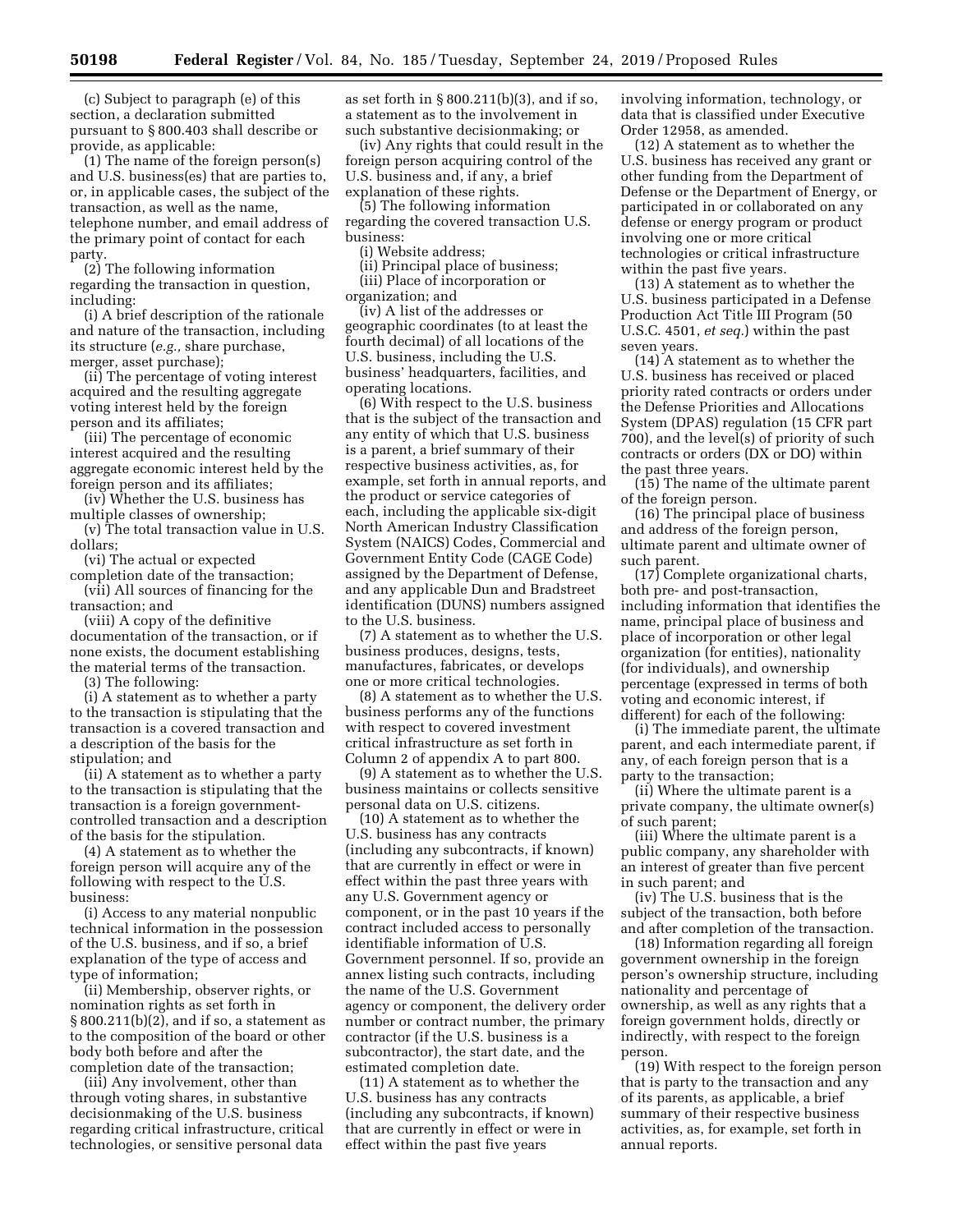(c) Subject to paragraph (e) of this section, a declaration submitted pursuant to § 800.403 shall describe or provide, as applicable:

(1) The name of the foreign person(s) and U.S. business(es) that are parties to, or, in applicable cases, the subject of the transaction, as well as the name, telephone number, and email address of the primary point of contact for each party.

(2) The following information regarding the transaction in question, including:

(i) A brief description of the rationale and nature of the transaction, including its structure (*e.g.,* share purchase, merger, asset purchase);

(ii) The percentage of voting interest acquired and the resulting aggregate voting interest held by the foreign person and its affiliates;

(iii) The percentage of economic interest acquired and the resulting aggregate economic interest held by the foreign person and its affiliates;

(iv) Whether the U.S. business has multiple classes of ownership;

(v) The total transaction value in U.S. dollars;

(vi) The actual or expected completion date of the transaction;

(vii) All sources of financing for the transaction; and

(viii) A copy of the definitive documentation of the transaction, or if none exists, the document establishing the material terms of the transaction.

(3) The following:

(i) A statement as to whether a party to the transaction is stipulating that the transaction is a covered transaction and a description of the basis for the stipulation; and

(ii) A statement as to whether a party to the transaction is stipulating that the transaction is a foreign government-controlled transaction and a description of the basis for the stipulation.

(4) A statement as to whether the foreign person will acquire any of the following with respect to the U.S. business:

(i) Access to any material nonpublic technical information in the possession of the U.S. business, and if so, a brief explanation of the type of access and type of information;

(ii) Membership, observer rights, or nomination rights as set forth in § 800.211(b)(2), and if so, a statement as to the composition of the board or other body both before and after the completion date of the transaction;

(iii) Any involvement, other than through voting shares, in substantive decisionmaking of the U.S. business regarding critical infrastructure, critical technologies, or sensitive personal data as set forth in § 800.211(b)(3), and if so, a statement as to the involvement in such substantive decisionmaking; or

(iv) Any rights that could result in the foreign person acquiring control of the U.S. business and, if any, a brief explanation of these rights.

(5) The following information regarding the covered transaction U.S. business:

(i) Website address;

(ii) Principal place of business;

(iii) Place of incorporation or organization; and

(iv) A list of the addresses or geographic coordinates (to at least the fourth decimal) of all locations of the U.S. business, including the U.S. business' headquarters, facilities, and operating locations.

(6) With respect to the U.S. business that is the subject of the transaction and any entity of which that U.S. business is a parent, a brief summary of their respective business activities, as, for example, set forth in annual reports, and the product or service categories of each, including the applicable six-digit North American Industry Classification System (NAICS) Codes, Commercial and Government Entity Code (CAGE Code) assigned by the Department of Defense, and any applicable Dun and Bradstreet identification (DUNS) numbers assigned to the U.S. business.

(7) A statement as to whether the U.S. business produces, designs, tests, manufactures, fabricates, or develops one or more critical technologies.

(8) A statement as to whether the U.S. business performs any of the functions with respect to covered investment critical infrastructure as set forth in Column 2 of appendix A to part 800.

(9) A statement as to whether the U.S. business maintains or collects sensitive personal data on U.S. citizens.

(10) A statement as to whether the U.S. business has any contracts (including any subcontracts, if known) that are currently in effect or were in effect within the past three years with any U.S. Government agency or component, or in the past 10 years if the contract included access to personally identifiable information of U.S. Government personnel. If so, provide an annex listing such contracts, including the name of the U.S. Government agency or component, the delivery order number or contract number, the primary contractor (if the U.S. business is a subcontractor), the start date, and the estimated completion date.

(11) A statement as to whether the U.S. business has any contracts (including any subcontracts, if known) that are currently in effect or were in effect within the past five years involving information, technology, or data that is classified under Executive Order 12958, as amended.

(12) A statement as to whether the U.S. business has received any grant or other funding from the Department of Defense or the Department of Energy, or participated in or collaborated on any defense or energy program or product involving one or more critical technologies or critical infrastructure within the past five years.

(13) A statement as to whether the U.S. business participated in a Defense Production Act Title III Program (50 U.S.C. 4501, *et seq.*) within the past seven years.

(14) A statement as to whether the U.S. business has received or placed priority rated contracts or orders under the Defense Priorities and Allocations System (DPAS) regulation (15 CFR part 700), and the level(s) of priority of such contracts or orders (DX or DO) within the past three years.

(15) The name of the ultimate parent of the foreign person.

(16) The principal place of business and address of the foreign person, ultimate parent and ultimate owner of such parent.

(17) Complete organizational charts, both pre- and post-transaction, including information that identifies the name, principal place of business and place of incorporation or other legal organization (for entities), nationality (for individuals), and ownership percentage (expressed in terms of both voting and economic interest, if different) for each of the following:

(i) The immediate parent, the ultimate parent, and each intermediate parent, if any, of each foreign person that is a party to the transaction;

(ii) Where the ultimate parent is a private company, the ultimate owner(s) of such parent;

(iii) Where the ultimate parent is a public company, any shareholder with an interest of greater than five percent in such parent; and

(iv) The U.S. business that is the subject of the transaction, both before and after completion of the transaction.

(18) Information regarding all foreign government ownership in the foreign person's ownership structure, including nationality and percentage of ownership, as well as any rights that a foreign government holds, directly or indirectly, with respect to the foreign person.

(19) With respect to the foreign person that is party to the transaction and any of its parents, as applicable, a brief summary of their respective business activities, as, for example, set forth in annual reports.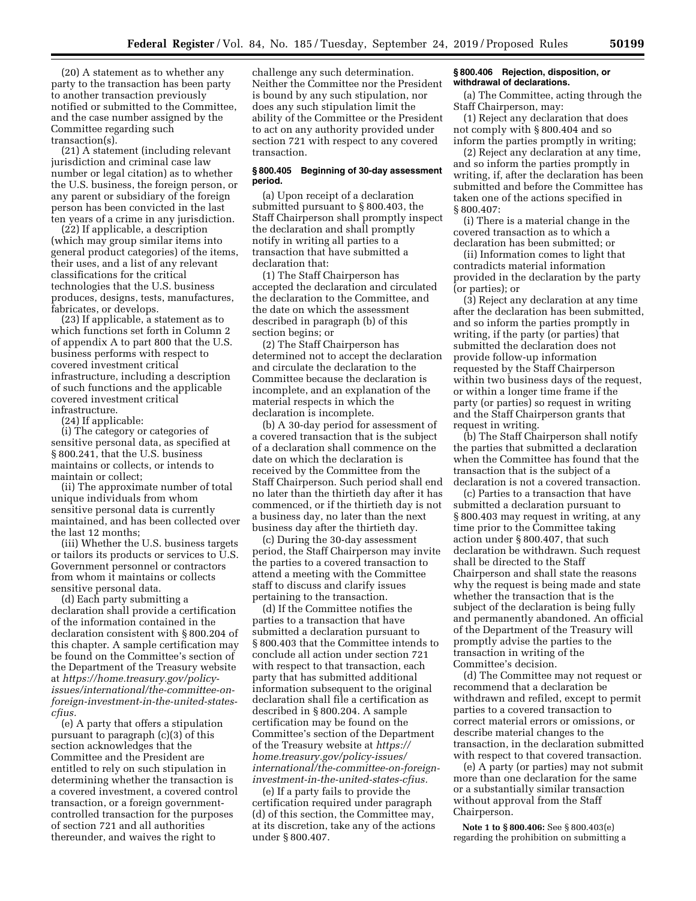(20) A statement as to whether any party to the transaction has been party to another transaction previously notified or submitted to the Committee, and the case number assigned by the Committee regarding such transaction(s).

(21) A statement (including relevant jurisdiction and criminal case law number or legal citation) as to whether the U.S. business, the foreign person, or any parent or subsidiary of the foreign person has been convicted in the last ten years of a crime in any jurisdiction.

(22) If applicable, a description (which may group similar items into general product categories) of the items, their uses, and a list of any relevant classifications for the critical technologies that the U.S. business produces, designs, tests, manufactures, fabricates, or develops.

(23) If applicable, a statement as to which functions set forth in Column 2 of appendix A to part 800 that the U.S. business performs with respect to covered investment critical infrastructure, including a description of such functions and the applicable covered investment critical infrastructure.

(24) If applicable:

(i) The category or categories of sensitive personal data, as specified at § 800.241, that the U.S. business maintains or collects, or intends to maintain or collect;

(ii) The approximate number of total unique individuals from whom sensitive personal data is currently maintained, and has been collected over the last 12 months;

(iii) Whether the U.S. business targets or tailors its products or services to U.S. Government personnel or contractors from whom it maintains or collects sensitive personal data.

(d) Each party submitting a declaration shall provide a certification of the information contained in the declaration consistent with § 800.204 of this chapter. A sample certification may be found on the Committee's section of the Department of the Treasury website at *https://home.treasury.gov/policy-issues/international/the-committee-on-foreign-investment-in-the-united-states-cfius.*

(e) A party that offers a stipulation pursuant to paragraph (c)(3) of this section acknowledges that the Committee and the President are entitled to rely on such stipulation in determining whether the transaction is a covered investment, a covered control transaction, or a foreign government-controlled transaction for the purposes of section 721 and all authorities thereunder, and waives the right to challenge any such determination. Neither the Committee nor the President is bound by any such stipulation, nor does any such stipulation limit the ability of the Committee or the President to act on any authority provided under section 721 with respect to any covered transaction.

**§ 800.405 Beginning of 30-day assessment period.**

(a) Upon receipt of a declaration submitted pursuant to § 800.403, the Staff Chairperson shall promptly inspect the declaration and shall promptly notify in writing all parties to a transaction that have submitted a declaration that:

(1) The Staff Chairperson has accepted the declaration and circulated the declaration to the Committee, and the date on which the assessment described in paragraph (b) of this section begins; or

(2) The Staff Chairperson has determined not to accept the declaration and circulate the declaration to the Committee because the declaration is incomplete, and an explanation of the material respects in which the declaration is incomplete.

(b) A 30-day period for assessment of a covered transaction that is the subject of a declaration shall commence on the date on which the declaration is received by the Committee from the Staff Chairperson. Such period shall end no later than the thirtieth day after it has commenced, or if the thirtieth day is not a business day, no later than the next business day after the thirtieth day.

(c) During the 30-day assessment period, the Staff Chairperson may invite the parties to a covered transaction to attend a meeting with the Committee staff to discuss and clarify issues pertaining to the transaction.

(d) If the Committee notifies the parties to a transaction that have submitted a declaration pursuant to § 800.403 that the Committee intends to conclude all action under section 721 with respect to that transaction, each party that has submitted additional information subsequent to the original declaration shall file a certification as described in § 800.204. A sample certification may be found on the Committee's section of the Department of the Treasury website at *https://home.treasury.gov/policy-issues/international/the-committee-on-foreign-investment-in-the-united-states-cfius.*

(e) If a party fails to provide the certification required under paragraph (d) of this section, the Committee may, at its discretion, take any of the actions under § 800.407.

**§ 800.406 Rejection, disposition, or withdrawal of declarations.**

(a) The Committee, acting through the Staff Chairperson, may:

(1) Reject any declaration that does not comply with § 800.404 and so inform the parties promptly in writing;

(2) Reject any declaration at any time, and so inform the parties promptly in writing, if, after the declaration has been submitted and before the Committee has taken one of the actions specified in § 800.407:

(i) There is a material change in the covered transaction as to which a declaration has been submitted; or

(ii) Information comes to light that contradicts material information provided in the declaration by the party (or parties); or

(3) Reject any declaration at any time after the declaration has been submitted, and so inform the parties promptly in writing, if the party (or parties) that submitted the declaration does not provide follow-up information requested by the Staff Chairperson within two business days of the request, or within a longer time frame if the party (or parties) so request in writing and the Staff Chairperson grants that request in writing.

(b) The Staff Chairperson shall notify the parties that submitted a declaration when the Committee has found that the transaction that is the subject of a declaration is not a covered transaction.

(c) Parties to a transaction that have submitted a declaration pursuant to § 800.403 may request in writing, at any time prior to the Committee taking action under § 800.407, that such declaration be withdrawn. Such request shall be directed to the Staff Chairperson and shall state the reasons why the request is being made and state whether the transaction that is the subject of the declaration is being fully and permanently abandoned. An official of the Department of the Treasury will promptly advise the parties to the transaction in writing of the Committee's decision.

(d) The Committee may not request or recommend that a declaration be withdrawn and refiled, except to permit parties to a covered transaction to correct material errors or omissions, or describe material changes to the transaction, in the declaration submitted with respect to that covered transaction.

(e) A party (or parties) may not submit more than one declaration for the same or a substantially similar transaction without approval from the Staff Chairperson.

**Note 1 to § 800.406:** See § 800.403(e) regarding the prohibition on submitting a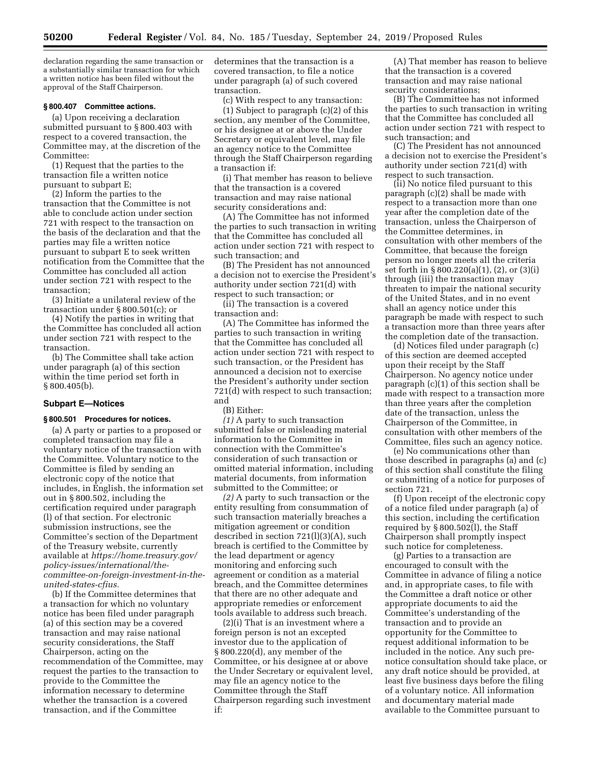declaration regarding the same transaction or a substantially similar transaction for which a written notice has been filed without the approval of the Staff Chairperson.

### § 800.407 Committee actions.

(a) Upon receiving a declaration submitted pursuant to § 800.403 with respect to a covered transaction, the Committee may, at the discretion of the Committee:

(1) Request that the parties to the transaction file a written notice pursuant to subpart E;

(2) Inform the parties to the transaction that the Committee is not able to conclude action under section 721 with respect to the transaction on the basis of the declaration and that the parties may file a written notice pursuant to subpart E to seek written notification from the Committee that the Committee has concluded all action under section 721 with respect to the transaction;

(3) Initiate a unilateral review of the transaction under § 800.501(c); or

(4) Notify the parties in writing that the Committee has concluded all action under section 721 with respect to the transaction.

(b) The Committee shall take action under paragraph (a) of this section within the time period set forth in § 800.405(b).

## Subpart E—Notices

### § 800.501 Procedures for notices.

(a) A party or parties to a proposed or completed transaction may file a voluntary notice of the transaction with the Committee. Voluntary notice to the Committee is filed by sending an electronic copy of the notice that includes, in English, the information set out in § 800.502, including the certification required under paragraph (l) of that section. For electronic submission instructions, see the Committee's section of the Department of the Treasury website, currently available at *https://home.treasury.gov/policy-issues/international/the-committee-on-foreign-investment-in-the-united-states-cfius.*

(b) If the Committee determines that a transaction for which no voluntary notice has been filed under paragraph (a) of this section may be a covered transaction and may raise national security considerations, the Staff Chairperson, acting on the recommendation of the Committee, may request the parties to the transaction to provide to the Committee the information necessary to determine whether the transaction is a covered transaction, and if the Committee determines that the transaction is a covered transaction, to file a notice under paragraph (a) of such covered transaction.

(c) With respect to any transaction:

(1) Subject to paragraph (c)(2) of this section, any member of the Committee, or his designee at or above the Under Secretary or equivalent level, may file an agency notice to the Committee through the Staff Chairperson regarding a transaction if:

(i) That member has reason to believe that the transaction is a covered transaction and may raise national security considerations and:

(A) The Committee has not informed the parties to such transaction in writing that the Committee has concluded all action under section 721 with respect to such transaction; and

(B) The President has not announced a decision not to exercise the President's authority under section 721(d) with respect to such transaction; or

(ii) The transaction is a covered transaction and:

(A) The Committee has informed the parties to such transaction in writing that the Committee has concluded all action under section 721 with respect to such transaction, or the President has announced a decision not to exercise the President's authority under section 721(d) with respect to such transaction; and

(B) Either:

*(1)* A party to such transaction submitted false or misleading material information to the Committee in connection with the Committee's consideration of such transaction or omitted material information, including material documents, from information submitted to the Committee; or

*(2)* A party to such transaction or the entity resulting from consummation of such transaction materially breaches a mitigation agreement or condition described in section 721(l)(3)(A), such breach is certified to the Committee by the lead department or agency monitoring and enforcing such agreement or condition as a material breach, and the Committee determines that there are no other adequate and appropriate remedies or enforcement tools available to address such breach.

(2)(i) That is an investment where a foreign person is not an excepted investor due to the application of § 800.220(d), any member of the Committee, or his designee at or above the Under Secretary or equivalent level, may file an agency notice to the Committee through the Staff Chairperson regarding such investment if:

(A) That member has reason to believe that the transaction is a covered transaction and may raise national security considerations;

(B) The Committee has not informed the parties to such transaction in writing that the Committee has concluded all action under section 721 with respect to such transaction; and

(C) The President has not announced a decision not to exercise the President's authority under section 721(d) with respect to such transaction.

(ii) No notice filed pursuant to this paragraph (c)(2) shall be made with respect to a transaction more than one year after the completion date of the transaction, unless the Chairperson of the Committee determines, in consultation with other members of the Committee, that because the foreign person no longer meets all the criteria set forth in § 800.220(a)(1), (2), or (3)(i) through (iii) the transaction may threaten to impair the national security of the United States, and in no event shall an agency notice under this paragraph be made with respect to such a transaction more than three years after the completion date of the transaction.

(d) Notices filed under paragraph (c) of this section are deemed accepted upon their receipt by the Staff Chairperson. No agency notice under paragraph (c)(1) of this section shall be made with respect to a transaction more than three years after the completion date of the transaction, unless the Chairperson of the Committee, in consultation with other members of the Committee, files such an agency notice.

(e) No communications other than those described in paragraphs (a) and (c) of this section shall constitute the filing or submitting of a notice for purposes of section 721.

(f) Upon receipt of the electronic copy of a notice filed under paragraph (a) of this section, including the certification required by § 800.502(l), the Staff Chairperson shall promptly inspect such notice for completeness.

(g) Parties to a transaction are encouraged to consult with the Committee in advance of filing a notice and, in appropriate cases, to file with the Committee a draft notice or other appropriate documents to aid the Committee's understanding of the transaction and to provide an opportunity for the Committee to request additional information to be included in the notice. Any such pre-notice consultation should take place, or any draft notice should be provided, at least five business days before the filing of a voluntary notice. All information and documentary material made available to the Committee pursuant to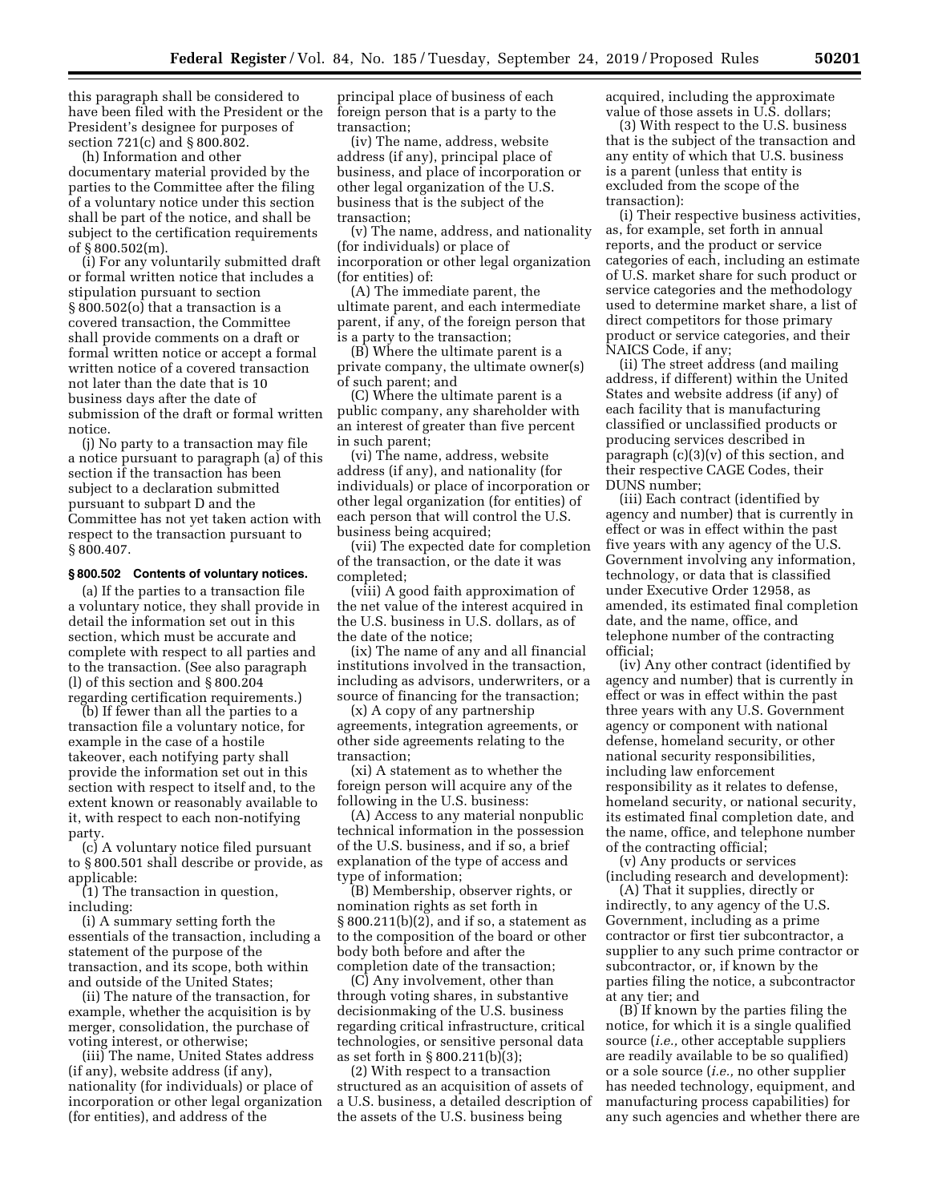this paragraph shall be considered to have been filed with the President or the President's designee for purposes of section 721(c) and § 800.802.

(h) Information and other documentary material provided by the parties to the Committee after the filing of a voluntary notice under this section shall be part of the notice, and shall be subject to the certification requirements of § 800.502(m).

(i) For any voluntarily submitted draft or formal written notice that includes a stipulation pursuant to section § 800.502(o) that a transaction is a covered transaction, the Committee shall provide comments on a draft or formal written notice or accept a formal written notice of a covered transaction not later than the date that is 10 business days after the date of submission of the draft or formal written notice.

(j) No party to a transaction may file a notice pursuant to paragraph (a) of this section if the transaction has been subject to a declaration submitted pursuant to subpart D and the Committee has not yet taken action with respect to the transaction pursuant to § 800.407.

**§ 800.502 Contents of voluntary notices.**

(a) If the parties to a transaction file a voluntary notice, they shall provide in detail the information set out in this section, which must be accurate and complete with respect to all parties and to the transaction. (See also paragraph (l) of this section and § 800.204 regarding certification requirements.)

(b) If fewer than all the parties to a transaction file a voluntary notice, for example in the case of a hostile takeover, each notifying party shall provide the information set out in this section with respect to itself and, to the extent known or reasonably available to it, with respect to each non-notifying party.

(c) A voluntary notice filed pursuant to § 800.501 shall describe or provide, as applicable:

(1) The transaction in question, including:

(i) A summary setting forth the essentials of the transaction, including a statement of the purpose of the transaction, and its scope, both within and outside of the United States;

(ii) The nature of the transaction, for example, whether the acquisition is by merger, consolidation, the purchase of voting interest, or otherwise;

(iii) The name, United States address (if any), website address (if any), nationality (for individuals) or place of incorporation or other legal organization (for entities), and address of the principal place of business of each foreign person that is a party to the transaction;

(iv) The name, address, website address (if any), principal place of business, and place of incorporation or other legal organization of the U.S. business that is the subject of the transaction;

(v) The name, address, and nationality (for individuals) or place of incorporation or other legal organization (for entities) of:

(A) The immediate parent, the ultimate parent, and each intermediate parent, if any, of the foreign person that is a party to the transaction;

(B) Where the ultimate parent is a private company, the ultimate owner(s) of such parent; and

(C) Where the ultimate parent is a public company, any shareholder with an interest of greater than five percent in such parent;

(vi) The name, address, website address (if any), and nationality (for individuals) or place of incorporation or other legal organization (for entities) of each person that will control the U.S. business being acquired;

(vii) The expected date for completion of the transaction, or the date it was completed;

(viii) A good faith approximation of the net value of the interest acquired in the U.S. business in U.S. dollars, as of the date of the notice;

(ix) The name of any and all financial institutions involved in the transaction, including as advisors, underwriters, or a source of financing for the transaction;

(x) A copy of any partnership agreements, integration agreements, or other side agreements relating to the transaction;

(xi) A statement as to whether the foreign person will acquire any of the following in the U.S. business:

(A) Access to any material nonpublic technical information in the possession of the U.S. business, and if so, a brief explanation of the type of access and type of information;

(B) Membership, observer rights, or nomination rights as set forth in § 800.211(b)(2), and if so, a statement as to the composition of the board or other body both before and after the completion date of the transaction;

(C) Any involvement, other than through voting shares, in substantive decisionmaking of the U.S. business regarding critical infrastructure, critical technologies, or sensitive personal data as set forth in § 800.211(b)(3);

(2) With respect to a transaction structured as an acquisition of assets of a U.S. business, a detailed description of the assets of the U.S. business being acquired, including the approximate value of those assets in U.S. dollars;

(3) With respect to the U.S. business that is the subject of the transaction and any entity of which that U.S. business is a parent (unless that entity is excluded from the scope of the transaction):

(i) Their respective business activities, as, for example, set forth in annual reports, and the product or service categories of each, including an estimate of U.S. market share for such product or service categories and the methodology used to determine market share, a list of direct competitors for those primary product or service categories, and their NAICS Code, if any;

(ii) The street address (and mailing address, if different) within the United States and website address (if any) of each facility that is manufacturing classified or unclassified products or producing services described in paragraph (c)(3)(v) of this section, and their respective CAGE Codes, their DUNS number;

(iii) Each contract (identified by agency and number) that is currently in effect or was in effect within the past five years with any agency of the U.S. Government involving any information, technology, or data that is classified under Executive Order 12958, as amended, its estimated final completion date, and the name, office, and telephone number of the contracting official;

(iv) Any other contract (identified by agency and number) that is currently in effect or was in effect within the past three years with any U.S. Government agency or component with national defense, homeland security, or other national security responsibilities, including law enforcement responsibility as it relates to defense, homeland security, or national security, its estimated final completion date, and the name, office, and telephone number of the contracting official;

(v) Any products or services (including research and development):

(A) That it supplies, directly or indirectly, to any agency of the U.S. Government, including as a prime contractor or first tier subcontractor, a supplier to any such prime contractor or subcontractor, or, if known by the parties filing the notice, a subcontractor at any tier; and

(B) If known by the parties filing the notice, for which it is a single qualified source (*i.e.,* other acceptable suppliers are readily available to be so qualified) or a sole source (*i.e.,* no other supplier has needed technology, equipment, and manufacturing process capabilities) for any such agencies and whether there are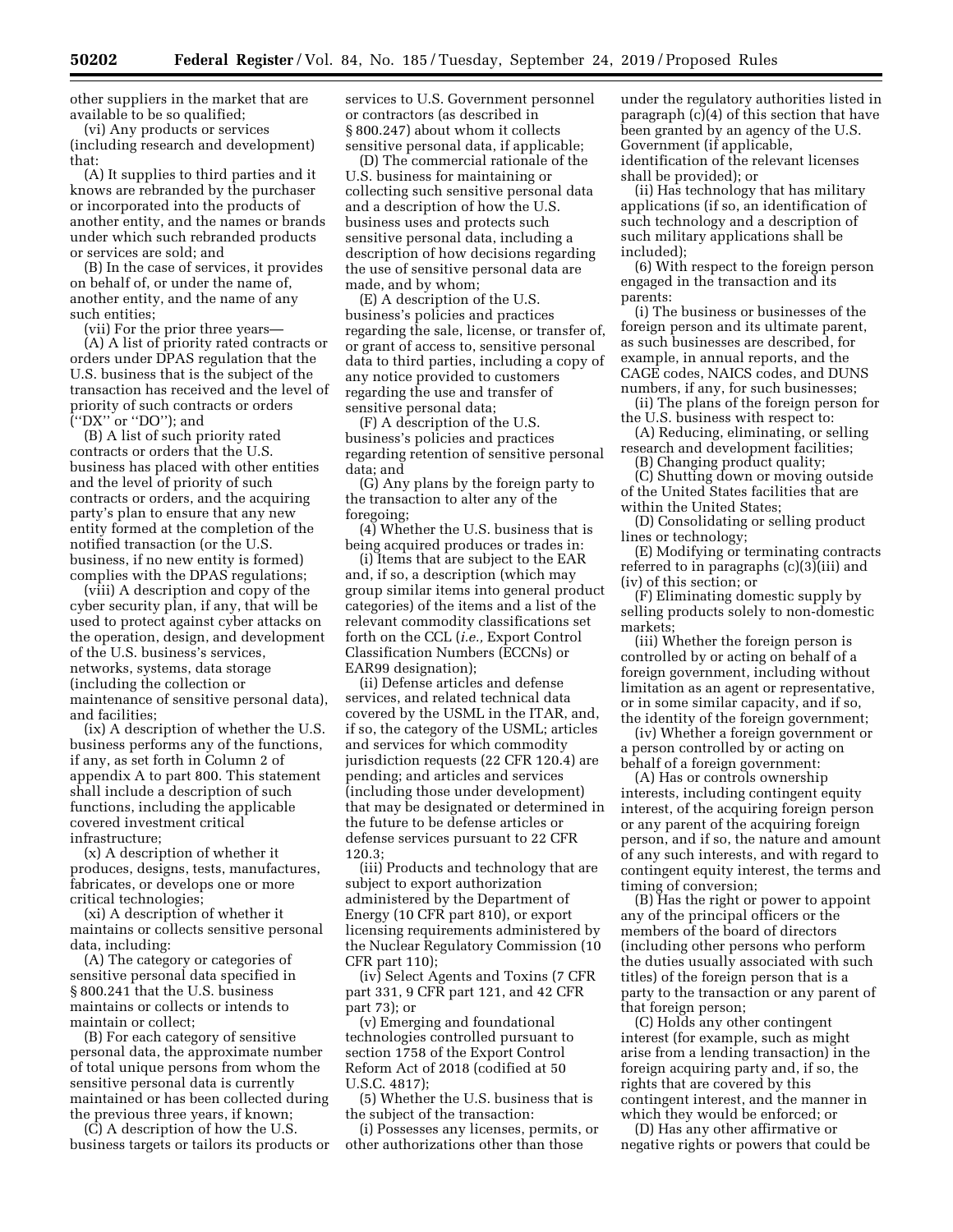other suppliers in the market that are available to be so qualified;

(vi) Any products or services (including research and development) that:

(A) It supplies to third parties and it knows are rebranded by the purchaser or incorporated into the products of another entity, and the names or brands under which such rebranded products or services are sold; and

(B) In the case of services, it provides on behalf of, or under the name of, another entity, and the name of any such entities;

(vii) For the prior three years—

(A) A list of priority rated contracts or orders under DPAS regulation that the U.S. business that is the subject of the transaction has received and the level of priority of such contracts or orders (''DX'' or ''DO''); and

(B) A list of such priority rated contracts or orders that the U.S. business has placed with other entities and the level of priority of such contracts or orders, and the acquiring party's plan to ensure that any new entity formed at the completion of the notified transaction (or the U.S. business, if no new entity is formed) complies with the DPAS regulations;

(viii) A description and copy of the cyber security plan, if any, that will be used to protect against cyber attacks on the operation, design, and development of the U.S. business's services, networks, systems, data storage (including the collection or maintenance of sensitive personal data), and facilities;

(ix) A description of whether the U.S. business performs any of the functions, if any, as set forth in Column 2 of appendix A to part 800. This statement shall include a description of such functions, including the applicable covered investment critical infrastructure;

(x) A description of whether it produces, designs, tests, manufactures, fabricates, or develops one or more critical technologies;

(xi) A description of whether it maintains or collects sensitive personal data, including:

(A) The category or categories of sensitive personal data specified in § 800.241 that the U.S. business maintains or collects or intends to maintain or collect;

(B) For each category of sensitive personal data, the approximate number of total unique persons from whom the sensitive personal data is currently maintained or has been collected during the previous three years, if known;

(C) A description of how the U.S. business targets or tailors its products or services to U.S. Government personnel or contractors (as described in § 800.247) about whom it collects sensitive personal data, if applicable;

(D) The commercial rationale of the U.S. business for maintaining or collecting such sensitive personal data and a description of how the U.S. business uses and protects such sensitive personal data, including a description of how decisions regarding the use of sensitive personal data are made, and by whom;

(E) A description of the U.S. business's policies and practices regarding the sale, license, or transfer of, or grant of access to, sensitive personal data to third parties, including a copy of any notice provided to customers regarding the use and transfer of sensitive personal data;

(F) A description of the U.S. business's policies and practices regarding retention of sensitive personal data; and

(G) Any plans by the foreign party to the transaction to alter any of the foregoing;

(4) Whether the U.S. business that is being acquired produces or trades in:

(i) Items that are subject to the EAR and, if so, a description (which may group similar items into general product categories) of the items and a list of the relevant commodity classifications set forth on the CCL (*i.e.,* Export Control Classification Numbers (ECCNs) or EAR99 designation);

(ii) Defense articles and defense services, and related technical data covered by the USML in the ITAR, and, if so, the category of the USML; articles and services for which commodity jurisdiction requests (22 CFR 120.4) are pending; and articles and services (including those under development) that may be designated or determined in the future to be defense articles or defense services pursuant to 22 CFR 120.3;

(iii) Products and technology that are subject to export authorization administered by the Department of Energy (10 CFR part 810), or export licensing requirements administered by the Nuclear Regulatory Commission (10 CFR part 110);

(iv) Select Agents and Toxins (7 CFR part 331, 9 CFR part 121, and 42 CFR part 73); or

(v) Emerging and foundational technologies controlled pursuant to section 1758 of the Export Control Reform Act of 2018 (codified at 50 U.S.C. 4817);

(5) Whether the U.S. business that is the subject of the transaction:

(i) Possesses any licenses, permits, or other authorizations other than those under the regulatory authorities listed in paragraph (c)(4) of this section that have been granted by an agency of the U.S. Government (if applicable, identification of the relevant licenses shall be provided); or

(ii) Has technology that has military applications (if so, an identification of such technology and a description of such military applications shall be included);

(6) With respect to the foreign person engaged in the transaction and its parents:

(i) The business or businesses of the foreign person and its ultimate parent, as such businesses are described, for example, in annual reports, and the CAGE codes, NAICS codes, and DUNS numbers, if any, for such businesses;

(ii) The plans of the foreign person for the U.S. business with respect to:

(A) Reducing, eliminating, or selling research and development facilities;

(B) Changing product quality;

(C) Shutting down or moving outside of the United States facilities that are within the United States;

(D) Consolidating or selling product lines or technology;

(E) Modifying or terminating contracts referred to in paragraphs (c)(3)(iii) and (iv) of this section; or

(F) Eliminating domestic supply by selling products solely to non-domestic markets;

(iii) Whether the foreign person is controlled by or acting on behalf of a foreign government, including without limitation as an agent or representative, or in some similar capacity, and if so, the identity of the foreign government;

(iv) Whether a foreign government or a person controlled by or acting on behalf of a foreign government:

(A) Has or controls ownership interests, including contingent equity interest, of the acquiring foreign person or any parent of the acquiring foreign person, and if so, the nature and amount of any such interests, and with regard to contingent equity interest, the terms and timing of conversion;

(B) Has the right or power to appoint any of the principal officers or the members of the board of directors (including other persons who perform the duties usually associated with such titles) of the foreign person that is a party to the transaction or any parent of that foreign person;

(C) Holds any other contingent interest (for example, such as might arise from a lending transaction) in the foreign acquiring party and, if so, the rights that are covered by this contingent interest, and the manner in which they would be enforced; or

(D) Has any other affirmative or negative rights or powers that could be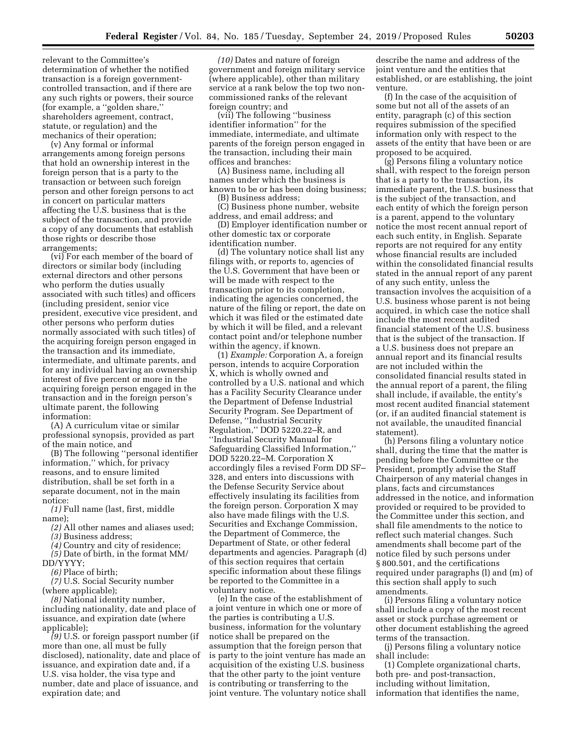relevant to the Committee's determination of whether the notified transaction is a foreign government-controlled transaction, and if there are any such rights or powers, their source (for example, a ''golden share,'' shareholders agreement, contract, statute, or regulation) and the mechanics of their operation;

(v) Any formal or informal arrangements among foreign persons that hold an ownership interest in the foreign person that is a party to the transaction or between such foreign person and other foreign persons to act in concert on particular matters affecting the U.S. business that is the subject of the transaction, and provide a copy of any documents that establish those rights or describe those arrangements;

(vi) For each member of the board of directors or similar body (including external directors and other persons who perform the duties usually associated with such titles) and officers (including president, senior vice president, executive vice president, and other persons who perform duties normally associated with such titles) of the acquiring foreign person engaged in the transaction and its immediate, intermediate, and ultimate parents, and for any individual having an ownership interest of five percent or more in the acquiring foreign person engaged in the transaction and in the foreign person's ultimate parent, the following information:

(A) A curriculum vitae or similar professional synopsis, provided as part of the main notice, and

(B) The following ''personal identifier information,'' which, for privacy reasons, and to ensure limited distribution, shall be set forth in a separate document, not in the main notice:

*(1)* Full name (last, first, middle name);

*(2)* All other names and aliases used;

*(3)* Business address;

*(4)* Country and city of residence;

*(5)* Date of birth, in the format MM/DD/YYYY;

*(6)* Place of birth;

*(7)* U.S. Social Security number (where applicable);

*(8)* National identity number, including nationality, date and place of issuance, and expiration date (where applicable);

*(9)* U.S. or foreign passport number (if more than one, all must be fully disclosed), nationality, date and place of issuance, and expiration date and, if a U.S. visa holder, the visa type and number, date and place of issuance, and expiration date; and

*(10)* Dates and nature of foreign government and foreign military service (where applicable), other than military service at a rank below the top two non-commissioned ranks of the relevant foreign country; and

(vii) The following ''business identifier information'' for the immediate, intermediate, and ultimate parents of the foreign person engaged in the transaction, including their main offices and branches:

(A) Business name, including all names under which the business is known to be or has been doing business;

(B) Business address;

(C) Business phone number, website address, and email address; and

(D) Employer identification number or other domestic tax or corporate identification number.

(d) The voluntary notice shall list any filings with, or reports to, agencies of the U.S. Government that have been or will be made with respect to the transaction prior to its completion, indicating the agencies concerned, the nature of the filing or report, the date on which it was filed or the estimated date by which it will be filed, and a relevant contact point and/or telephone number within the agency, if known.

(1) *Example:* Corporation A, a foreign person, intends to acquire Corporation X, which is wholly owned and controlled by a U.S. national and which has a Facility Security Clearance under the Department of Defense Industrial Security Program. See Department of Defense, ''Industrial Security Regulation,'' DOD 5220.22–R, and ''Industrial Security Manual for Safeguarding Classified Information,'' DOD 5220.22–M. Corporation X accordingly files a revised Form DD SF–328, and enters into discussions with the Defense Security Service about effectively insulating its facilities from the foreign person. Corporation X may also have made filings with the U.S. Securities and Exchange Commission, the Department of Commerce, the Department of State, or other federal departments and agencies. Paragraph (d) of this section requires that certain specific information about these filings be reported to the Committee in a voluntary notice.

(e) In the case of the establishment of a joint venture in which one or more of the parties is contributing a U.S. business, information for the voluntary notice shall be prepared on the assumption that the foreign person that is party to the joint venture has made an acquisition of the existing U.S. business that the other party to the joint venture is contributing or transferring to the joint venture. The voluntary notice shall describe the name and address of the joint venture and the entities that established, or are establishing, the joint venture.

(f) In the case of the acquisition of some but not all of the assets of an entity, paragraph (c) of this section requires submission of the specified information only with respect to the assets of the entity that have been or are proposed to be acquired.

(g) Persons filing a voluntary notice shall, with respect to the foreign person that is a party to the transaction, its immediate parent, the U.S. business that is the subject of the transaction, and each entity of which the foreign person is a parent, append to the voluntary notice the most recent annual report of each such entity, in English. Separate reports are not required for any entity whose financial results are included within the consolidated financial results stated in the annual report of any parent of any such entity, unless the transaction involves the acquisition of a U.S. business whose parent is not being acquired, in which case the notice shall include the most recent audited financial statement of the U.S. business that is the subject of the transaction. If a U.S. business does not prepare an annual report and its financial results are not included within the consolidated financial results stated in the annual report of a parent, the filing shall include, if available, the entity's most recent audited financial statement (or, if an audited financial statement is not available, the unaudited financial statement).

(h) Persons filing a voluntary notice shall, during the time that the matter is pending before the Committee or the President, promptly advise the Staff Chairperson of any material changes in plans, facts and circumstances addressed in the notice, and information provided or required to be provided to the Committee under this section, and shall file amendments to the notice to reflect such material changes. Such amendments shall become part of the notice filed by such persons under § 800.501, and the certifications required under paragraphs (l) and (m) of this section shall apply to such amendments.

(i) Persons filing a voluntary notice shall include a copy of the most recent asset or stock purchase agreement or other document establishing the agreed terms of the transaction.

(j) Persons filing a voluntary notice shall include:

(1) Complete organizational charts, both pre- and post-transaction, including without limitation, information that identifies the name,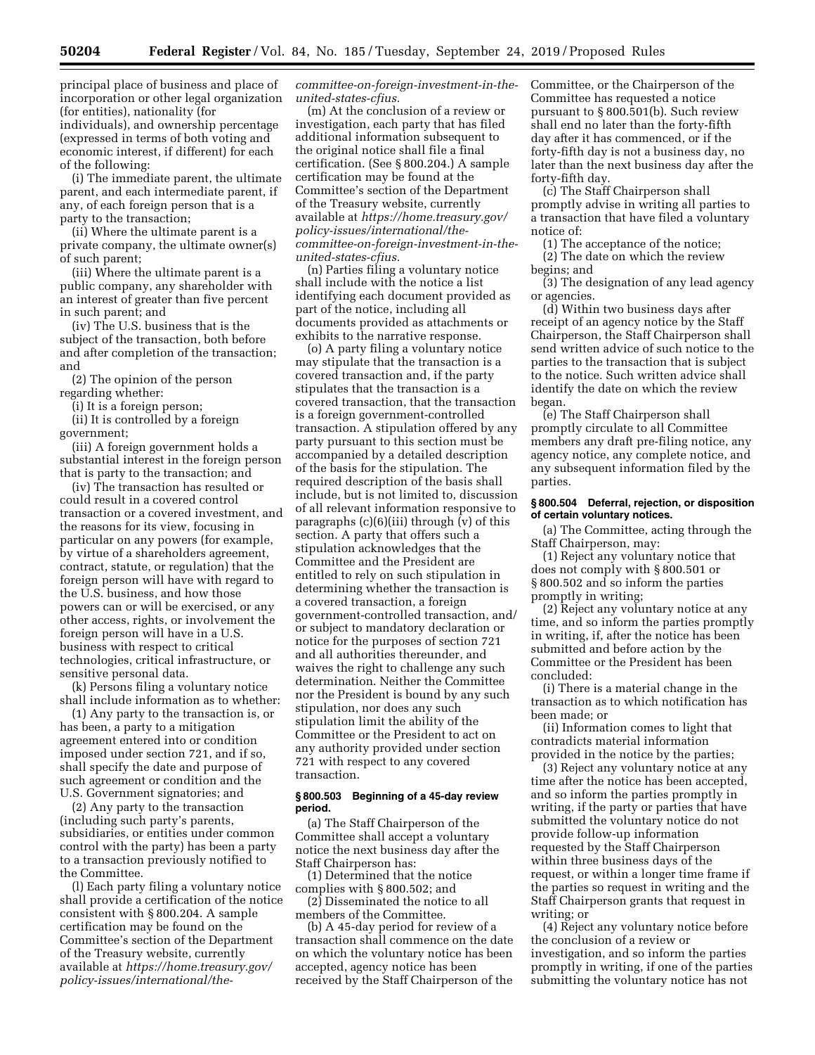principal place of business and place of incorporation or other legal organization (for entities), nationality (for individuals), and ownership percentage (expressed in terms of both voting and economic interest, if different) for each of the following:

(i) The immediate parent, the ultimate parent, and each intermediate parent, if any, of each foreign person that is a party to the transaction;

(ii) Where the ultimate parent is a private company, the ultimate owner(s) of such parent;

(iii) Where the ultimate parent is a public company, any shareholder with an interest of greater than five percent in such parent; and

(iv) The U.S. business that is the subject of the transaction, both before and after completion of the transaction; and

(2) The opinion of the person regarding whether:

(i) It is a foreign person;

(ii) It is controlled by a foreign government;

(iii) A foreign government holds a substantial interest in the foreign person that is party to the transaction; and

(iv) The transaction has resulted or could result in a covered control transaction or a covered investment, and the reasons for its view, focusing in particular on any powers (for example, by virtue of a shareholders agreement, contract, statute, or regulation) that the foreign person will have with regard to the U.S. business, and how those powers can or will be exercised, or any other access, rights, or involvement the foreign person will have in a U.S. business with respect to critical technologies, critical infrastructure, or sensitive personal data.

(k) Persons filing a voluntary notice shall include information as to whether:

(1) Any party to the transaction is, or has been, a party to a mitigation agreement entered into or condition imposed under section 721, and if so, shall specify the date and purpose of such agreement or condition and the U.S. Government signatories; and

(2) Any party to the transaction (including such party's parents, subsidiaries, or entities under common control with the party) has been a party to a transaction previously notified to the Committee.

(l) Each party filing a voluntary notice shall provide a certification of the notice consistent with § 800.204. A sample certification may be found on the Committee's section of the Department of the Treasury website, currently available at *https://home.treasury.gov/policy-issues/international/the-committee-on-foreign-investment-in-the-united-states-cfius.*

(m) At the conclusion of a review or investigation, each party that has filed additional information subsequent to the original notice shall file a final certification. (See § 800.204.) A sample certification may be found at the Committee's section of the Department of the Treasury website, currently available at *https://home.treasury.gov/policy-issues/international/the-committee-on-foreign-investment-in-the-united-states-cfius.*

(n) Parties filing a voluntary notice shall include with the notice a list identifying each document provided as part of the notice, including all documents provided as attachments or exhibits to the narrative response.

(o) A party filing a voluntary notice may stipulate that the transaction is a covered transaction and, if the party stipulates that the transaction is a covered transaction, that the transaction is a foreign government-controlled transaction. A stipulation offered by any party pursuant to this section must be accompanied by a detailed description of the basis for the stipulation. The required description of the basis shall include, but is not limited to, discussion of all relevant information responsive to paragraphs (c)(6)(iii) through (v) of this section. A party that offers such a stipulation acknowledges that the Committee and the President are entitled to rely on such stipulation in determining whether the transaction is a covered transaction, a foreign government-controlled transaction, and/or subject to mandatory declaration or notice for the purposes of section 721 and all authorities thereunder, and waives the right to challenge any such determination. Neither the Committee nor the President is bound by any such stipulation, nor does any such stipulation limit the ability of the Committee or the President to act on any authority provided under section 721 with respect to any covered transaction.

#### § 800.503 Beginning of a 45-day review period.

(a) The Staff Chairperson of the Committee shall accept a voluntary notice the next business day after the Staff Chairperson has:

(1) Determined that the notice complies with § 800.502; and

(2) Disseminated the notice to all members of the Committee.

(b) A 45-day period for review of a transaction shall commence on the date on which the voluntary notice has been accepted, agency notice has been received by the Staff Chairperson of the Committee, or the Chairperson of the Committee has requested a notice pursuant to § 800.501(b). Such review shall end no later than the forty-fifth day after it has commenced, or if the forty-fifth day is not a business day, no later than the next business day after the forty-fifth day.

(c) The Staff Chairperson shall promptly advise in writing all parties to a transaction that have filed a voluntary notice of:

(1) The acceptance of the notice;

(2) The date on which the review begins; and

(3) The designation of any lead agency or agencies.

(d) Within two business days after receipt of an agency notice by the Staff Chairperson, the Staff Chairperson shall send written advice of such notice to the parties to the transaction that is subject to the notice. Such written advice shall identify the date on which the review began.

(e) The Staff Chairperson shall promptly circulate to all Committee members any draft pre-filing notice, any agency notice, any complete notice, and any subsequent information filed by the parties.

#### § 800.504 Deferral, rejection, or disposition of certain voluntary notices.

(a) The Committee, acting through the Staff Chairperson, may:

(1) Reject any voluntary notice that does not comply with § 800.501 or § 800.502 and so inform the parties promptly in writing;

(2) Reject any voluntary notice at any time, and so inform the parties promptly in writing, if, after the notice has been submitted and before action by the Committee or the President has been concluded:

(i) There is a material change in the transaction as to which notification has been made; or

(ii) Information comes to light that contradicts material information provided in the notice by the parties;

(3) Reject any voluntary notice at any time after the notice has been accepted, and so inform the parties promptly in writing, if the party or parties that have submitted the voluntary notice do not provide follow-up information requested by the Staff Chairperson within three business days of the request, or within a longer time frame if the parties so request in writing and the Staff Chairperson grants that request in writing; or

(4) Reject any voluntary notice before the conclusion of a review or investigation, and so inform the parties promptly in writing, if one of the parties submitting the voluntary notice has not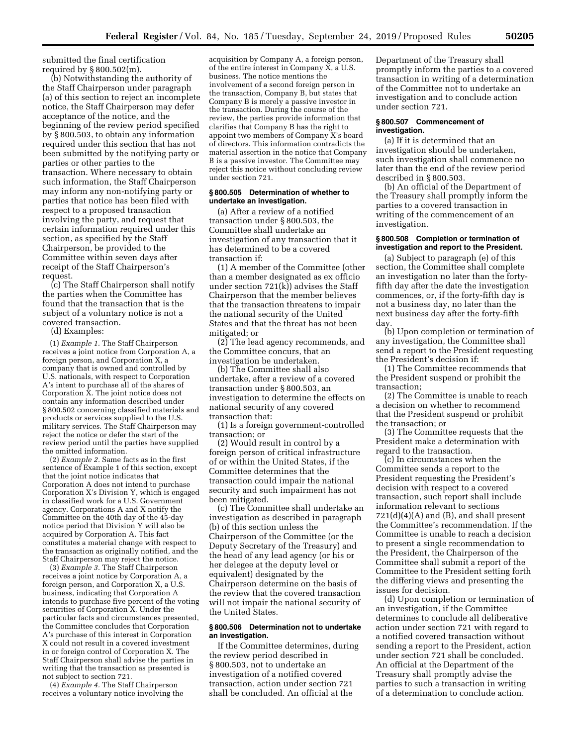submitted the final certification required by § 800.502(m).

(b) Notwithstanding the authority of the Staff Chairperson under paragraph (a) of this section to reject an incomplete notice, the Staff Chairperson may defer acceptance of the notice, and the beginning of the review period specified by § 800.503, to obtain any information required under this section that has not been submitted by the notifying party or parties or other parties to the transaction. Where necessary to obtain such information, the Staff Chairperson may inform any non-notifying party or parties that notice has been filed with respect to a proposed transaction involving the party, and request that certain information required under this section, as specified by the Staff Chairperson, be provided to the Committee within seven days after receipt of the Staff Chairperson's request.

(c) The Staff Chairperson shall notify the parties when the Committee has found that the transaction that is the subject of a voluntary notice is not a covered transaction.

(d) Examples:

(1) *Example 1.* The Staff Chairperson receives a joint notice from Corporation A, a foreign person, and Corporation X, a company that is owned and controlled by U.S. nationals, with respect to Corporation A's intent to purchase all of the shares of Corporation X. The joint notice does not contain any information described under § 800.502 concerning classified materials and products or services supplied to the U.S. military services. The Staff Chairperson may reject the notice or defer the start of the review period until the parties have supplied the omitted information.

(2) *Example 2.* Same facts as in the first sentence of Example 1 of this section, except that the joint notice indicates that Corporation A does not intend to purchase Corporation X's Division Y, which is engaged in classified work for a U.S. Government agency. Corporations A and X notify the Committee on the 40th day of the 45-day notice period that Division Y will also be acquired by Corporation A. This fact constitutes a material change with respect to the transaction as originally notified, and the Staff Chairperson may reject the notice.

(3) *Example 3.* The Staff Chairperson receives a joint notice by Corporation A, a foreign person, and Corporation X, a U.S. business, indicating that Corporation A intends to purchase five percent of the voting securities of Corporation X. Under the particular facts and circumstances presented, the Committee concludes that Corporation A's purchase of this interest in Corporation X could not result in a covered investment in or foreign control of Corporation X. The Staff Chairperson shall advise the parties in writing that the transaction as presented is not subject to section 721.

(4) *Example 4.* The Staff Chairperson receives a voluntary notice involving the acquisition by Company A, a foreign person, of the entire interest in Company X, a U.S. business. The notice mentions the involvement of a second foreign person in the transaction, Company B, but states that Company B is merely a passive investor in the transaction. During the course of the review, the parties provide information that clarifies that Company B has the right to appoint two members of Company X's board of directors. This information contradicts the material assertion in the notice that Company B is a passive investor. The Committee may reject this notice without concluding review under section 721.

### § 800.505 Determination of whether to undertake an investigation.

(a) After a review of a notified transaction under § 800.503, the Committee shall undertake an investigation of any transaction that it has determined to be a covered transaction if:

(1) A member of the Committee (other than a member designated as ex officio under section 721(k)) advises the Staff Chairperson that the member believes that the transaction threatens to impair the national security of the United States and that the threat has not been mitigated; or

(2) The lead agency recommends, and the Committee concurs, that an investigation be undertaken.

(b) The Committee shall also undertake, after a review of a covered transaction under § 800.503, an investigation to determine the effects on national security of any covered transaction that:

(1) Is a foreign government-controlled transaction; or

(2) Would result in control by a foreign person of critical infrastructure of or within the United States, if the Committee determines that the transaction could impair the national security and such impairment has not been mitigated.

(c) The Committee shall undertake an investigation as described in paragraph (b) of this section unless the Chairperson of the Committee (or the Deputy Secretary of the Treasury) and the head of any lead agency (or his or her delegee at the deputy level or equivalent) designated by the Chairperson determine on the basis of the review that the covered transaction will not impair the national security of the United States.

### § 800.506 Determination not to undertake an investigation.

If the Committee determines, during the review period described in § 800.503, not to undertake an investigation of a notified covered transaction, action under section 721 shall be concluded. An official at the Department of the Treasury shall promptly inform the parties to a covered transaction in writing of a determination of the Committee not to undertake an investigation and to conclude action under section 721.

### § 800.507 Commencement of investigation.

(a) If it is determined that an investigation should be undertaken, such investigation shall commence no later than the end of the review period described in § 800.503.

(b) An official of the Department of the Treasury shall promptly inform the parties to a covered transaction in writing of the commencement of an investigation.

### § 800.508 Completion or termination of investigation and report to the President.

(a) Subject to paragraph (e) of this section, the Committee shall complete an investigation no later than the forty-fifth day after the date the investigation commences, or, if the forty-fifth day is not a business day, no later than the next business day after the forty-fifth day.

(b) Upon completion or termination of any investigation, the Committee shall send a report to the President requesting the President's decision if:

(1) The Committee recommends that the President suspend or prohibit the transaction;

(2) The Committee is unable to reach a decision on whether to recommend that the President suspend or prohibit the transaction; or

(3) The Committee requests that the President make a determination with regard to the transaction.

(c) In circumstances when the Committee sends a report to the President requesting the President's decision with respect to a covered transaction, such report shall include information relevant to sections 721(d)(4)(A) and (B), and shall present the Committee's recommendation. If the Committee is unable to reach a decision to present a single recommendation to the President, the Chairperson of the Committee shall submit a report of the Committee to the President setting forth the differing views and presenting the issues for decision.

(d) Upon completion or termination of an investigation, if the Committee determines to conclude all deliberative action under section 721 with regard to a notified covered transaction without sending a report to the President, action under section 721 shall be concluded. An official at the Department of the Treasury shall promptly advise the parties to such a transaction in writing of a determination to conclude action.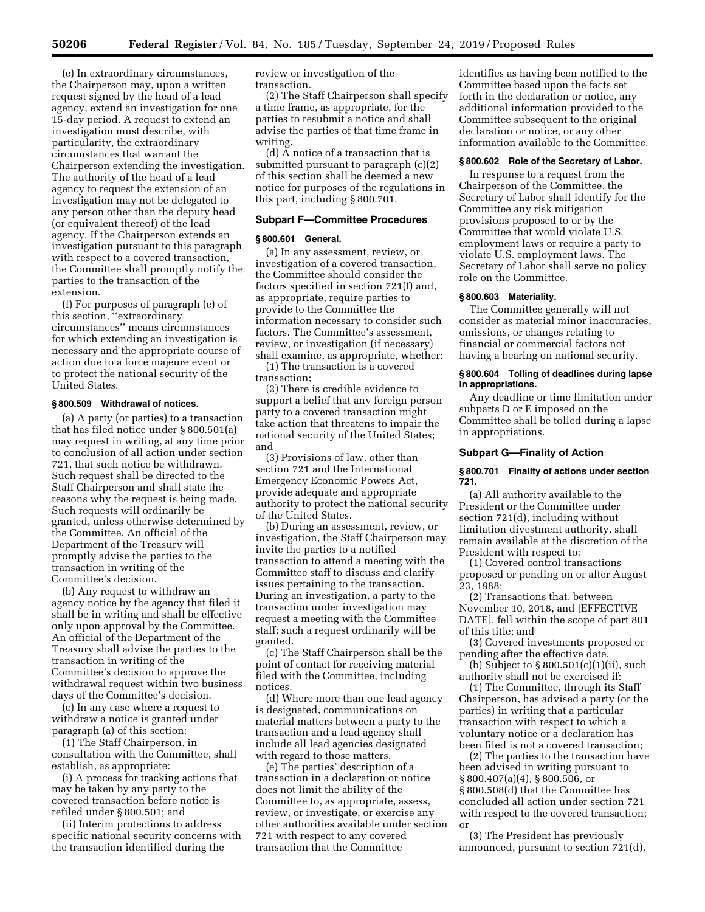(e) In extraordinary circumstances, the Chairperson may, upon a written request signed by the head of a lead agency, extend an investigation for one 15-day period. A request to extend an investigation must describe, with particularity, the extraordinary circumstances that warrant the Chairperson extending the investigation. The authority of the head of a lead agency to request the extension of an investigation may not be delegated to any person other than the deputy head (or equivalent thereof) of the lead agency. If the Chairperson extends an investigation pursuant to this paragraph with respect to a covered transaction, the Committee shall promptly notify the parties to the transaction of the extension.

(f) For purposes of paragraph (e) of this section, ''extraordinary circumstances'' means circumstances for which extending an investigation is necessary and the appropriate course of action due to a force majeure event or to protect the national security of the United States.

### § 800.509 Withdrawal of notices.

(a) A party (or parties) to a transaction that has filed notice under § 800.501(a) may request in writing, at any time prior to conclusion of all action under section 721, that such notice be withdrawn. Such request shall be directed to the Staff Chairperson and shall state the reasons why the request is being made. Such requests will ordinarily be granted, unless otherwise determined by the Committee. An official of the Department of the Treasury will promptly advise the parties to the transaction in writing of the Committee's decision.

(b) Any request to withdraw an agency notice by the agency that filed it shall be in writing and shall be effective only upon approval by the Committee. An official of the Department of the Treasury shall advise the parties to the transaction in writing of the Committee's decision to approve the withdrawal request within two business days of the Committee's decision.

(c) In any case where a request to withdraw a notice is granted under paragraph (a) of this section:

(1) The Staff Chairperson, in consultation with the Committee, shall establish, as appropriate:

(i) A process for tracking actions that may be taken by any party to the covered transaction before notice is refiled under § 800.501; and

(ii) Interim protections to address specific national security concerns with the transaction identified during the review or investigation of the transaction.

(2) The Staff Chairperson shall specify a time frame, as appropriate, for the parties to resubmit a notice and shall advise the parties of that time frame in writing.

(d) A notice of a transaction that is submitted pursuant to paragraph (c)(2) of this section shall be deemed a new notice for purposes of the regulations in this part, including § 800.701.

## Subpart F—Committee Procedures

### § 800.601 General.

(a) In any assessment, review, or investigation of a covered transaction, the Committee should consider the factors specified in section 721(f) and, as appropriate, require parties to provide to the Committee the information necessary to consider such factors. The Committee's assessment, review, or investigation (if necessary) shall examine, as appropriate, whether:

(1) The transaction is a covered transaction;

(2) There is credible evidence to support a belief that any foreign person party to a covered transaction might take action that threatens to impair the national security of the United States; and

(3) Provisions of law, other than section 721 and the International Emergency Economic Powers Act, provide adequate and appropriate authority to protect the national security of the United States.

(b) During an assessment, review, or investigation, the Staff Chairperson may invite the parties to a notified transaction to attend a meeting with the Committee staff to discuss and clarify issues pertaining to the transaction. During an investigation, a party to the transaction under investigation may request a meeting with the Committee staff; such a request ordinarily will be granted.

(c) The Staff Chairperson shall be the point of contact for receiving material filed with the Committee, including notices.

(d) Where more than one lead agency is designated, communications on material matters between a party to the transaction and a lead agency shall include all lead agencies designated with regard to those matters.

(e) The parties' description of a transaction in a declaration or notice does not limit the ability of the Committee to, as appropriate, assess, review, or investigate, or exercise any other authorities available under section 721 with respect to any covered transaction that the Committee identifies as having been notified to the Committee based upon the facts set forth in the declaration or notice, any additional information provided to the Committee subsequent to the original declaration or notice, or any other information available to the Committee.

### § 800.602 Role of the Secretary of Labor.

In response to a request from the Chairperson of the Committee, the Secretary of Labor shall identify for the Committee any risk mitigation provisions proposed to or by the Committee that would violate U.S. employment laws or require a party to violate U.S. employment laws. The Secretary of Labor shall serve no policy role on the Committee.

### § 800.603 Materiality.

The Committee generally will not consider as material minor inaccuracies, omissions, or changes relating to financial or commercial factors not having a bearing on national security.

### § 800.604 Tolling of deadlines during lapse in appropriations.

Any deadline or time limitation under subparts D or E imposed on the Committee shall be tolled during a lapse in appropriations.

## Subpart G—Finality of Action

### § 800.701 Finality of actions under section 721.

(a) All authority available to the President or the Committee under section 721(d), including without limitation divestment authority, shall remain available at the discretion of the President with respect to:

(1) Covered control transactions proposed or pending on or after August 23, 1988;

(2) Transactions that, between November 10, 2018, and [EFFECTIVE DATE], fell within the scope of part 801 of this title; and

(3) Covered investments proposed or pending after the effective date.

(b) Subject to § 800.501(c)(1)(ii), such authority shall not be exercised if:

(1) The Committee, through its Staff Chairperson, has advised a party (or the parties) in writing that a particular transaction with respect to which a voluntary notice or a declaration has been filed is not a covered transaction;

(2) The parties to the transaction have been advised in writing pursuant to § 800.407(a)(4), § 800.506, or § 800.508(d) that the Committee has concluded all action under section 721 with respect to the covered transaction; or

(3) The President has previously announced, pursuant to section 721(d),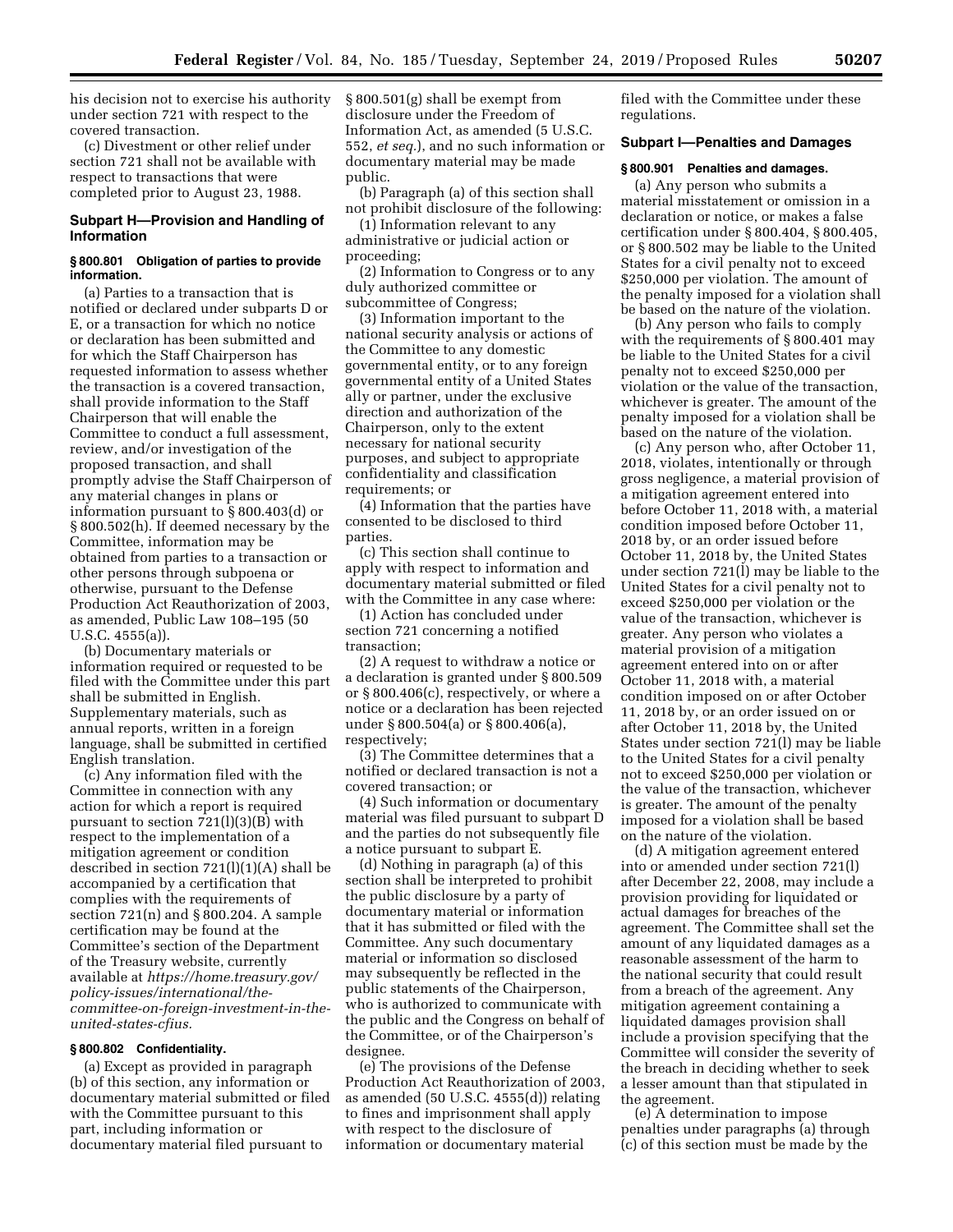his decision not to exercise his authority under section 721 with respect to the covered transaction.

(c) Divestment or other relief under section 721 shall not be available with respect to transactions that were completed prior to August 23, 1988.

## Subpart H—Provision and Handling of Information

### § 800.801 Obligation of parties to provide information.

(a) Parties to a transaction that is notified or declared under subparts D or E, or a transaction for which no notice or declaration has been submitted and for which the Staff Chairperson has requested information to assess whether the transaction is a covered transaction, shall provide information to the Staff Chairperson that will enable the Committee to conduct a full assessment, review, and/or investigation of the proposed transaction, and shall promptly advise the Staff Chairperson of any material changes in plans or information pursuant to § 800.403(d) or § 800.502(h). If deemed necessary by the Committee, information may be obtained from parties to a transaction or other persons through subpoena or otherwise, pursuant to the Defense Production Act Reauthorization of 2003, as amended, Public Law 108–195 (50 U.S.C. 4555(a)).

(b) Documentary materials or information required or requested to be filed with the Committee under this part shall be submitted in English. Supplementary materials, such as annual reports, written in a foreign language, shall be submitted in certified English translation.

(c) Any information filed with the Committee in connection with any action for which a report is required pursuant to section 721(l)(3)(B) with respect to the implementation of a mitigation agreement or condition described in section 721(l)(1)(A) shall be accompanied by a certification that complies with the requirements of section 721(n) and § 800.204. A sample certification may be found at the Committee's section of the Department of the Treasury website, currently available at *https://home.treasury.gov/policy-issues/international/the-committee-on-foreign-investment-in-the-united-states-cfius.*

### § 800.802 Confidentiality.

(a) Except as provided in paragraph (b) of this section, any information or documentary material submitted or filed with the Committee pursuant to this part, including information or documentary material filed pursuant to § 800.501(g) shall be exempt from disclosure under the Freedom of Information Act, as amended (5 U.S.C. 552, *et seq.*), and no such information or documentary material may be made public.

(b) Paragraph (a) of this section shall not prohibit disclosure of the following:

(1) Information relevant to any administrative or judicial action or proceeding;

(2) Information to Congress or to any duly authorized committee or subcommittee of Congress;

(3) Information important to the national security analysis or actions of the Committee to any domestic governmental entity, or to any foreign governmental entity of a United States ally or partner, under the exclusive direction and authorization of the Chairperson, only to the extent necessary for national security purposes, and subject to appropriate confidentiality and classification requirements; or

(4) Information that the parties have consented to be disclosed to third parties.

(c) This section shall continue to apply with respect to information and documentary material submitted or filed with the Committee in any case where:

(1) Action has concluded under section 721 concerning a notified transaction;

(2) A request to withdraw a notice or a declaration is granted under § 800.509 or § 800.406(c), respectively, or where a notice or a declaration has been rejected under § 800.504(a) or § 800.406(a), respectively;

(3) The Committee determines that a notified or declared transaction is not a covered transaction; or

(4) Such information or documentary material was filed pursuant to subpart D and the parties do not subsequently file a notice pursuant to subpart E.

(d) Nothing in paragraph (a) of this section shall be interpreted to prohibit the public disclosure by a party of documentary material or information that it has submitted or filed with the Committee. Any such documentary material or information so disclosed may subsequently be reflected in the public statements of the Chairperson, who is authorized to communicate with the public and the Congress on behalf of the Committee, or of the Chairperson's designee.

(e) The provisions of the Defense Production Act Reauthorization of 2003, as amended (50 U.S.C. 4555(d)) relating to fines and imprisonment shall apply with respect to the disclosure of information or documentary material filed with the Committee under these regulations.

## Subpart I—Penalties and Damages

### § 800.901 Penalties and damages.

(a) Any person who submits a material misstatement or omission in a declaration or notice, or makes a false certification under § 800.404, § 800.405, or § 800.502 may be liable to the United States for a civil penalty not to exceed $250,000 per violation. The amount of the penalty imposed for a violation shall be based on the nature of the violation.

(b) Any person who fails to comply with the requirements of § 800.401 may be liable to the United States for a civil penalty not to exceed $250,000 per violation or the value of the transaction, whichever is greater. The amount of the penalty imposed for a violation shall be based on the nature of the violation.

(c) Any person who, after October 11, 2018, violates, intentionally or through gross negligence, a material provision of a mitigation agreement entered into before October 11, 2018 with, a material condition imposed before October 11, 2018 by, or an order issued before October 11, 2018 by, the United States under section 721(l) may be liable to the United States for a civil penalty not to exceed $250,000 per violation or the value of the transaction, whichever is greater. Any person who violates a material provision of a mitigation agreement entered into on or after October 11, 2018 with, a material condition imposed on or after October 11, 2018 by, or an order issued on or after October 11, 2018 by, the United States under section 721(l) may be liable to the United States for a civil penalty not to exceed $250,000 per violation or the value of the transaction, whichever is greater. The amount of the penalty imposed for a violation shall be based on the nature of the violation.

(d) A mitigation agreement entered into or amended under section 721(l) after December 22, 2008, may include a provision providing for liquidated or actual damages for breaches of the agreement. The Committee shall set the amount of any liquidated damages as a reasonable assessment of the harm to the national security that could result from a breach of the agreement. Any mitigation agreement containing a liquidated damages provision shall include a provision specifying that the Committee will consider the severity of the breach in deciding whether to seek a lesser amount than that stipulated in the agreement.

(e) A determination to impose penalties under paragraphs (a) through (c) of this section must be made by the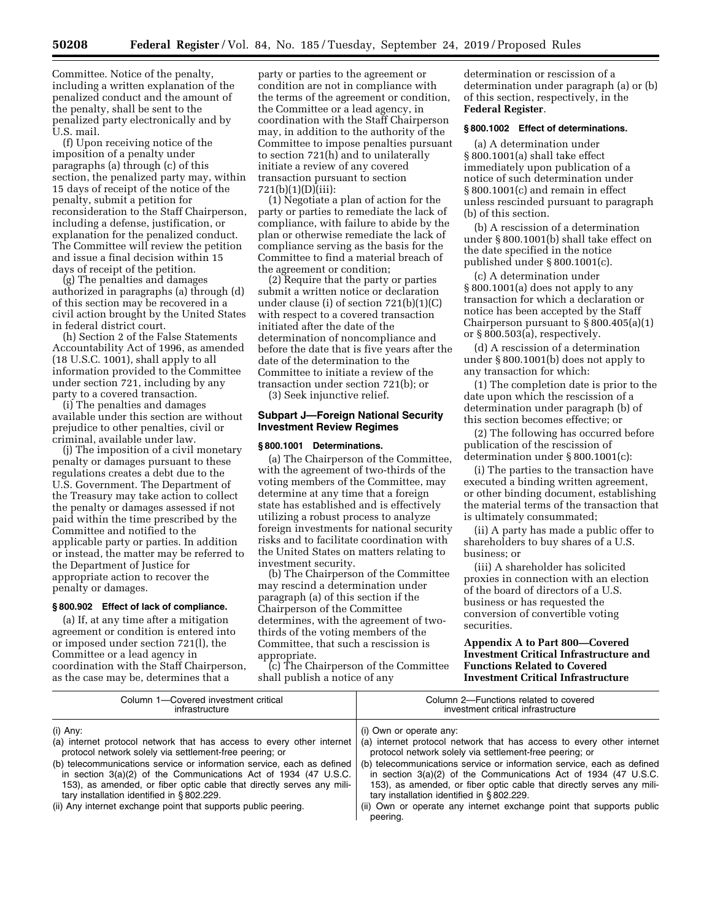Committee. Notice of the penalty, including a written explanation of the penalized conduct and the amount of the penalty, shall be sent to the penalized party electronically and by U.S. mail.

(f) Upon receiving notice of the imposition of a penalty under paragraphs (a) through (c) of this section, the penalized party may, within 15 days of receipt of the notice of the penalty, submit a petition for reconsideration to the Staff Chairperson, including a defense, justification, or explanation for the penalized conduct. The Committee will review the petition and issue a final decision within 15 days of receipt of the petition.

(g) The penalties and damages authorized in paragraphs (a) through (d) of this section may be recovered in a civil action brought by the United States in federal district court.

(h) Section 2 of the False Statements Accountability Act of 1996, as amended (18 U.S.C. 1001), shall apply to all information provided to the Committee under section 721, including by any party to a covered transaction.

(i) The penalties and damages available under this section are without prejudice to other penalties, civil or criminal, available under law.

(j) The imposition of a civil monetary penalty or damages pursuant to these regulations creates a debt due to the U.S. Government. The Department of the Treasury may take action to collect the penalty or damages assessed if not paid within the time prescribed by the Committee and notified to the applicable party or parties. In addition or instead, the matter may be referred to the Department of Justice for appropriate action to recover the penalty or damages.

### § 800.902 Effect of lack of compliance.

(a) If, at any time after a mitigation agreement or condition is entered into or imposed under section 721(l), the Committee or a lead agency in coordination with the Staff Chairperson, as the case may be, determines that a party or parties to the agreement or condition are not in compliance with the terms of the agreement or condition, the Committee or a lead agency, in coordination with the Staff Chairperson may, in addition to the authority of the Committee to impose penalties pursuant to section 721(h) and to unilaterally initiate a review of any covered transaction pursuant to section 721(b)(1)(D)(iii):

(1) Negotiate a plan of action for the party or parties to remediate the lack of compliance, with failure to abide by the plan or otherwise remediate the lack of compliance serving as the basis for the Committee to find a material breach of the agreement or condition;

(2) Require that the party or parties submit a written notice or declaration under clause (i) of section 721(b)(1)(C) with respect to a covered transaction initiated after the date of the determination of noncompliance and before the date that is five years after the date of the determination to the Committee to initiate a review of the transaction under section 721(b); or

(3) Seek injunctive relief.

## Subpart J—Foreign National Security Investment Review Regimes

### § 800.1001 Determinations.

(a) The Chairperson of the Committee, with the agreement of two-thirds of the voting members of the Committee, may determine at any time that a foreign state has established and is effectively utilizing a robust process to analyze foreign investments for national security risks and to facilitate coordination with the United States on matters relating to investment security.

(b) The Chairperson of the Committee may rescind a determination under paragraph (a) of this section if the Chairperson of the Committee determines, with the agreement of two-thirds of the voting members of the Committee, that such a rescission is appropriate.

(c) The Chairperson of the Committee shall publish a notice of any determination or rescission of a determination under paragraph (a) or (b) of this section, respectively, in the **Federal Register**.

### § 800.1002 Effect of determinations.

(a) A determination under § 800.1001(a) shall take effect immediately upon publication of a notice of such determination under § 800.1001(c) and remain in effect unless rescinded pursuant to paragraph (b) of this section.

(b) A rescission of a determination under § 800.1001(b) shall take effect on the date specified in the notice published under § 800.1001(c).

(c) A determination under § 800.1001(a) does not apply to any transaction for which a declaration or notice has been accepted by the Staff Chairperson pursuant to § 800.405(a)(1) or § 800.503(a), respectively.

(d) A rescission of a determination under § 800.1001(b) does not apply to any transaction for which:

(1) The completion date is prior to the date upon which the rescission of a determination under paragraph (b) of this section becomes effective; or

(2) The following has occurred before publication of the rescission of determination under § 800.1001(c):

(i) The parties to the transaction have executed a binding written agreement, or other binding document, establishing the material terms of the transaction that is ultimately consummated;

(ii) A party has made a public offer to shareholders to buy shares of a U.S. business; or

(iii) A shareholder has solicited proxies in connection with an election of the board of directors of a U.S. business or has requested the conversion of convertible voting securities.

## Appendix A to Part 800—Covered Investment Critical Infrastructure and Functions Related to Covered Investment Critical Infrastructure

| Column 1—Covered investment critical infrastructure | Column 2—Functions related to covered investment critical infrastructure |
|---|---|
| (i) Any:<br>(a) internet protocol network that has access to every other internet protocol network solely via settlement-free peering; or<br>(b) telecommunications service or information service, each as defined in section 3(a)(2) of the Communications Act of 1934 (47 U.S.C. 153), as amended, or fiber optic cable that directly serves any military installation identified in § 802.229. | (i) Own or operate any:<br>(a) internet protocol network that has access to every other internet protocol network solely via settlement-free peering; or<br>(b) telecommunications service or information service, each as defined in section 3(a)(2) of the Communications Act of 1934 (47 U.S.C. 153), as amended, or fiber optic cable that directly serves any military installation identified in § 802.229. |
| (ii) Any internet exchange point that supports public peering. | (ii) Own or operate any internet exchange point that supports public peering. |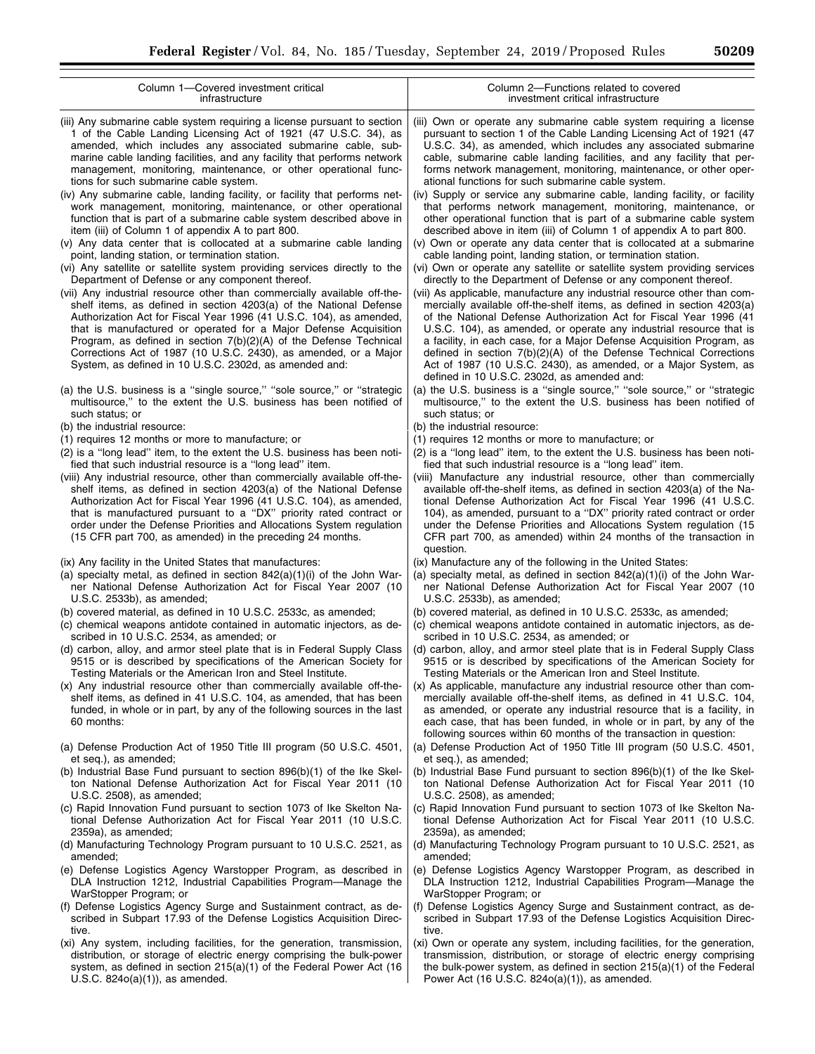| Column 1—Covered investment critical infrastructure | Column 2—Functions related to covered investment critical infrastructure |
|---|---|
| (iii) Any submarine cable system requiring a license pursuant to section 1 of the Cable Landing Licensing Act of 1921 (47 U.S.C. 34), as amended, which includes any associated submarine cable, submarine cable landing facilities, and any facility that performs network management, monitoring, maintenance, or other operational functions for such submarine cable system. | (iii) Own or operate any submarine cable system requiring a license pursuant to section 1 of the Cable Landing Licensing Act of 1921 (47 U.S.C. 34), as amended, which includes any associated submarine cable, submarine cable landing facilities, and any facility that performs network management, monitoring, maintenance, or other operational functions for such submarine cable system. |
| (iv) Any submarine cable, landing facility, or facility that performs network management, monitoring, maintenance, or other operational function that is part of a submarine cable system described above in item (iii) of Column 1 of appendix A to part 800. | (iv) Supply or service any submarine cable, landing facility, or facility that performs network management, monitoring, maintenance, or other operational function that is part of a submarine cable system described above in item (iii) of Column 1 of appendix A to part 800. |
| (v) Any data center that is collocated at a submarine cable landing point, landing station, or termination station. | (v) Own or operate any data center that is collocated at a submarine cable landing point, landing station, or termination station. |
| (vi) Any satellite or satellite system providing services directly to the Department of Defense or any component thereof. | (vi) Own or operate any satellite or satellite system providing services directly to the Department of Defense or any component thereof. |
| (vii) Any industrial resource other than commercially available off-the-shelf items, as defined in section 4203(a) of the National Defense Authorization Act for Fiscal Year 1996 (41 U.S.C. 104), as amended, that is manufactured or operated for a Major Defense Acquisition Program, as defined in section 7(b)(2)(A) of the Defense Technical Corrections Act of 1987 (10 U.S.C. 2430), as amended, or a Major System, as defined in 10 U.S.C. 2302d, as amended and: | (vii) As applicable, manufacture any industrial resource other than commercially available off-the-shelf items, as defined in section 4203(a) of the National Defense Authorization Act for Fiscal Year 1996 (41 U.S.C. 104), as amended, or operate any industrial resource that is a facility, in each case, for a Major Defense Acquisition Program, as defined in section 7(b)(2)(A) of the Defense Technical Corrections Act of 1987 (10 U.S.C. 2430), as amended, or a Major System, as defined in 10 U.S.C. 2302d, as amended and: |
| (a) the U.S. business is a "single source," "sole source," or "strategic multisource," to the extent the U.S. business has been notified of such status; or | (a) the U.S. business is a "single source," "sole source," or "strategic multisource," to the extent the U.S. business has been notified of such status; or |
| (b) the industrial resource: | (b) the industrial resource: |
| (1) requires 12 months or more to manufacture; or | (1) requires 12 months or more to manufacture; or |
| (2) is a "long lead" item, to the extent the U.S. business has been notified that such industrial resource is a "long lead" item. | (2) is a "long lead" item, to the extent the U.S. business has been notified that such industrial resource is a "long lead" item. |
| (viii) Any industrial resource, other than commercially available off-the-shelf items, as defined in section 4203(a) of the National Defense Authorization Act for Fiscal Year 1996 (41 U.S.C. 104), as amended, that is manufactured pursuant to a "DX" priority rated contract or order under the Defense Priorities and Allocations System regulation (15 CFR part 700, as amended) in the preceding 24 months. | (viii) Manufacture any industrial resource, other than commercially available off-the-shelf items, as defined in section 4203(a) of the National Defense Authorization Act for Fiscal Year 1996 (41 U.S.C. 104), as amended, pursuant to a "DX" priority rated contract or order under the Defense Priorities and Allocations System regulation (15 CFR part 700, as amended) within 24 months of the transaction in question. |
| (ix) Any facility in the United States that manufactures: | (ix) Manufacture any of the following in the United States: |
| (a) specialty metal, as defined in section 842(a)(1)(i) of the John Warner National Defense Authorization Act for Fiscal Year 2007 (10 U.S.C. 2533b), as amended; | (a) specialty metal, as defined in section 842(a)(1)(i) of the John Warner National Defense Authorization Act for Fiscal Year 2007 (10 U.S.C. 2533b), as amended; |
| (b) covered material, as defined in 10 U.S.C. 2533c, as amended; | (b) covered material, as defined in 10 U.S.C. 2533c, as amended; |
| (c) chemical weapons antidote contained in automatic injectors, as described in 10 U.S.C. 2534, as amended; or | (c) chemical weapons antidote contained in automatic injectors, as described in 10 U.S.C. 2534, as amended; or |
| (d) carbon, alloy, and armor steel plate that is in Federal Supply Class 9515 or is described by specifications of the American Society for Testing Materials or the American Iron and Steel Institute. | (d) carbon, alloy, and armor steel plate that is in Federal Supply Class 9515 or is described by specifications of the American Society for Testing Materials or the American Iron and Steel Institute. |
| (x) Any industrial resource other than commercially available off-the-shelf items, as defined in 41 U.S.C. 104, as amended, that has been funded, in whole or in part, by any of the following sources in the last 60 months: | (x) As applicable, manufacture any industrial resource other than commercially available off-the-shelf items, as defined in 41 U.S.C. 104, as amended, or operate any industrial resource that is a facility, in each case, that has been funded, in whole or in part, by any of the following sources within 60 months of the transaction in question: |
| (a) Defense Production Act of 1950 Title III program (50 U.S.C. 4501, et seq.), as amended; | (a) Defense Production Act of 1950 Title III program (50 U.S.C. 4501, et seq.), as amended; |
| (b) Industrial Base Fund pursuant to section 896(b)(1) of the Ike Skelton National Defense Authorization Act for Fiscal Year 2011 (10 U.S.C. 2508), as amended; | (b) Industrial Base Fund pursuant to section 896(b)(1) of the Ike Skelton National Defense Authorization Act for Fiscal Year 2011 (10 U.S.C. 2508), as amended; |
| (c) Rapid Innovation Fund pursuant to section 1073 of Ike Skelton National Defense Authorization Act for Fiscal Year 2011 (10 U.S.C. 2359a), as amended; | (c) Rapid Innovation Fund pursuant to section 1073 of Ike Skelton National Defense Authorization Act for Fiscal Year 2011 (10 U.S.C. 2359a), as amended; |
| (d) Manufacturing Technology Program pursuant to 10 U.S.C. 2521, as amended; | (d) Manufacturing Technology Program pursuant to 10 U.S.C. 2521, as amended; |
| (e) Defense Logistics Agency Warstopper Program, as described in DLA Instruction 1212, Industrial Capabilities Program—Manage the WarStopper Program; or | (e) Defense Logistics Agency Warstopper Program, as described in DLA Instruction 1212, Industrial Capabilities Program—Manage the WarStopper Program; or |
| (f) Defense Logistics Agency Surge and Sustainment contract, as described in Subpart 17.93 of the Defense Logistics Acquisition Directive. | (f) Defense Logistics Agency Surge and Sustainment contract, as described in Subpart 17.93 of the Defense Logistics Acquisition Directive. |
| (xi) Any system, including facilities, for the generation, transmission, distribution, or storage of electric energy comprising the bulk-power system, as defined in section 215(a)(1) of the Federal Power Act (16 U.S.C. 824o(a)(1)), as amended. | (xi) Own or operate any system, including facilities, for the generation, transmission, distribution, or storage of electric energy comprising the bulk-power system, as defined in section 215(a)(1) of the Federal Power Act (16 U.S.C. 824o(a)(1)), as amended. |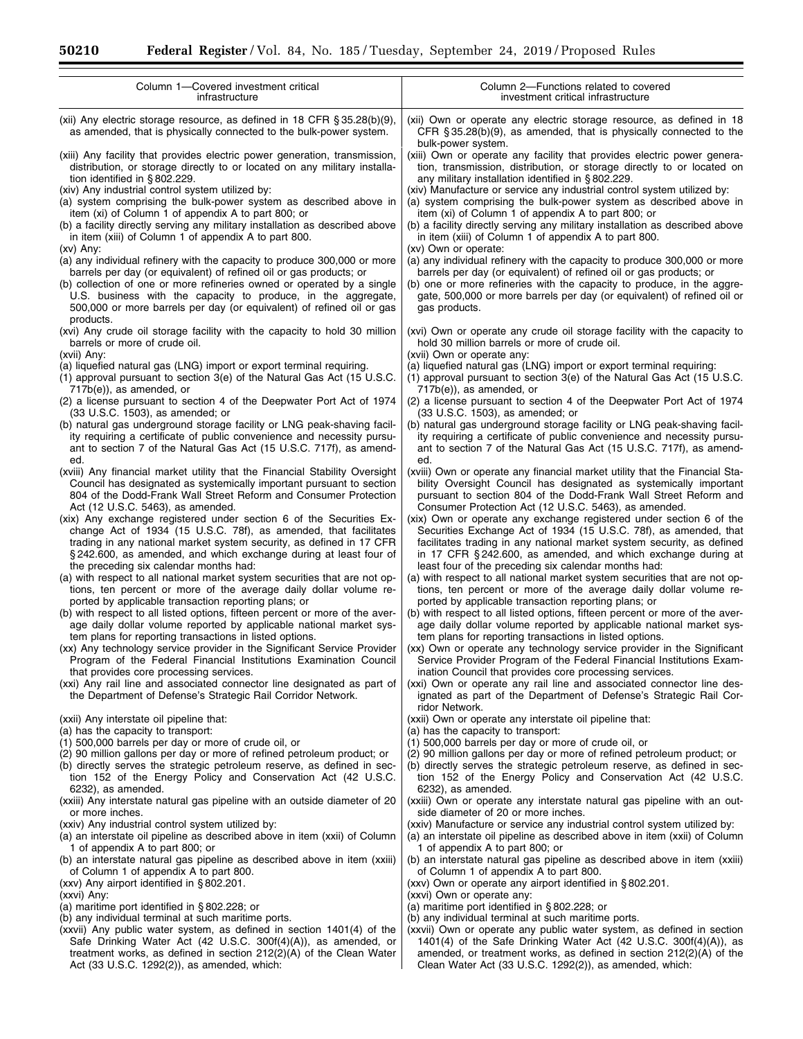| Column 1—Covered investment critical infrastructure | Column 2—Functions related to covered investment critical infrastructure |
| --- | --- |
| (xii) Any electric storage resource, as defined in 18 CFR § 35.28(b)(9), as amended, that is physically connected to the bulk-power system. | (xii) Own or operate any electric storage resource, as defined in 18 CFR § 35.28(b)(9), as amended, that is physically connected to the bulk-power system. |
| (xiii) Any facility that provides electric power generation, transmission, distribution, or storage directly to or located on any military installation identified in § 802.229. | (xiii) Own or operate any facility that provides electric power generation, transmission, distribution, or storage directly to or located on any military installation identified in § 802.229. |
| (xiv) Any industrial control system utilized by:<br>(a) system comprising the bulk-power system as described above in item (xi) of Column 1 of appendix A to part 800; or<br>(b) a facility directly serving any military installation as described above in item (xiii) of Column 1 of appendix A to part 800. | (xiv) Manufacture or service any industrial control system utilized by:<br>(a) system comprising the bulk-power system as described above in item (xi) of Column 1 of appendix A to part 800; or<br>(b) a facility directly serving any military installation as described above in item (xiii) of Column 1 of appendix A to part 800. |
| (xv) Any:<br>(a) any individual refinery with the capacity to produce 300,000 or more barrels per day (or equivalent) of refined oil or gas products; or<br>(b) collection of one or more refineries owned or operated by a single U.S. business with the capacity to produce, in the aggregate, 500,000 or more barrels per day (or equivalent) of refined oil or gas products. | (xv) Own or operate:<br>(a) any individual refinery with the capacity to produce 300,000 or more barrels per day (or equivalent) of refined oil or gas products; or<br>(b) one or more refineries with the capacity to produce, in the aggregate, 500,000 or more barrels per day (or equivalent) of refined oil or gas products. |
| (xvi) Any crude oil storage facility with the capacity to hold 30 million barrels or more of crude oil. | (xvi) Own or operate any crude oil storage facility with the capacity to hold 30 million barrels or more of crude oil. |
| (xvii) Any:<br>(a) liquefied natural gas (LNG) import or export terminal requiring.<br>(1) approval pursuant to section 3(e) of the Natural Gas Act (15 U.S.C. 717b(e)), as amended, or<br>(2) a license pursuant to section 4 of the Deepwater Port Act of 1974 (33 U.S.C. 1503), as amended; or<br>(b) natural gas underground storage facility or LNG peak-shaving facility requiring a certificate of public convenience and necessity pursuant to section 7 of the Natural Gas Act (15 U.S.C. 717f), as amended. | (xvii) Own or operate any:<br>(a) liquefied natural gas (LNG) import or export terminal requiring:<br>(1) approval pursuant to section 3(e) of the Natural Gas Act (15 U.S.C. 717b(e)), as amended, or<br>(2) a license pursuant to section 4 of the Deepwater Port Act of 1974 (33 U.S.C. 1503), as amended; or<br>(b) natural gas underground storage facility or LNG peak-shaving facility requiring a certificate of public convenience and necessity pursuant to section 7 of the Natural Gas Act (15 U.S.C. 717f), as amended. |
| (xviii) Any financial market utility that the Financial Stability Oversight Council has designated as systemically important pursuant to section 804 of the Dodd-Frank Wall Street Reform and Consumer Protection Act (12 U.S.C. 5463), as amended. | (xviii) Own or operate any financial market utility that the Financial Stability Oversight Council has designated as systemically important pursuant to section 804 of the Dodd-Frank Wall Street Reform and Consumer Protection Act (12 U.S.C. 5463), as amended. |
| (xix) Any exchange registered under section 6 of the Securities Exchange Act of 1934 (15 U.S.C. 78f), as amended, that facilitates trading in any national market system security, as defined in 17 CFR § 242.600, as amended, and which exchange during at least four of the preceding six calendar months had:<br>(a) with respect to all national market system securities that are not options, ten percent or more of the average daily dollar volume reported by applicable transaction reporting plans; or<br>(b) with respect to all listed options, fifteen percent or more of the average daily dollar volume reported by applicable national market system plans for reporting transactions in listed options. | (xix) Own or operate any exchange registered under section 6 of the Securities Exchange Act of 1934 (15 U.S.C. 78f), as amended, that facilitates trading in any national market system security, as defined in 17 CFR § 242.600, as amended, and which exchange during at least four of the preceding six calendar months had:<br>(a) with respect to all national market system securities that are not options, ten percent or more of the average daily dollar volume reported by applicable transaction reporting plans; or<br>(b) with respect to all listed options, fifteen percent or more of the average daily dollar volume reported by applicable national market system plans for reporting transactions in listed options. |
| (xx) Any technology service provider in the Significant Service Provider Program of the Federal Financial Institutions Examination Council that provides core processing services. | (xx) Own or operate any technology service provider in the Significant Service Provider Program of the Federal Financial Institutions Examination Council that provides core processing services. |
| (xxi) Any rail line and associated connector line designated as part of the Department of Defense's Strategic Rail Corridor Network. | (xxi) Own or operate any rail line and associated connector line designated as part of the Department of Defense's Strategic Rail Corridor Network. |
| (xxii) Any interstate oil pipeline that:<br>(a) has the capacity to transport:<br>(1) 500,000 barrels per day or more of crude oil, or<br>(2) 90 million gallons per day or more of refined petroleum product; or<br>(b) directly serves the strategic petroleum reserve, as defined in section 152 of the Energy Policy and Conservation Act (42 U.S.C. 6232), as amended. | (xxii) Own or operate any interstate oil pipeline that:<br>(a) has the capacity to transport:<br>(1) 500,000 barrels per day or more of crude oil, or<br>(2) 90 million gallons per day or more of refined petroleum product; or<br>(b) directly serves the strategic petroleum reserve, as defined in section 152 of the Energy Policy and Conservation Act (42 U.S.C. 6232), as amended. |
| (xxiii) Any interstate natural gas pipeline with an outside diameter of 20 or more inches. | (xxiii) Own or operate any interstate natural gas pipeline with an outside diameter of 20 or more inches. |
| (xxiv) Any industrial control system utilized by:<br>(a) an interstate oil pipeline as described above in item (xxii) of Column 1 of appendix A to part 800; or<br>(b) an interstate natural gas pipeline as described above in item (xxiii) of Column 1 of appendix A to part 800. | (xxiv) Manufacture or service any industrial control system utilized by:<br>(a) an interstate oil pipeline as described above in item (xxii) of Column 1 of appendix A to part 800; or<br>(b) an interstate natural gas pipeline as described above in item (xxiii) of Column 1 of appendix A to part 800. |
| (xxv) Any airport identified in § 802.201. | (xxv) Own or operate any airport identified in § 802.201. |
| (xxvi) Any:<br>(a) maritime port identified in § 802.228; or<br>(b) any individual terminal at such maritime ports. | (xxvi) Own or operate any:<br>(a) maritime port identified in § 802.228; or<br>(b) any individual terminal at such maritime ports. |
| (xxvii) Any public water system, as defined in section 1401(4) of the Safe Drinking Water Act (42 U.S.C. 300f(4)(A)), as amended, or treatment works, as defined in section 212(2)(A) of the Clean Water Act (33 U.S.C. 1292(2)), as amended, which: | (xxvii) Own or operate any public water system, as defined in section 1401(4) of the Safe Drinking Water Act (42 U.S.C. 300f(4)(A)), as amended, or treatment works, as defined in section 212(2)(A) of the Clean Water Act (33 U.S.C. 1292(2)), as amended, which: |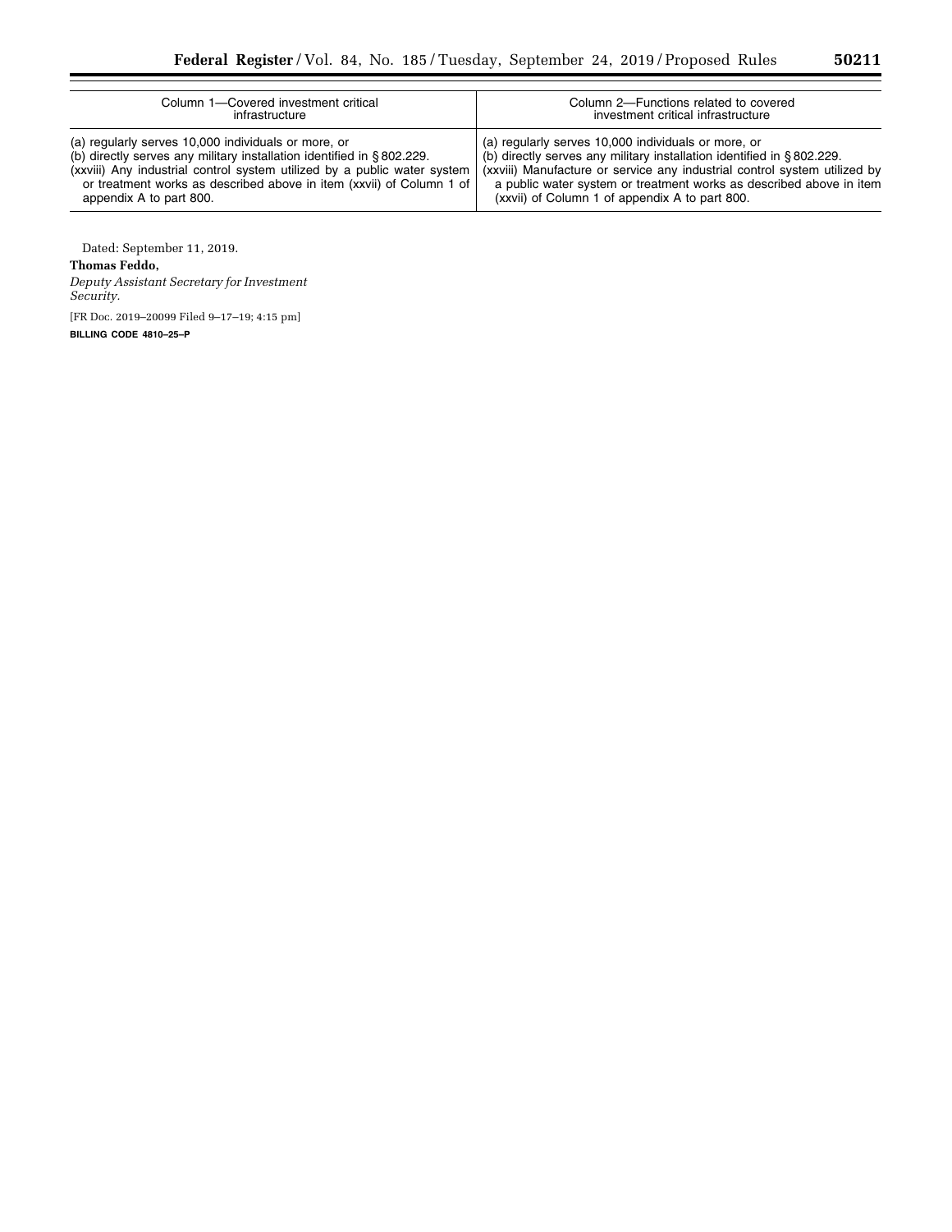| Column 1—Covered investment critical infrastructure | Column 2—Functions related to covered investment critical infrastructure |
|---|---|
| (a) regularly serves 10,000 individuals or more, or<br>(b) directly serves any military installation identified in § 802.229. | (a) regularly serves 10,000 individuals or more, or<br>(b) directly serves any military installation identified in § 802.229. |
| (xxviii) Any industrial control system utilized by a public water system or treatment works as described above in item (xxvii) of Column 1 of appendix A to part 800. | (xxviii) Manufacture or service any industrial control system utilized by a public water system or treatment works as described above in item (xxvii) of Column 1 of appendix A to part 800. |

Dated: September 11, 2019.

**Thomas Feddo,**

*Deputy Assistant Secretary for Investment Security.*

[FR Doc. 2019–20099 Filed 9–17–19; 4:15 pm]

**BILLING CODE 4810–25–P**